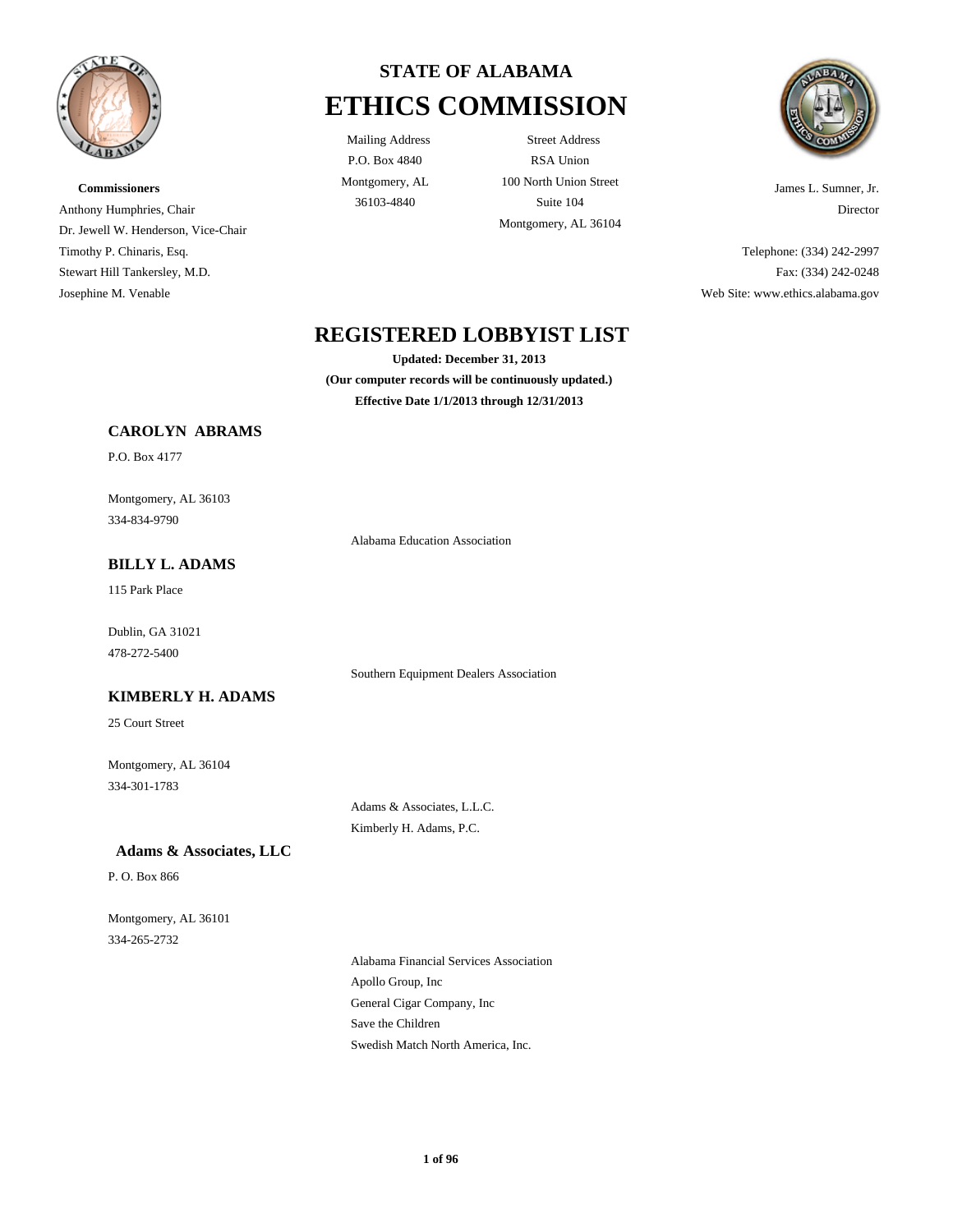# STATE OF ALABAMA
# ETHICS COMMISSION

Mailing Address
P.O. Box 4840
Montgomery, AL
36103-4840

Street Address
RSA Union
100 North Union Street
Suite 104
Montgomery, AL 36104

**Commissioners**
Anthony Humphries, Chair
Dr. Jewell W. Henderson, Vice-Chair
Timothy P. Chinaris, Esq.
Stewart Hill Tankersley, M.D.
Josephine M. Venable

James L. Sumner, Jr.
Director

Telephone: (334) 242-2997
Fax: (334) 242-0248
Web Site: www.ethics.alabama.gov

## REGISTERED LOBBYIST LIST

**Updated: December 31, 2013**
**(Our computer records will be continuously updated.)**
**Effective Date 1/1/2013 through 12/31/2013**

### CAROLYN ABRAMS

P.O. Box 4177

Montgomery, AL 36103
334-834-9790

Alabama Education Association

### BILLY L. ADAMS

115 Park Place

Dublin, GA 31021
478-272-5400

Southern Equipment Dealers Association

### KIMBERLY H. ADAMS

25 Court Street

Montgomery, AL 36104
334-301-1783

Adams & Associates, L.L.C.
Kimberly H. Adams, P.C.

### Adams & Associates, LLC

P. O. Box 866

Montgomery, AL 36101
334-265-2732

Alabama Financial Services Association
Apollo Group, Inc
General Cigar Company, Inc
Save the Children
Swedish Match North America, Inc.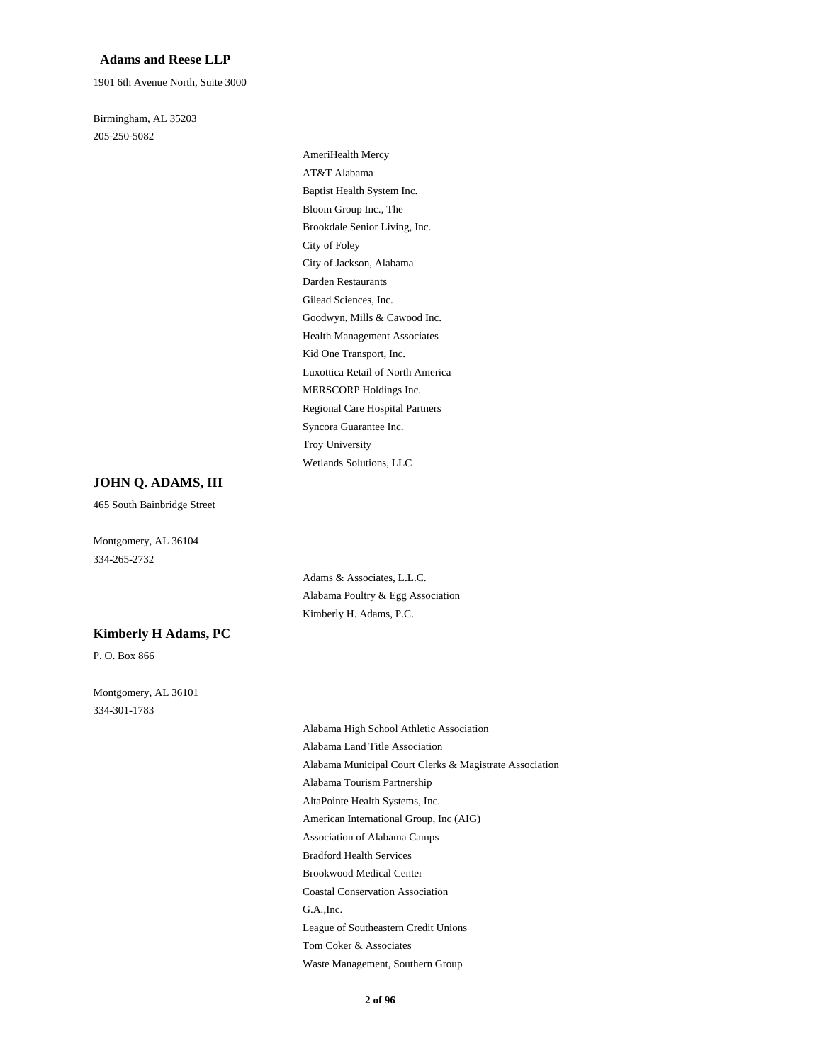**Adams and Reese LLP**

1901 6th Avenue North, Suite 3000

Birmingham, AL 35203
205-250-5082

- AmeriHealth Mercy
- AT&T Alabama
- Baptist Health System Inc.
- Bloom Group Inc., The
- Brookdale Senior Living, Inc.
- City of Foley
- City of Jackson, Alabama
- Darden Restaurants
- Gilead Sciences, Inc.
- Goodwyn, Mills & Cawood Inc.
- Health Management Associates
- Kid One Transport, Inc.
- Luxottica Retail of North America
- MERSCORP Holdings Inc.
- Regional Care Hospital Partners
- Syncora Guarantee Inc.
- Troy University
- Wetlands Solutions, LLC

**JOHN Q. ADAMS, III**

465 South Bainbridge Street

Montgomery, AL 36104
334-265-2732

- Adams & Associates, L.L.C.
- Alabama Poultry & Egg Association
- Kimberly H. Adams, P.C.

**Kimberly H Adams, PC**

P. O. Box 866

Montgomery, AL 36101
334-301-1783

- Alabama High School Athletic Association
- Alabama Land Title Association
- Alabama Municipal Court Clerks & Magistrate Association
- Alabama Tourism Partnership
- AltaPointe Health Systems, Inc.
- American International Group, Inc (AIG)
- Association of Alabama Camps
- Bradford Health Services
- Brookwood Medical Center
- Coastal Conservation Association
- G.A.,Inc.
- League of Southeastern Credit Unions
- Tom Coker & Associates
- Waste Management, Southern Group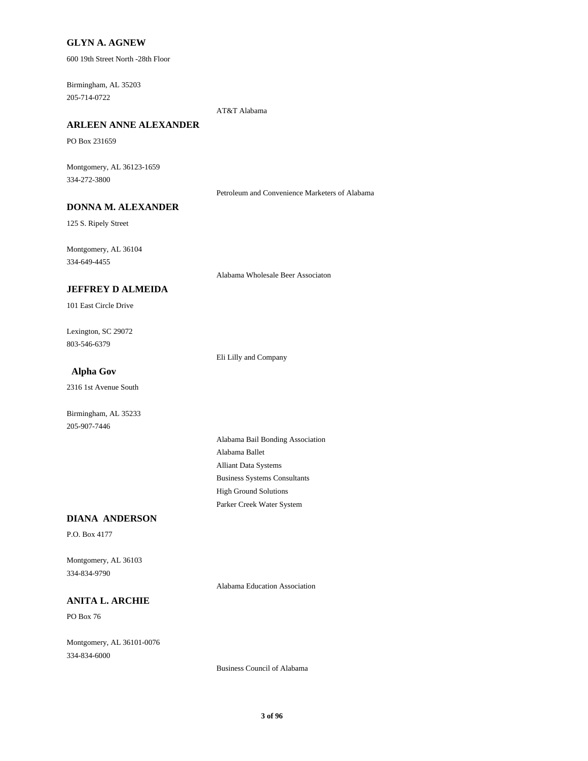**GLYN A. AGNEW**

600 19th Street North -28th Floor

Birmingham, AL 35203
205-714-0722

AT&T Alabama

**ARLEEN ANNE ALEXANDER**

PO Box 231659

Montgomery, AL 36123-1659
334-272-3800

Petroleum and Convenience Marketers of Alabama

**DONNA M. ALEXANDER**

125 S. Ripely Street

Montgomery, AL 36104
334-649-4455

Alabama Wholesale Beer Associaton

**JEFFREY D ALMEIDA**

101 East Circle Drive

Lexington, SC 29072
803-546-6379

Eli Lilly and Company

**Alpha Gov**

2316 1st Avenue South

Birmingham, AL 35233
205-907-7446

Alabama Bail Bonding Association
Alabama Ballet
Alliant Data Systems
Business Systems Consultants
High Ground Solutions
Parker Creek Water System

**DIANA ANDERSON**

P.O. Box 4177

Montgomery, AL 36103
334-834-9790

Alabama Education Association

**ANITA L. ARCHIE**

PO Box 76

Montgomery, AL 36101-0076
334-834-6000

Business Council of Alabama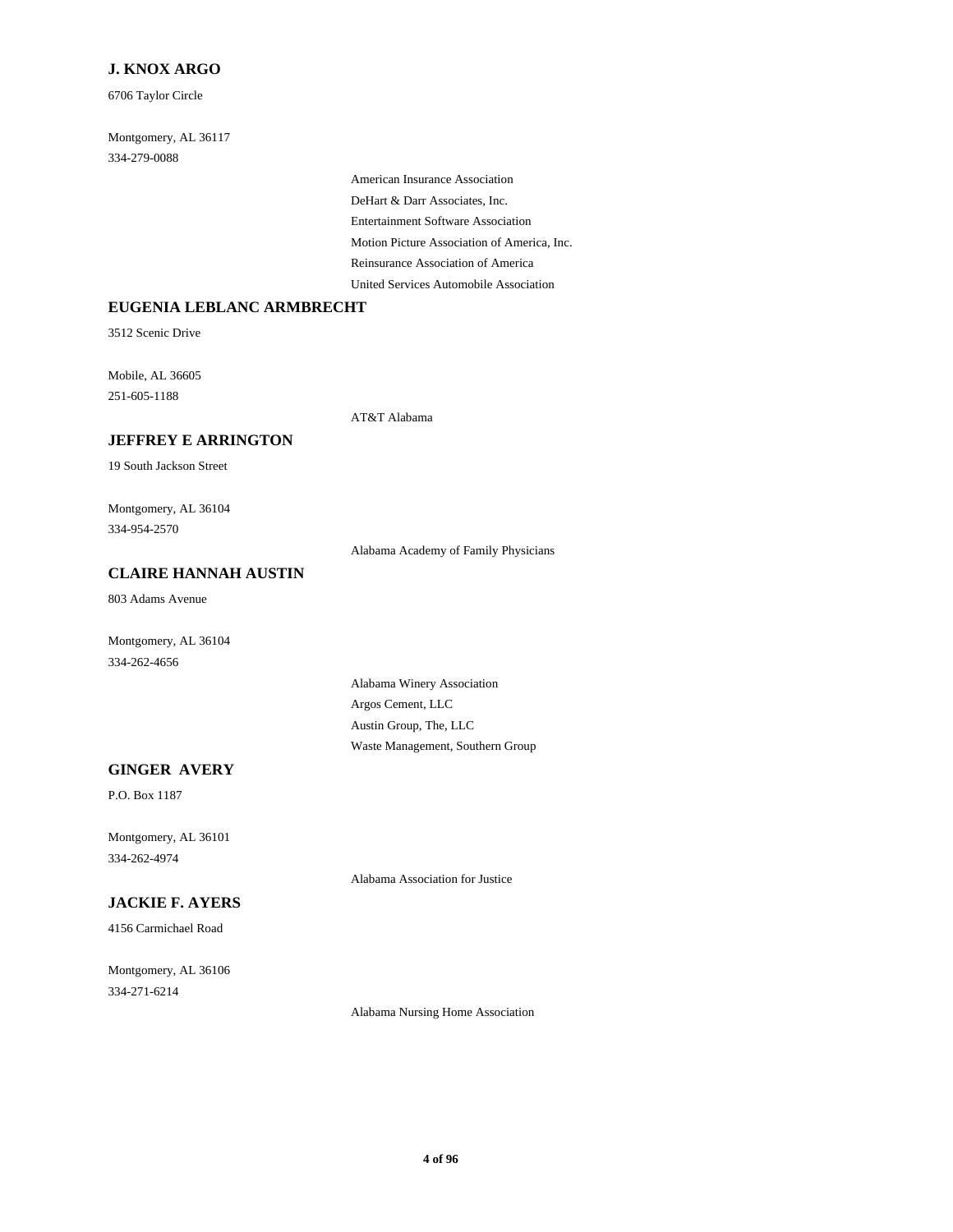**J. KNOX ARGO**

6706 Taylor Circle

Montgomery, AL 36117

334-279-0088

American Insurance Association

DeHart & Darr Associates, Inc.

Entertainment Software Association

Motion Picture Association of America, Inc.

Reinsurance Association of America

United Services Automobile Association

**EUGENIA LEBLANC ARMBRECHT**

3512 Scenic Drive

Mobile, AL 36605

251-605-1188

AT&T Alabama

**JEFFREY E ARRINGTON**

19 South Jackson Street

Montgomery, AL 36104

334-954-2570

Alabama Academy of Family Physicians

**CLAIRE HANNAH AUSTIN**

803 Adams Avenue

Montgomery, AL 36104

334-262-4656

Alabama Winery Association

Argos Cement, LLC

Austin Group, The, LLC

Waste Management, Southern Group

**GINGER AVERY**

P.O. Box 1187

Montgomery, AL 36101

334-262-4974

Alabama Association for Justice

**JACKIE F. AYERS**

4156 Carmichael Road

Montgomery, AL 36106

334-271-6214

Alabama Nursing Home Association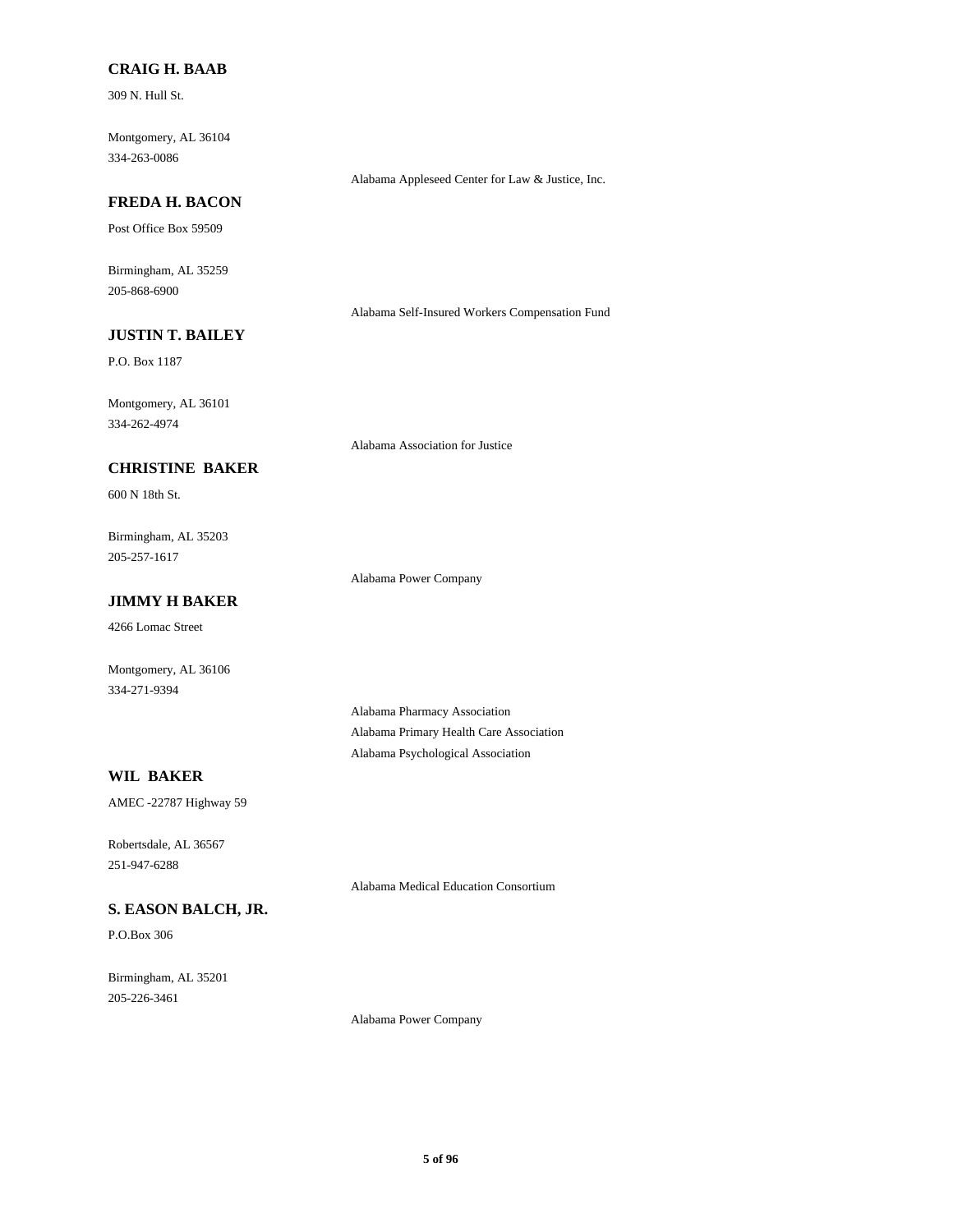**CRAIG H. BAAB**

309 N. Hull St.

Montgomery, AL 36104

334-263-0086

Alabama Appleseed Center for Law & Justice, Inc.

**FREDA H. BACON**

Post Office Box 59509

Birmingham, AL 35259

205-868-6900

Alabama Self-Insured Workers Compensation Fund

**JUSTIN T. BAILEY**

P.O. Box 1187

Montgomery, AL 36101

334-262-4974

Alabama Association for Justice

**CHRISTINE BAKER**

600 N 18th St.

Birmingham, AL 35203

205-257-1617

Alabama Power Company

**JIMMY H BAKER**

4266 Lomac Street

Montgomery, AL 36106

334-271-9394

Alabama Pharmacy Association

Alabama Primary Health Care Association

Alabama Psychological Association

**WIL BAKER**

AMEC -22787 Highway 59

Robertsdale, AL 36567

251-947-6288

Alabama Medical Education Consortium

**S. EASON BALCH, JR.**

P.O.Box 306

Birmingham, AL 35201

205-226-3461

Alabama Power Company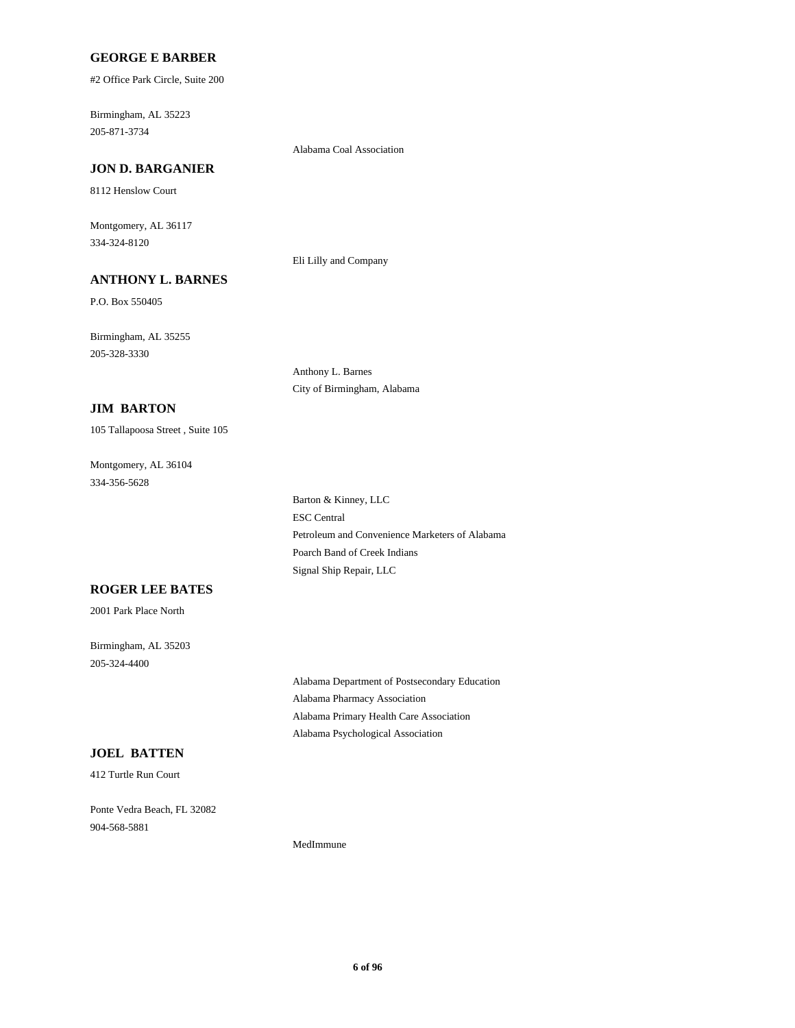**GEORGE E BARBER**

#2 Office Park Circle, Suite 200

Birmingham, AL 35223
205-871-3734

Alabama Coal Association

**JON D. BARGANIER**

8112 Henslow Court

Montgomery, AL 36117
334-324-8120

Eli Lilly and Company

**ANTHONY L. BARNES**

P.O. Box 550405

Birmingham, AL 35255
205-328-3330

Anthony L. Barnes
City of Birmingham, Alabama

**JIM BARTON**

105 Tallapoosa Street , Suite 105

Montgomery, AL 36104
334-356-5628

Barton & Kinney, LLC
ESC Central
Petroleum and Convenience Marketers of Alabama
Poarch Band of Creek Indians
Signal Ship Repair, LLC

**ROGER LEE BATES**

2001 Park Place North

Birmingham, AL 35203
205-324-4400

Alabama Department of Postsecondary Education
Alabama Pharmacy Association
Alabama Primary Health Care Association
Alabama Psychological Association

**JOEL BATTEN**

412 Turtle Run Court

Ponte Vedra Beach, FL 32082
904-568-5881

MedImmune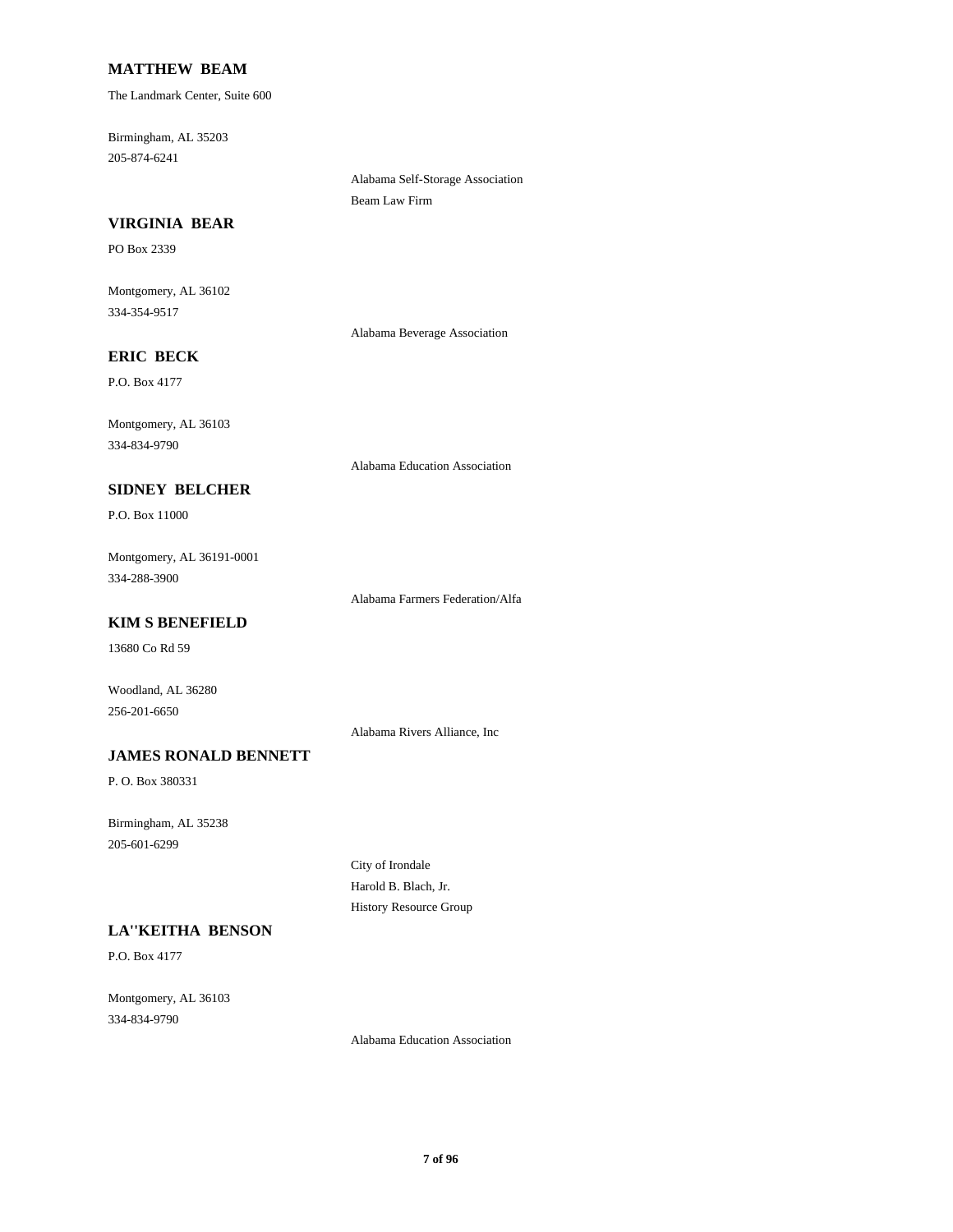**MATTHEW BEAM**

The Landmark Center, Suite 600

Birmingham, AL 35203
205-874-6241

Alabama Self-Storage Association
Beam Law Firm

**VIRGINIA BEAR**

PO Box 2339

Montgomery, AL 36102
334-354-9517

Alabama Beverage Association

**ERIC BECK**

P.O. Box 4177

Montgomery, AL 36103
334-834-9790

Alabama Education Association

**SIDNEY BELCHER**

P.O. Box 11000

Montgomery, AL 36191-0001
334-288-3900

Alabama Farmers Federation/Alfa

**KIM S BENEFIELD**

13680 Co Rd 59

Woodland, AL 36280
256-201-6650

Alabama Rivers Alliance, Inc

**JAMES RONALD BENNETT**

P. O. Box 380331

Birmingham, AL 35238
205-601-6299

City of Irondale
Harold B. Blach, Jr.
History Resource Group

**LA''KEITHA BENSON**

P.O. Box 4177

Montgomery, AL 36103
334-834-9790

Alabama Education Association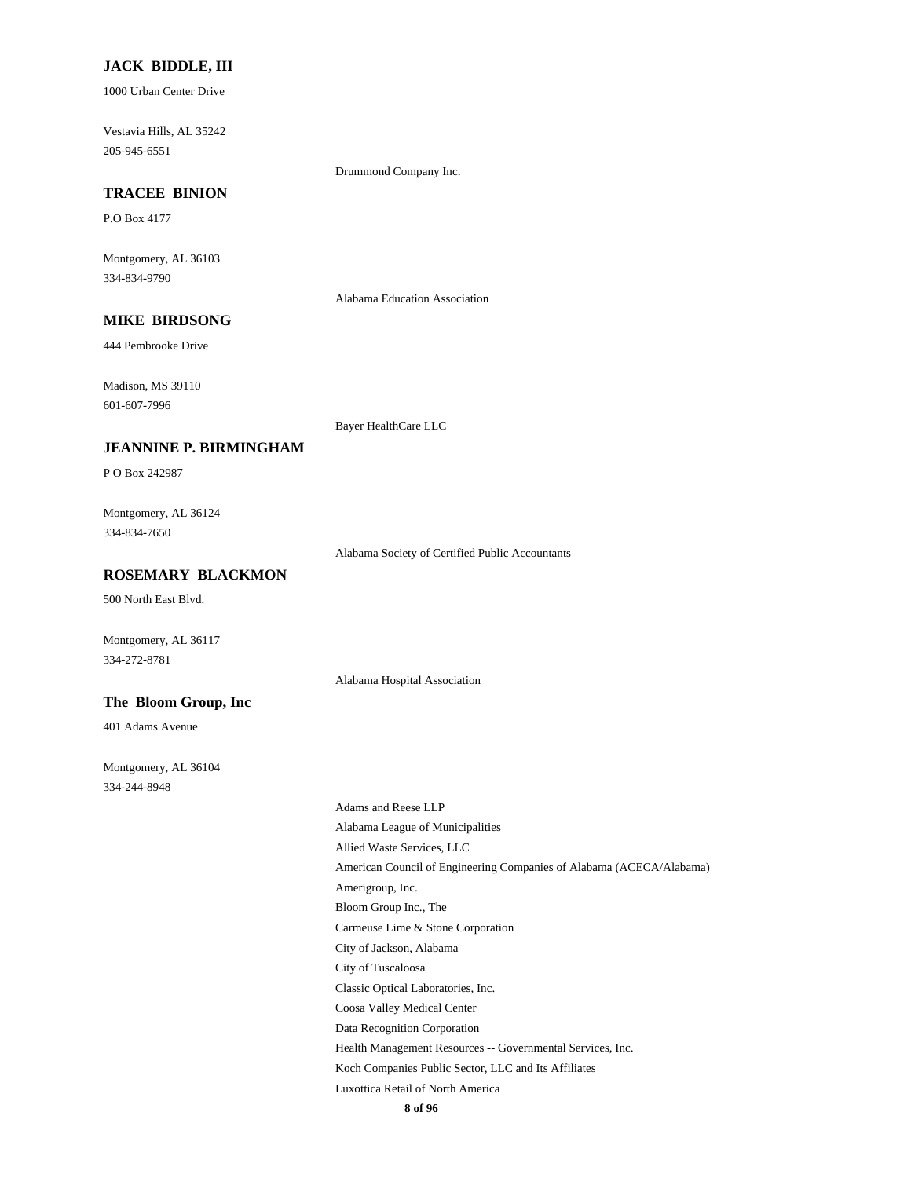**JACK BIDDLE, III**

1000 Urban Center Drive

Vestavia Hills, AL 35242
205-945-6551

Drummond Company Inc.

**TRACEE BINION**

P.O Box 4177

Montgomery, AL 36103
334-834-9790

Alabama Education Association

**MIKE BIRDSONG**

444 Pembrooke Drive

Madison, MS 39110
601-607-7996

Bayer HealthCare LLC

**JEANNINE P. BIRMINGHAM**

P O Box 242987

Montgomery, AL 36124
334-834-7650

Alabama Society of Certified Public Accountants

**ROSEMARY BLACKMON**

500 North East Blvd.

Montgomery, AL 36117
334-272-8781

Alabama Hospital Association

**The Bloom Group, Inc**

401 Adams Avenue

Montgomery, AL 36104
334-244-8948

Adams and Reese LLP
Alabama League of Municipalities
Allied Waste Services, LLC
American Council of Engineering Companies of Alabama (ACECA/Alabama)
Amerigroup, Inc.
Bloom Group Inc., The
Carmeuse Lime & Stone Corporation
City of Jackson, Alabama
City of Tuscaloosa
Classic Optical Laboratories, Inc.
Coosa Valley Medical Center
Data Recognition Corporation
Health Management Resources -- Governmental Services, Inc.
Koch Companies Public Sector, LLC and Its Affiliates
Luxottica Retail of North America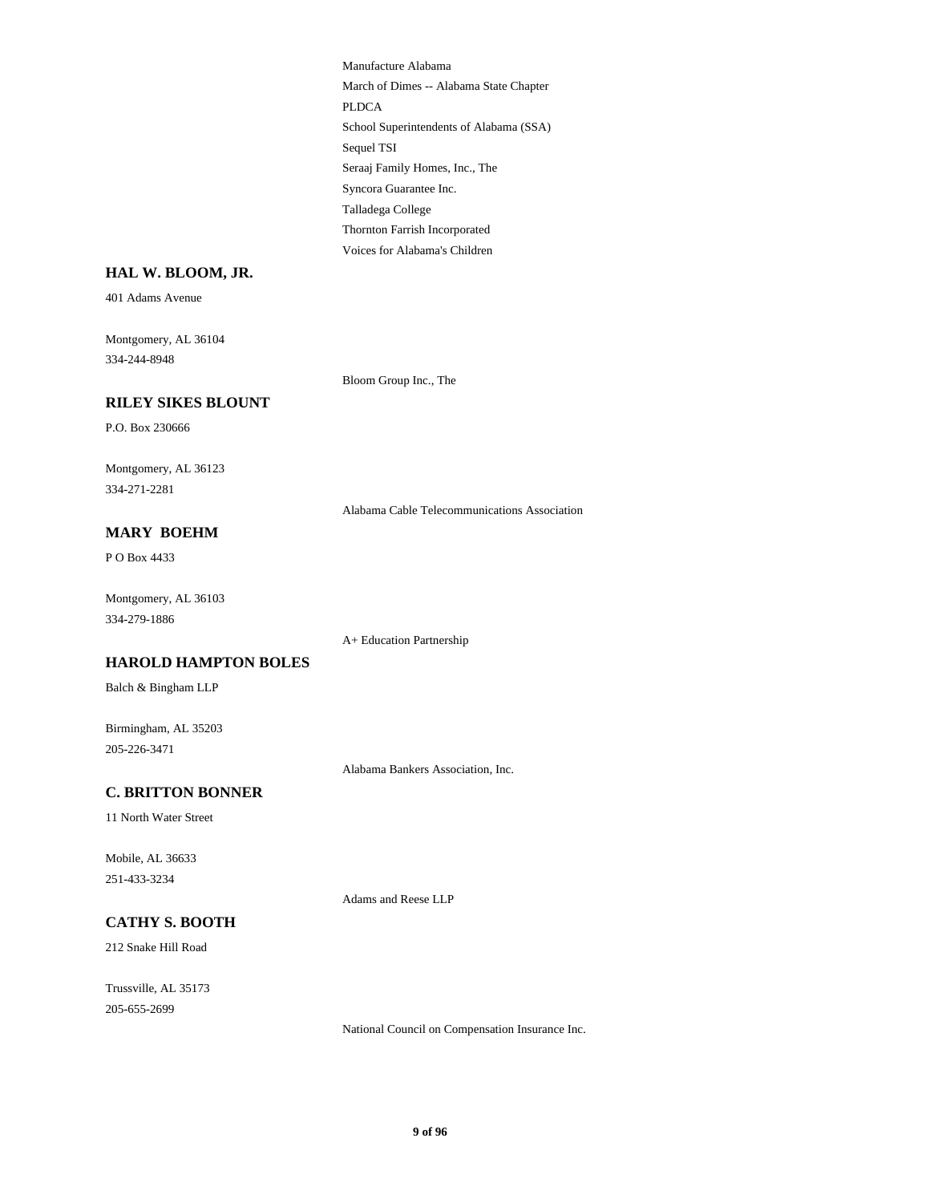Manufacture Alabama

March of Dimes -- Alabama State Chapter

PLDCA

School Superintendents of Alabama (SSA)

Sequel TSI

Seraaj Family Homes, Inc., The

Syncora Guarantee Inc.

Talladega College

Thornton Farrish Incorporated

Voices for Alabama's Children

**HAL W. BLOOM, JR.**

401 Adams Avenue

Montgomery, AL 36104

334-244-8948

Bloom Group Inc., The

**RILEY SIKES BLOUNT**

P.O. Box 230666

Montgomery, AL 36123

334-271-2281

Alabama Cable Telecommunications Association

**MARY BOEHM**

P O Box 4433

Montgomery, AL 36103

334-279-1886

A+ Education Partnership

**HAROLD HAMPTON BOLES**

Balch & Bingham LLP

Birmingham, AL 35203

205-226-3471

Alabama Bankers Association, Inc.

**C. BRITTON BONNER**

11 North Water Street

Mobile, AL 36633

251-433-3234

Adams and Reese LLP

**CATHY S. BOOTH**

212 Snake Hill Road

Trussville, AL 35173

205-655-2699

National Council on Compensation Insurance Inc.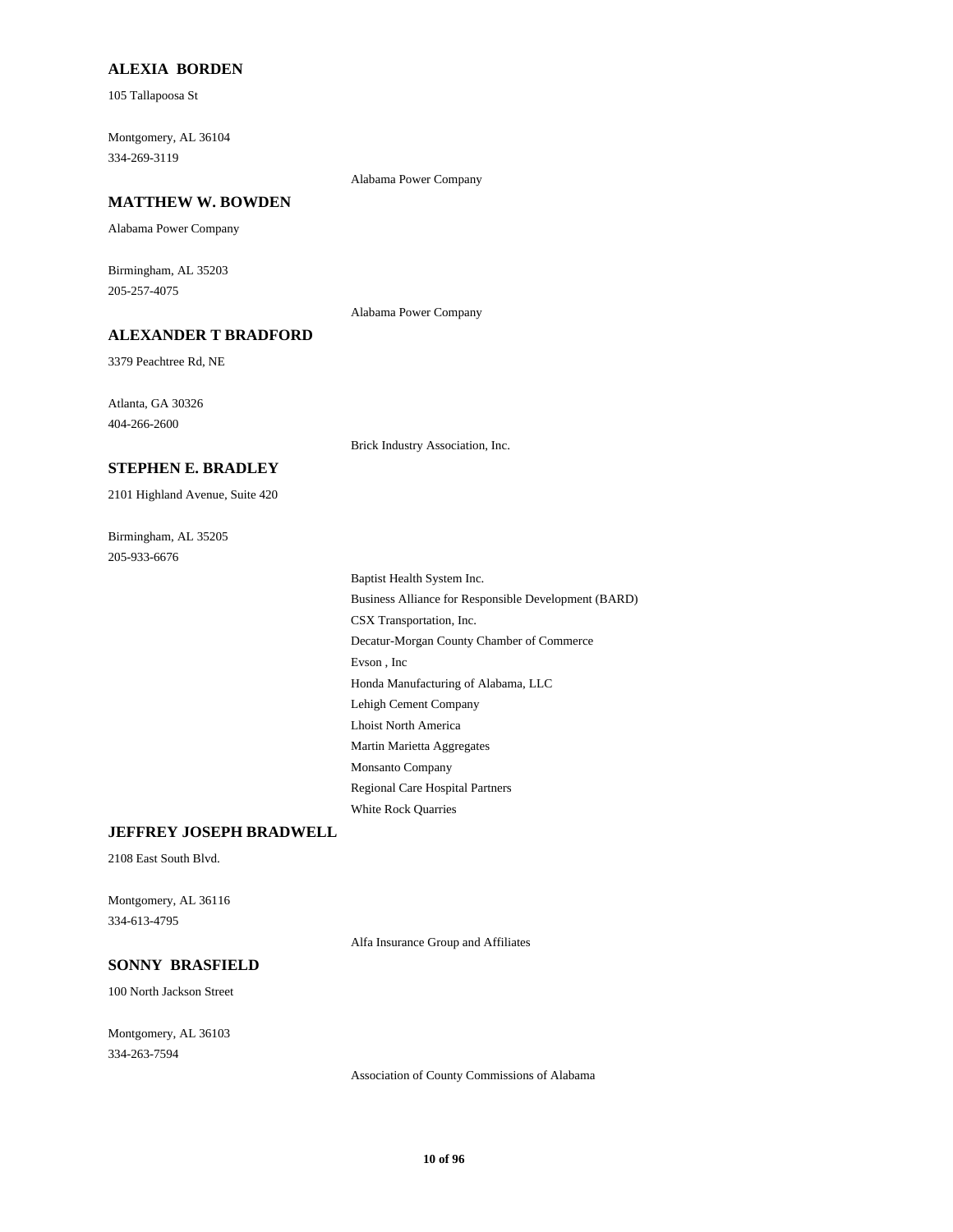**ALEXIA BORDEN**

105 Tallapoosa St

Montgomery, AL 36104
334-269-3119

Alabama Power Company

**MATTHEW W. BOWDEN**

Alabama Power Company

Birmingham, AL 35203
205-257-4075

Alabama Power Company

**ALEXANDER T BRADFORD**

3379 Peachtree Rd, NE

Atlanta, GA 30326
404-266-2600

Brick Industry Association, Inc.

**STEPHEN E. BRADLEY**

2101 Highland Avenue, Suite 420

Birmingham, AL 35205
205-933-6676

Baptist Health System Inc.
Business Alliance for Responsible Development (BARD)
CSX Transportation, Inc.
Decatur-Morgan County Chamber of Commerce
Evson , Inc
Honda Manufacturing of Alabama, LLC
Lehigh Cement Company
Lhoist North America
Martin Marietta Aggregates
Monsanto Company
Regional Care Hospital Partners
White Rock Quarries

**JEFFREY JOSEPH BRADWELL**

2108 East South Blvd.

Montgomery, AL 36116
334-613-4795

Alfa Insurance Group and Affiliates

**SONNY BRASFIELD**

100 North Jackson Street

Montgomery, AL 36103
334-263-7594

Association of County Commissions of Alabama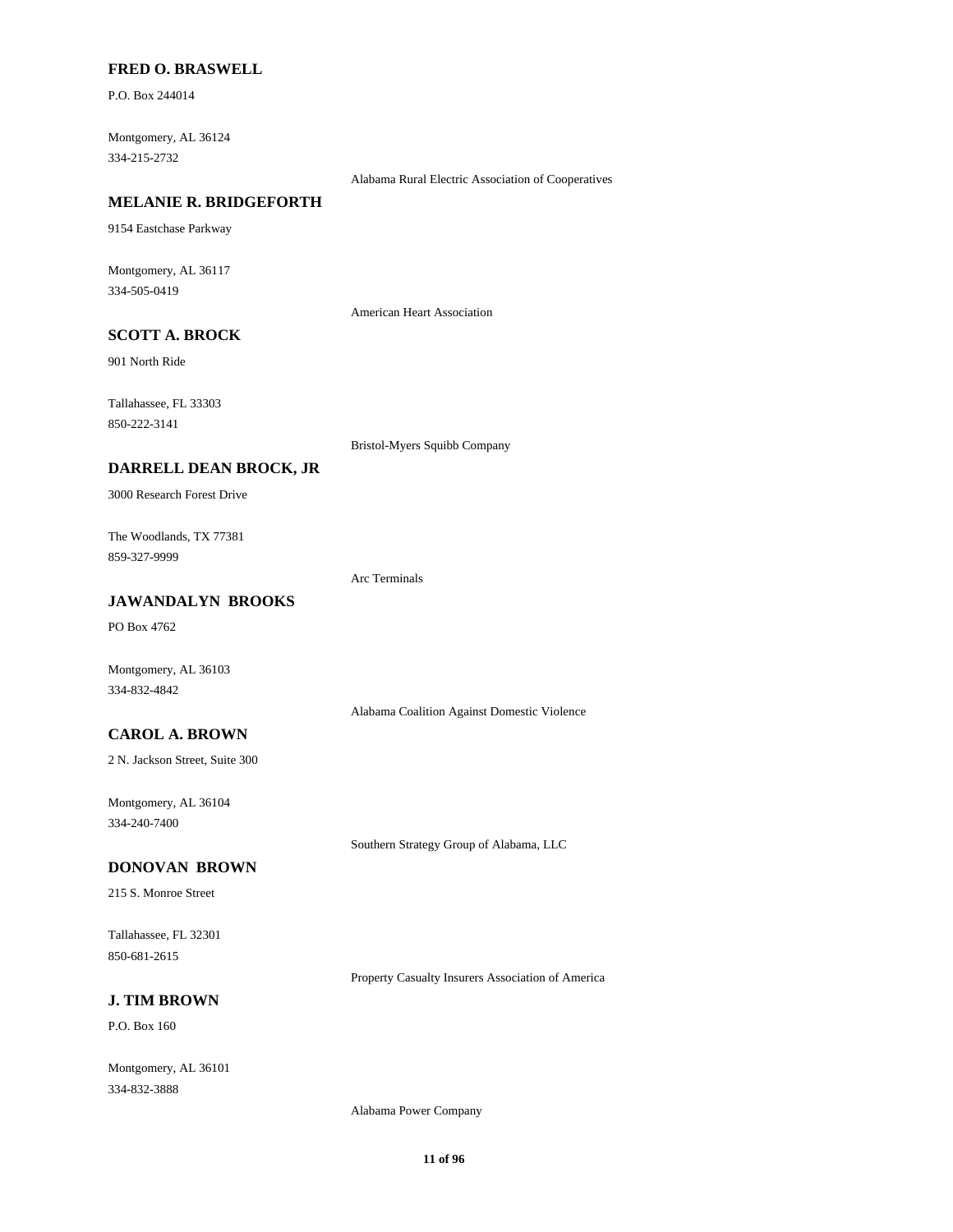**FRED O. BRASWELL**

P.O. Box 244014

Montgomery, AL 36124
334-215-2732

Alabama Rural Electric Association of Cooperatives

**MELANIE R. BRIDGEFORTH**

9154 Eastchase Parkway

Montgomery, AL 36117
334-505-0419

American Heart Association

**SCOTT A. BROCK**

901 North Ride

Tallahassee, FL 33303
850-222-3141

Bristol-Myers Squibb Company

**DARRELL DEAN BROCK, JR**

3000 Research Forest Drive

The Woodlands, TX 77381
859-327-9999

Arc Terminals

**JAWANDALYN BROOKS**

PO Box 4762

Montgomery, AL 36103
334-832-4842

Alabama Coalition Against Domestic Violence

**CAROL A. BROWN**

2 N. Jackson Street, Suite 300

Montgomery, AL 36104
334-240-7400

Southern Strategy Group of Alabama, LLC

**DONOVAN BROWN**

215 S. Monroe Street

Tallahassee, FL 32301
850-681-2615

Property Casualty Insurers Association of America

**J. TIM BROWN**

P.O. Box 160

Montgomery, AL 36101
334-832-3888

Alabama Power Company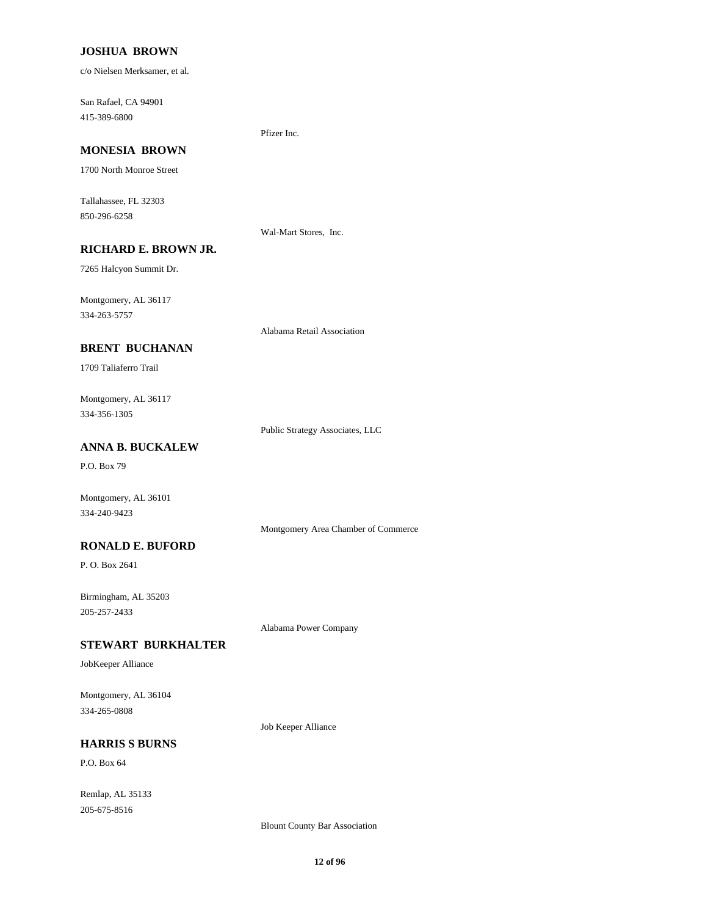**JOSHUA BROWN**

c/o Nielsen Merksamer, et al.

San Rafael, CA 94901
415-389-6800

Pfizer Inc.

**MONESIA BROWN**

1700 North Monroe Street

Tallahassee, FL 32303
850-296-6258

Wal-Mart Stores, Inc.

**RICHARD E. BROWN JR.**

7265 Halcyon Summit Dr.

Montgomery, AL 36117
334-263-5757

Alabama Retail Association

**BRENT BUCHANAN**

1709 Taliaferro Trail

Montgomery, AL 36117
334-356-1305

Public Strategy Associates, LLC

**ANNA B. BUCKALEW**

P.O. Box 79

Montgomery, AL 36101
334-240-9423

Montgomery Area Chamber of Commerce

**RONALD E. BUFORD**

P. O. Box 2641

Birmingham, AL 35203
205-257-2433

Alabama Power Company

**STEWART BURKHALTER**

JobKeeper Alliance

Montgomery, AL 36104
334-265-0808

Job Keeper Alliance

**HARRIS S BURNS**

P.O. Box 64

Remlap, AL 35133
205-675-8516

Blount County Bar Association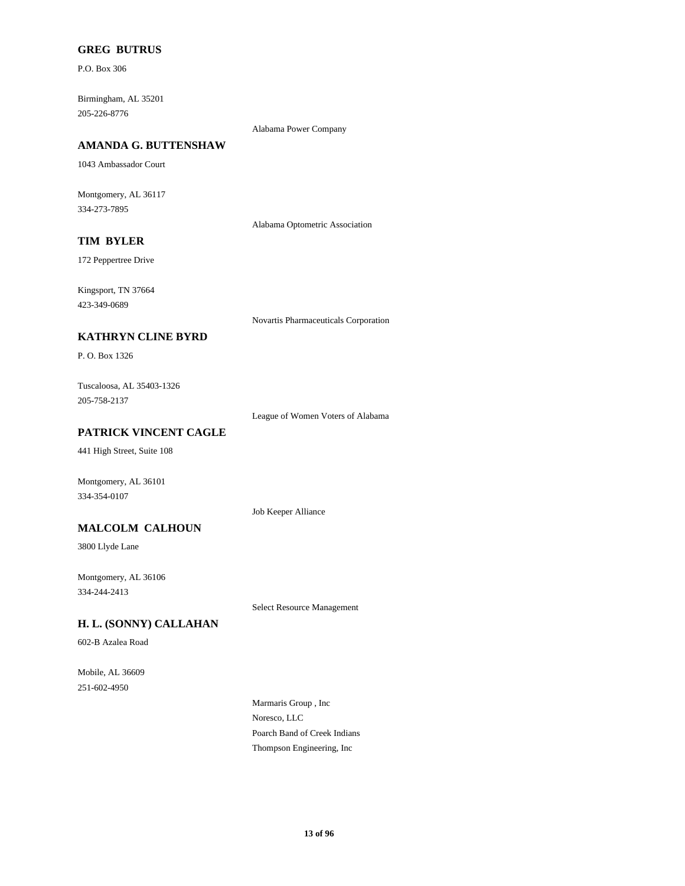**GREG BUTRUS**

P.O. Box 306

Birmingham, AL 35201
205-226-8776

Alabama Power Company

**AMANDA G. BUTTENSHAW**

1043 Ambassador Court

Montgomery, AL 36117
334-273-7895

Alabama Optometric Association

**TIM BYLER**

172 Peppertree Drive

Kingsport, TN 37664
423-349-0689

Novartis Pharmaceuticals Corporation

**KATHRYN CLINE BYRD**

P. O. Box 1326

Tuscaloosa, AL 35403-1326
205-758-2137

League of Women Voters of Alabama

**PATRICK VINCENT CAGLE**

441 High Street, Suite 108

Montgomery, AL 36101
334-354-0107

Job Keeper Alliance

**MALCOLM CALHOUN**

3800 Llyde Lane

Montgomery, AL 36106
334-244-2413

Select Resource Management

**H. L. (SONNY) CALLAHAN**

602-B Azalea Road

Mobile, AL 36609
251-602-4950

Marmaris Group , Inc
Noresco, LLC
Poarch Band of Creek Indians
Thompson Engineering, Inc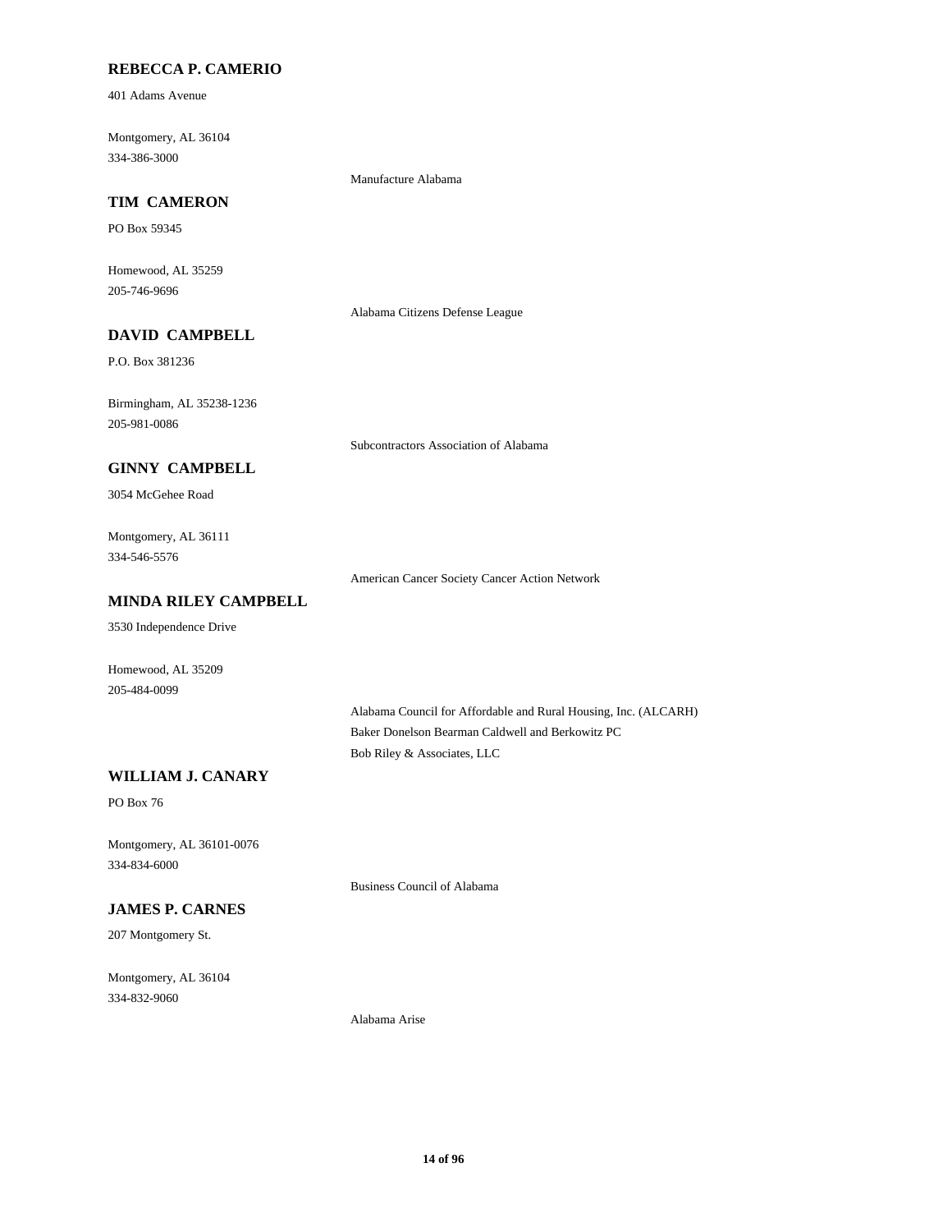**REBECCA P. CAMERIO**

401 Adams Avenue

Montgomery, AL 36104
334-386-3000

Manufacture Alabama

**TIM CAMERON**

PO Box 59345

Homewood, AL 35259
205-746-9696

Alabama Citizens Defense League

**DAVID CAMPBELL**

P.O. Box 381236

Birmingham, AL 35238-1236
205-981-0086

Subcontractors Association of Alabama

**GINNY CAMPBELL**

3054 McGehee Road

Montgomery, AL 36111
334-546-5576

American Cancer Society Cancer Action Network

**MINDA RILEY CAMPBELL**

3530 Independence Drive

Homewood, AL 35209
205-484-0099

Alabama Council for Affordable and Rural Housing, Inc. (ALCARH)
Baker Donelson Bearman Caldwell and Berkowitz PC
Bob Riley & Associates, LLC

**WILLIAM J. CANARY**

PO Box 76

Montgomery, AL 36101-0076
334-834-6000

Business Council of Alabama

**JAMES P. CARNES**

207 Montgomery St.

Montgomery, AL 36104
334-832-9060

Alabama Arise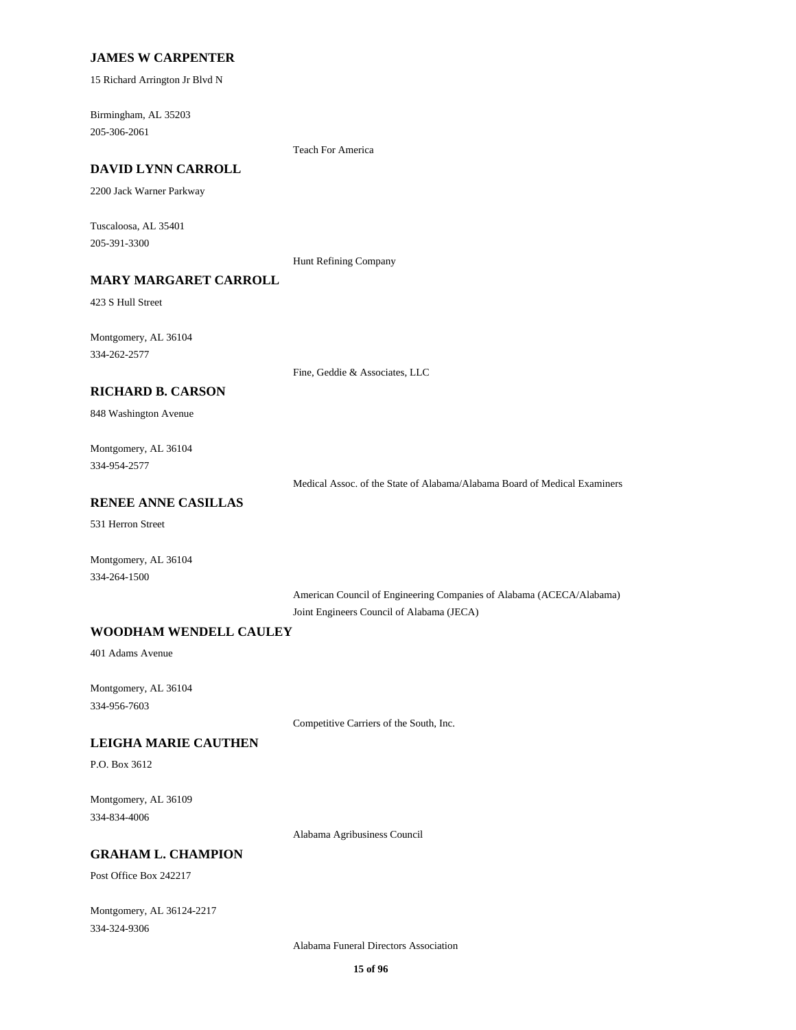**JAMES W CARPENTER**

15 Richard Arrington Jr Blvd N

Birmingham, AL 35203
205-306-2061

Teach For America

**DAVID LYNN CARROLL**

2200 Jack Warner Parkway

Tuscaloosa, AL 35401
205-391-3300

Hunt Refining Company

**MARY MARGARET CARROLL**

423 S Hull Street

Montgomery, AL 36104
334-262-2577

Fine, Geddie & Associates, LLC

**RICHARD B. CARSON**

848 Washington Avenue

Montgomery, AL 36104
334-954-2577

Medical Assoc. of the State of Alabama/Alabama Board of Medical Examiners

**RENEE ANNE CASILLAS**

531 Herron Street

Montgomery, AL 36104
334-264-1500

American Council of Engineering Companies of Alabama (ACECA/Alabama)
Joint Engineers Council of Alabama (JECA)

**WOODHAM WENDELL CAULEY**

401 Adams Avenue

Montgomery, AL 36104
334-956-7603

Competitive Carriers of the South, Inc.

**LEIGHA MARIE CAUTHEN**

P.O. Box 3612

Montgomery, AL 36109
334-834-4006

Alabama Agribusiness Council

**GRAHAM L. CHAMPION**

Post Office Box 242217

Montgomery, AL 36124-2217
334-324-9306

Alabama Funeral Directors Association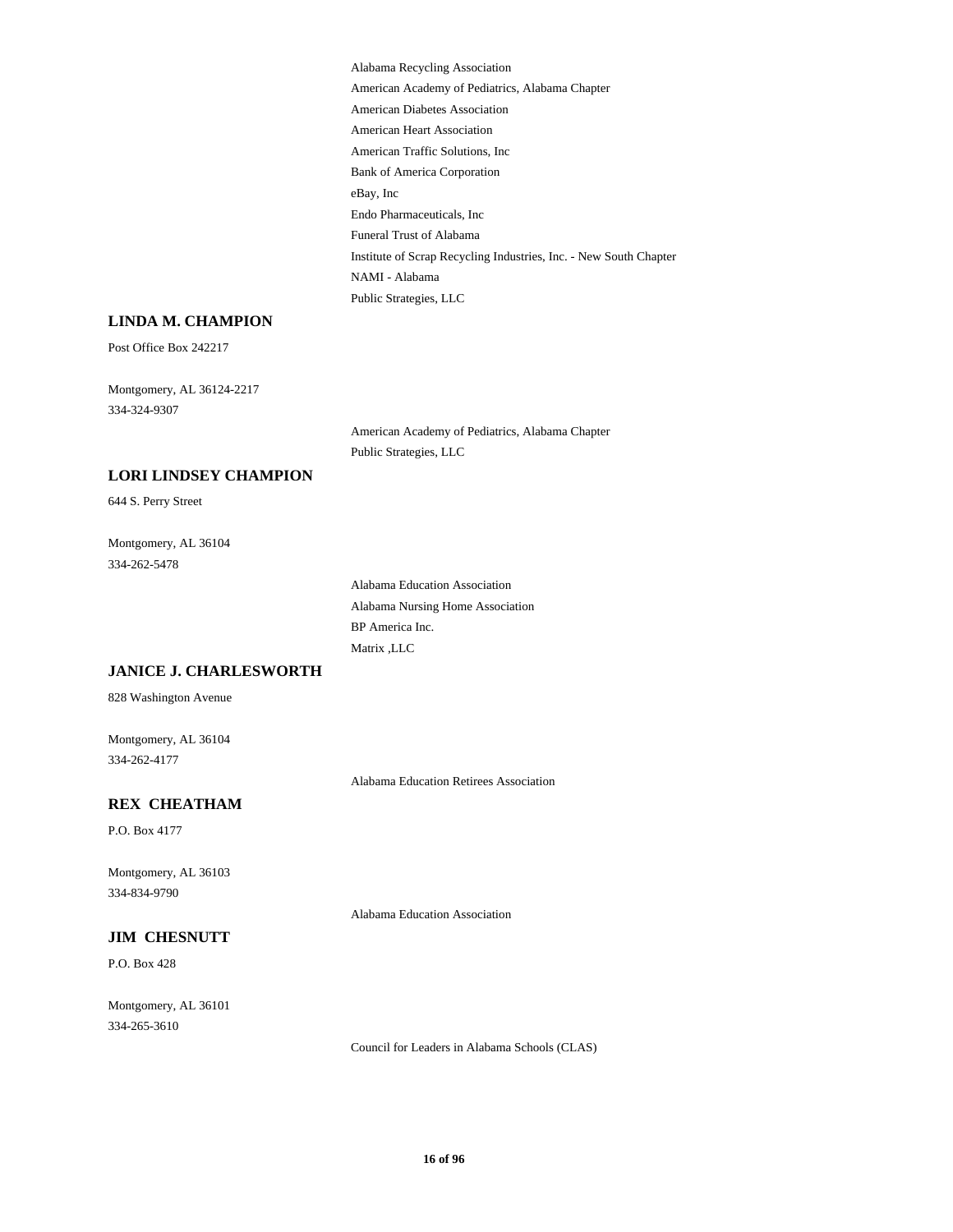Alabama Recycling Association
American Academy of Pediatrics, Alabama Chapter
American Diabetes Association
American Heart Association
American Traffic Solutions, Inc
Bank of America Corporation
eBay, Inc
Endo Pharmaceuticals, Inc
Funeral Trust of Alabama
Institute of Scrap Recycling Industries, Inc. - New South Chapter
NAMI - Alabama
Public Strategies, LLC

**LINDA M. CHAMPION**

Post Office Box 242217

Montgomery, AL 36124-2217
334-324-9307

American Academy of Pediatrics, Alabama Chapter
Public Strategies, LLC

**LORI LINDSEY CHAMPION**

644 S. Perry Street

Montgomery, AL 36104
334-262-5478

Alabama Education Association
Alabama Nursing Home Association
BP America Inc.
Matrix ,LLC

**JANICE J. CHARLESWORTH**

828 Washington Avenue

Montgomery, AL 36104
334-262-4177

Alabama Education Retirees Association

**REX CHEATHAM**

P.O. Box 4177

Montgomery, AL 36103
334-834-9790

Alabama Education Association

**JIM CHESNUTT**

P.O. Box 428

Montgomery, AL 36101
334-265-3610

Council for Leaders in Alabama Schools (CLAS)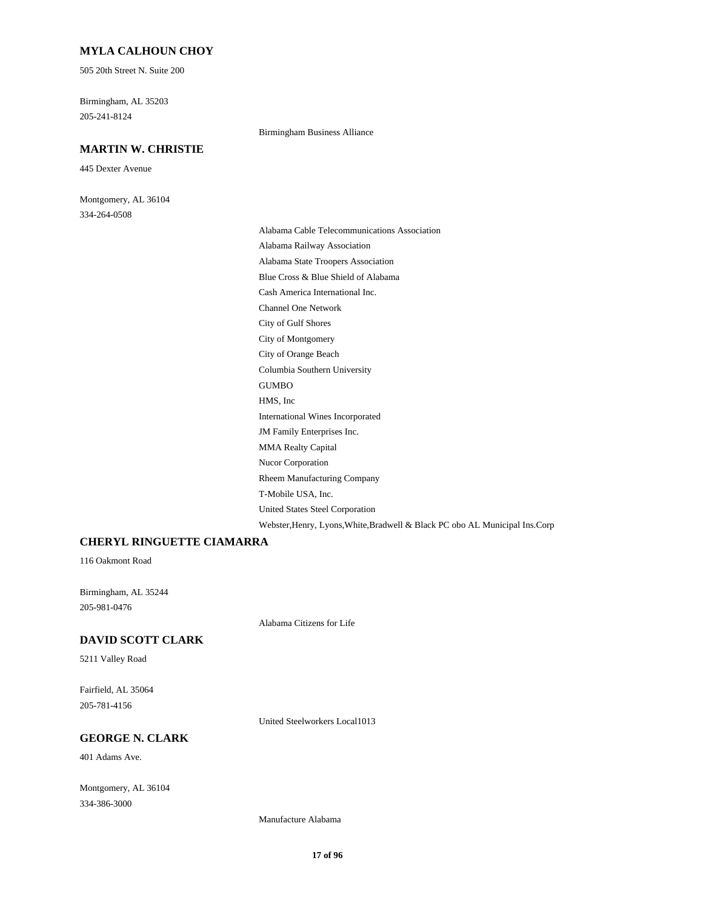**MYLA CALHOUN CHOY**

505 20th Street N. Suite 200

Birmingham, AL 35203

205-241-8124

Birmingham Business Alliance

**MARTIN W. CHRISTIE**

445 Dexter Avenue

Montgomery, AL 36104

334-264-0508

Alabama Cable Telecommunications Association

Alabama Railway Association

Alabama State Troopers Association

Blue Cross & Blue Shield of Alabama

Cash America International Inc.

Channel One Network

City of Gulf Shores

City of Montgomery

City of Orange Beach

Columbia Southern University

GUMBO

HMS, Inc

International Wines Incorporated

JM Family Enterprises Inc.

MMA Realty Capital

Nucor Corporation

Rheem Manufacturing Company

T-Mobile USA, Inc.

United States Steel Corporation

Webster,Henry, Lyons,White,Bradwell & Black PC obo AL Municipal Ins.Corp

**CHERYL RINGUETTE CIAMARRA**

116 Oakmont Road

Birmingham, AL 35244

205-981-0476

Alabama Citizens for Life

**DAVID SCOTT CLARK**

5211 Valley Road

Fairfield, AL 35064

205-781-4156

United Steelworkers Local1013

**GEORGE N. CLARK**

401 Adams Ave.

Montgomery, AL 36104

334-386-3000

Manufacture Alabama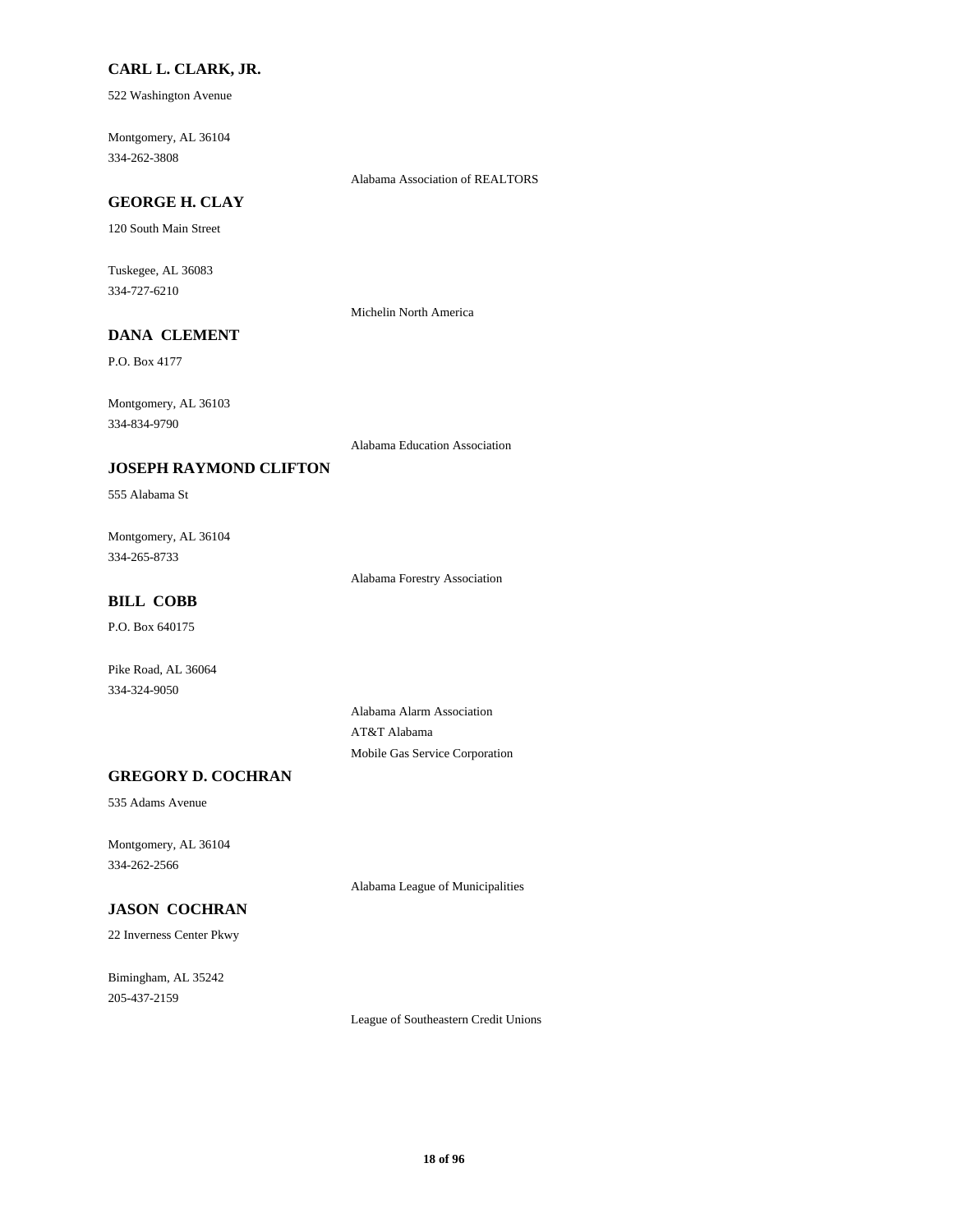**CARL L. CLARK, JR.**

522 Washington Avenue

Montgomery, AL 36104
334-262-3808

Alabama Association of REALTORS

**GEORGE H. CLAY**

120 South Main Street

Tuskegee, AL 36083
334-727-6210

Michelin North America

**DANA CLEMENT**

P.O. Box 4177

Montgomery, AL 36103
334-834-9790

Alabama Education Association

**JOSEPH RAYMOND CLIFTON**

555 Alabama St

Montgomery, AL 36104
334-265-8733

Alabama Forestry Association

**BILL COBB**

P.O. Box 640175

Pike Road, AL 36064
334-324-9050

Alabama Alarm Association
AT&T Alabama
Mobile Gas Service Corporation

**GREGORY D. COCHRAN**

535 Adams Avenue

Montgomery, AL 36104
334-262-2566

Alabama League of Municipalities

**JASON COCHRAN**

22 Inverness Center Pkwy

Bimingham, AL 35242
205-437-2159

League of Southeastern Credit Unions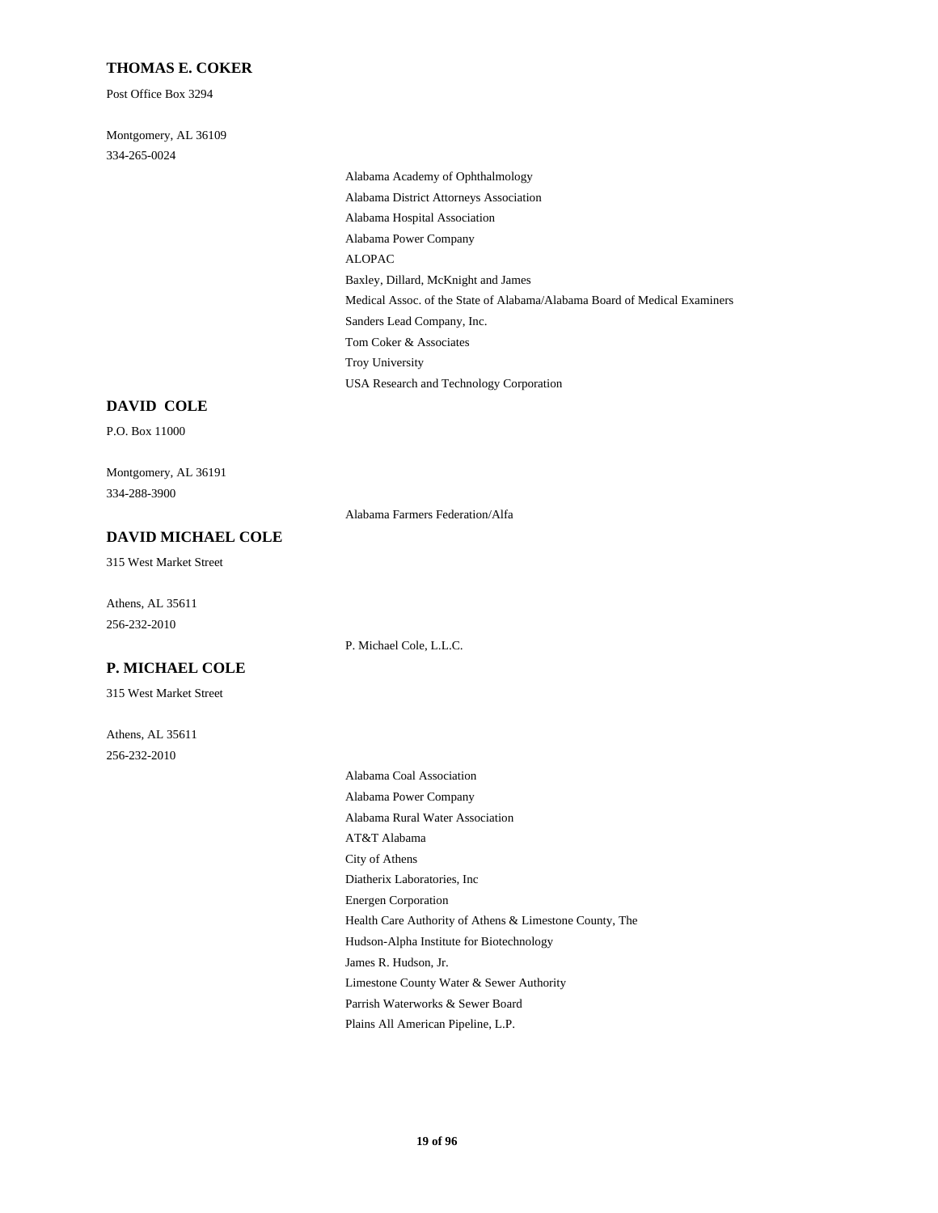## THOMAS E. COKER

Post Office Box 3294

Montgomery, AL 36109
334-265-0024

- Alabama Academy of Ophthalmology
- Alabama District Attorneys Association
- Alabama Hospital Association
- Alabama Power Company
- ALOPAC
- Baxley, Dillard, McKnight and James
- Medical Assoc. of the State of Alabama/Alabama Board of Medical Examiners
- Sanders Lead Company, Inc.
- Tom Coker & Associates
- Troy University
- USA Research and Technology Corporation

## DAVID COLE

P.O. Box 11000

Montgomery, AL 36191
334-288-3900

- Alabama Farmers Federation/Alfa

## DAVID MICHAEL COLE

315 West Market Street

Athens, AL 35611
256-232-2010

- P. Michael Cole, L.L.C.

## P. MICHAEL COLE

315 West Market Street

Athens, AL 35611
256-232-2010

- Alabama Coal Association
- Alabama Power Company
- Alabama Rural Water Association
- AT&T Alabama
- City of Athens
- Diatherix Laboratories, Inc
- Energen Corporation
- Health Care Authority of Athens & Limestone County, The
- Hudson-Alpha Institute for Biotechnology
- James R. Hudson, Jr.
- Limestone County Water & Sewer Authority
- Parrish Waterworks & Sewer Board
- Plains All American Pipeline, L.P.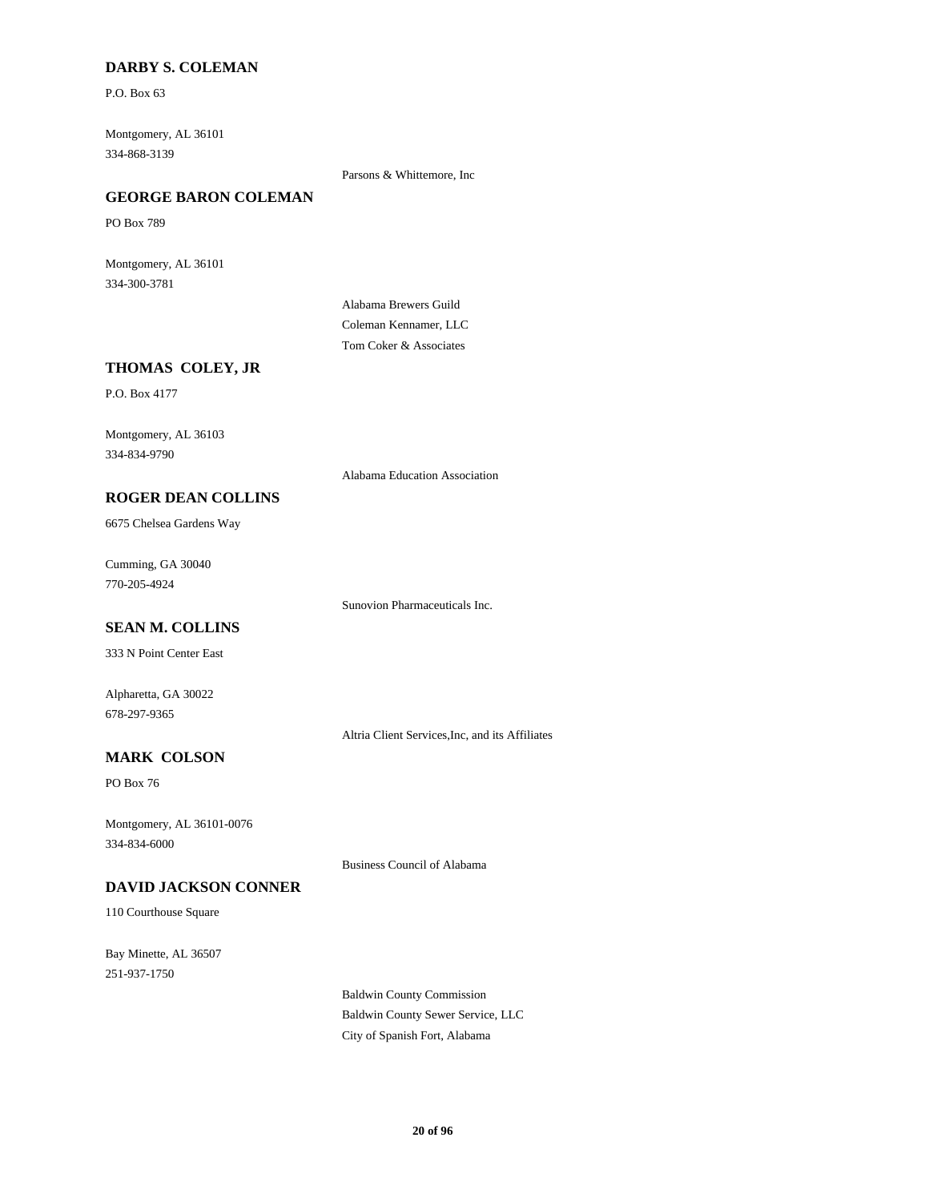### DARBY S. COLEMAN

P.O. Box 63

Montgomery, AL 36101
334-868-3139

Parsons & Whittemore, Inc

### GEORGE BARON COLEMAN

PO Box 789

Montgomery, AL 36101
334-300-3781

Alabama Brewers Guild
Coleman Kennamer, LLC
Tom Coker & Associates

### THOMAS COLEY, JR

P.O. Box 4177

Montgomery, AL 36103
334-834-9790

Alabama Education Association

### ROGER DEAN COLLINS

6675 Chelsea Gardens Way

Cumming, GA 30040
770-205-4924

Sunovion Pharmaceuticals Inc.

### SEAN M. COLLINS

333 N Point Center East

Alpharetta, GA 30022
678-297-9365

Altria Client Services,Inc, and its Affiliates

### MARK COLSON

PO Box 76

Montgomery, AL 36101-0076
334-834-6000

Business Council of Alabama

### DAVID JACKSON CONNER

110 Courthouse Square

Bay Minette, AL 36507
251-937-1750

Baldwin County Commission
Baldwin County Sewer Service, LLC
City of Spanish Fort, Alabama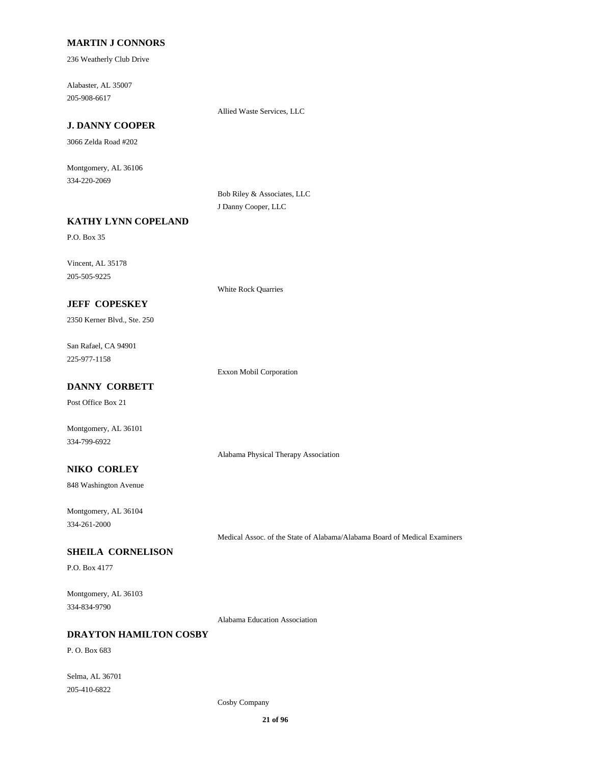**MARTIN J CONNORS**

236 Weatherly Club Drive

Alabaster, AL 35007
205-908-6617

Allied Waste Services, LLC

**J. DANNY COOPER**

3066 Zelda Road #202

Montgomery, AL 36106
334-220-2069

Bob Riley & Associates, LLC
J Danny Cooper, LLC

**KATHY LYNN COPELAND**

P.O. Box 35

Vincent, AL 35178
205-505-9225

White Rock Quarries

**JEFF COPESKEY**

2350 Kerner Blvd., Ste. 250

San Rafael, CA 94901
225-977-1158

Exxon Mobil Corporation

**DANNY CORBETT**

Post Office Box 21

Montgomery, AL 36101
334-799-6922

Alabama Physical Therapy Association

**NIKO CORLEY**

848 Washington Avenue

Montgomery, AL 36104
334-261-2000

Medical Assoc. of the State of Alabama/Alabama Board of Medical Examiners

**SHEILA CORNELISON**

P.O. Box 4177

Montgomery, AL 36103
334-834-9790

Alabama Education Association

**DRAYTON HAMILTON COSBY**

P. O. Box 683

Selma, AL 36701
205-410-6822

Cosby Company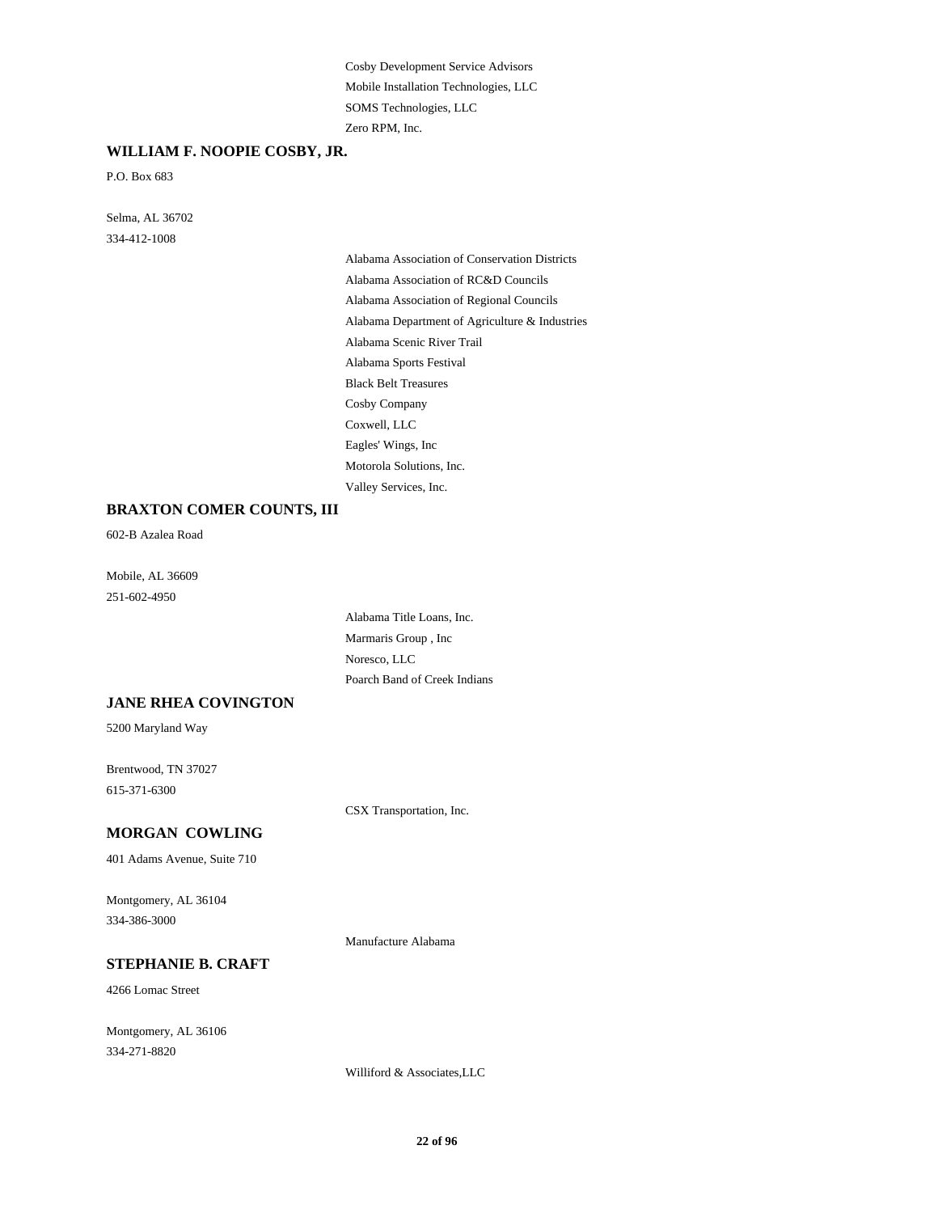Cosby Development Service Advisors
Mobile Installation Technologies, LLC
SOMS Technologies, LLC
Zero RPM, Inc.

**WILLIAM F. NOOPIE COSBY, JR.**

P.O. Box 683

Selma, AL 36702
334-412-1008

Alabama Association of Conservation Districts
Alabama Association of RC&D Councils
Alabama Association of Regional Councils
Alabama Department of Agriculture & Industries
Alabama Scenic River Trail
Alabama Sports Festival
Black Belt Treasures
Cosby Company
Coxwell, LLC
Eagles' Wings, Inc
Motorola Solutions, Inc.
Valley Services, Inc.

**BRAXTON COMER COUNTS, III**

602-B Azalea Road

Mobile, AL 36609
251-602-4950

Alabama Title Loans, Inc.
Marmaris Group , Inc
Noresco, LLC
Poarch Band of Creek Indians

**JANE RHEA COVINGTON**

5200 Maryland Way

Brentwood, TN 37027
615-371-6300

CSX Transportation, Inc.

**MORGAN COWLING**

401 Adams Avenue, Suite 710

Montgomery, AL 36104
334-386-3000

Manufacture Alabama

**STEPHANIE B. CRAFT**

4266 Lomac Street

Montgomery, AL 36106
334-271-8820

Williford & Associates,LLC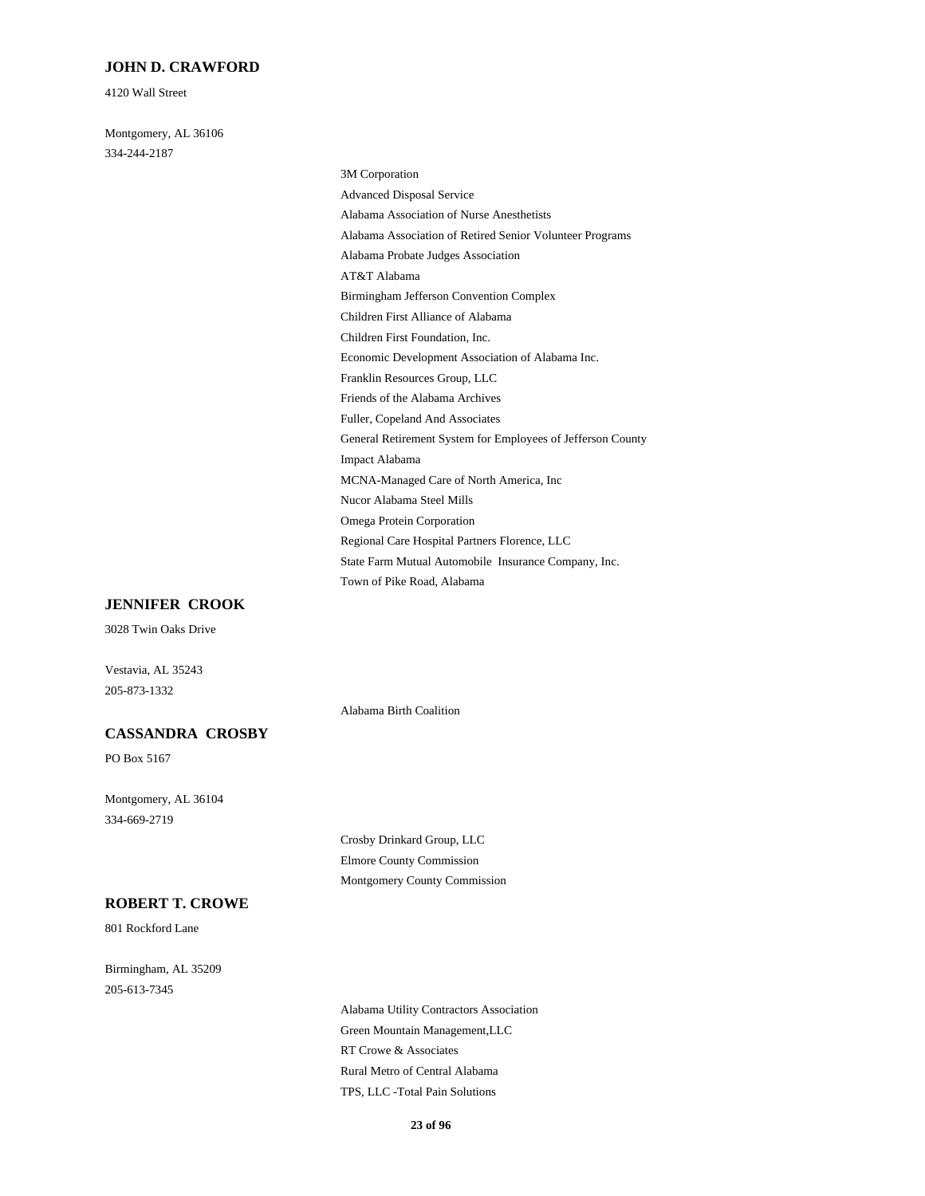**JOHN D. CRAWFORD**

4120 Wall Street

Montgomery, AL 36106

334-244-2187

- 3M Corporation
- Advanced Disposal Service
- Alabama Association of Nurse Anesthetists
- Alabama Association of Retired Senior Volunteer Programs
- Alabama Probate Judges Association
- AT&T Alabama
- Birmingham Jefferson Convention Complex
- Children First Alliance of Alabama
- Children First Foundation, Inc.
- Economic Development Association of Alabama Inc.
- Franklin Resources Group, LLC
- Friends of the Alabama Archives
- Fuller, Copeland And Associates
- General Retirement System for Employees of Jefferson County
- Impact Alabama
- MCNA-Managed Care of North America, Inc
- Nucor Alabama Steel Mills
- Omega Protein Corporation
- Regional Care Hospital Partners Florence, LLC
- State Farm Mutual Automobile Insurance Company, Inc.
- Town of Pike Road, Alabama

**JENNIFER CROOK**

3028 Twin Oaks Drive

Vestavia, AL 35243

205-873-1332

- Alabama Birth Coalition

**CASSANDRA CROSBY**

PO Box 5167

Montgomery, AL 36104

334-669-2719

- Crosby Drinkard Group, LLC
- Elmore County Commission
- Montgomery County Commission

**ROBERT T. CROWE**

801 Rockford Lane

Birmingham, AL 35209

205-613-7345

- Alabama Utility Contractors Association
- Green Mountain Management,LLC
- RT Crowe & Associates
- Rural Metro of Central Alabama
- TPS, LLC -Total Pain Solutions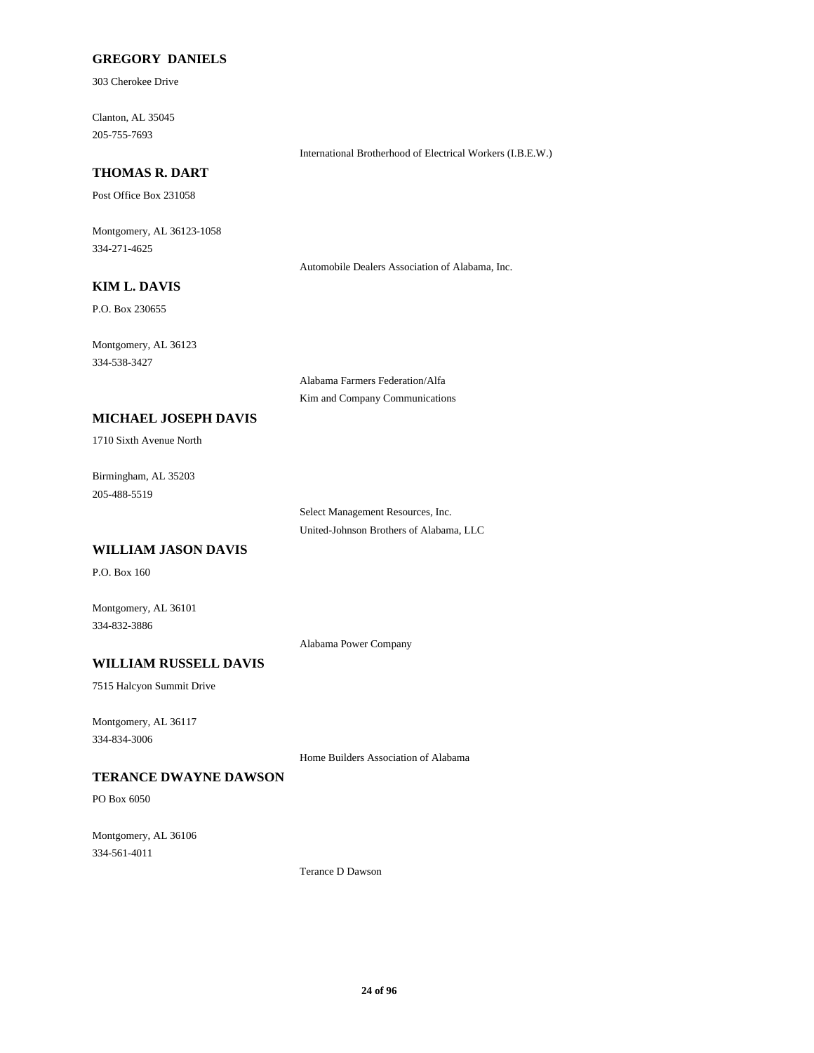**GREGORY DANIELS**

303 Cherokee Drive

Clanton, AL 35045
205-755-7693

International Brotherhood of Electrical Workers (I.B.E.W.)

**THOMAS R. DART**

Post Office Box 231058

Montgomery, AL 36123-1058
334-271-4625

Automobile Dealers Association of Alabama, Inc.

**KIM L. DAVIS**

P.O. Box 230655

Montgomery, AL 36123
334-538-3427

Alabama Farmers Federation/Alfa
Kim and Company Communications

**MICHAEL JOSEPH DAVIS**

1710 Sixth Avenue North

Birmingham, AL 35203
205-488-5519

Select Management Resources, Inc.
United-Johnson Brothers of Alabama, LLC

**WILLIAM JASON DAVIS**

P.O. Box 160

Montgomery, AL 36101
334-832-3886

Alabama Power Company

**WILLIAM RUSSELL DAVIS**

7515 Halcyon Summit Drive

Montgomery, AL 36117
334-834-3006

Home Builders Association of Alabama

**TERANCE DWAYNE DAWSON**

PO Box 6050

Montgomery, AL 36106
334-561-4011

Terance D Dawson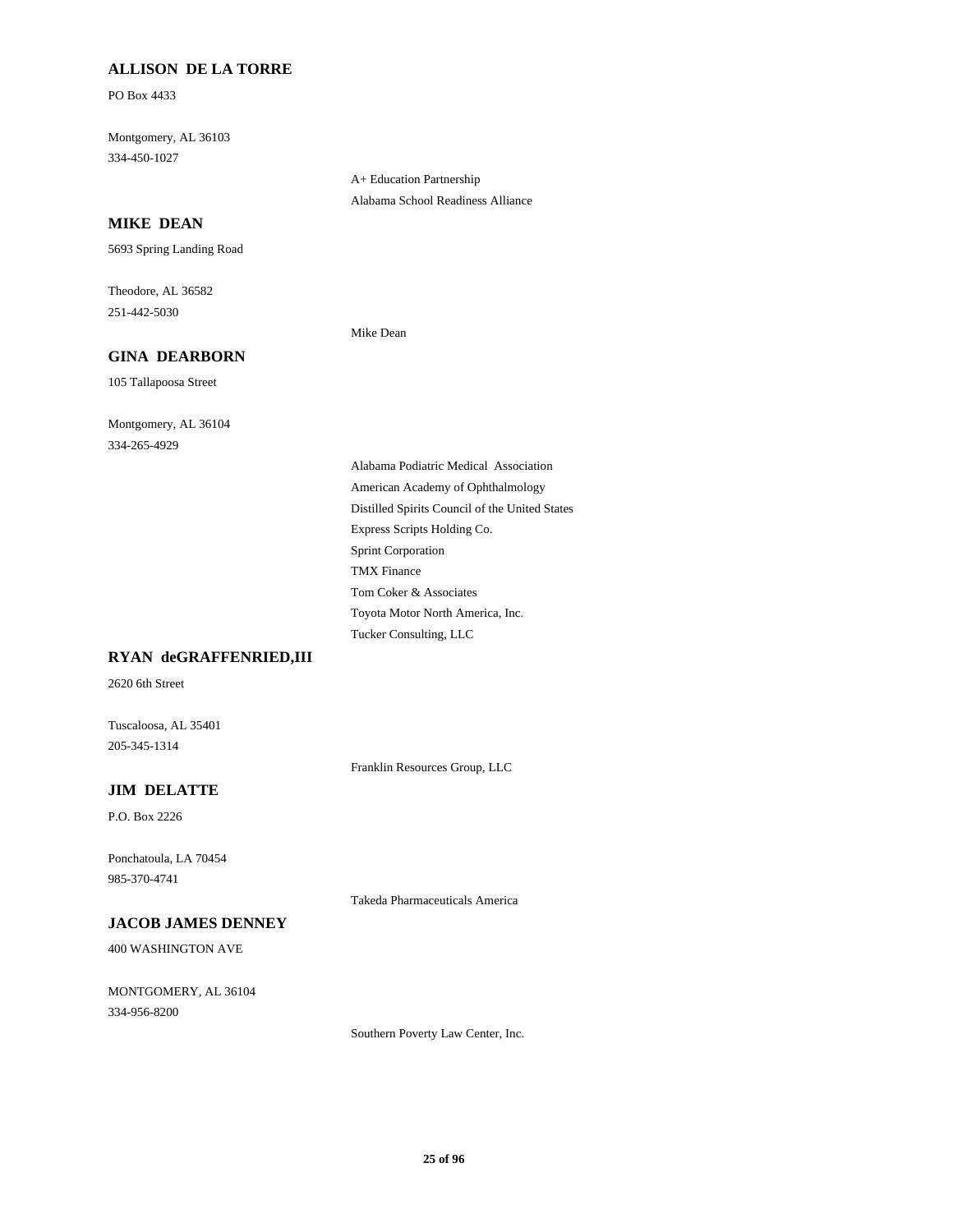**ALLISON DE LA TORRE**

PO Box 4433

Montgomery, AL 36103
334-450-1027

A+ Education Partnership
Alabama School Readiness Alliance

**MIKE DEAN**

5693 Spring Landing Road

Theodore, AL 36582
251-442-5030

Mike Dean

**GINA DEARBORN**

105 Tallapoosa Street

Montgomery, AL 36104
334-265-4929

Alabama Podiatric Medical Association
American Academy of Ophthalmology
Distilled Spirits Council of the United States
Express Scripts Holding Co.
Sprint Corporation
TMX Finance
Tom Coker & Associates
Toyota Motor North America, Inc.
Tucker Consulting, LLC

**RYAN deGRAFFENRIED,III**

2620 6th Street

Tuscaloosa, AL 35401
205-345-1314

Franklin Resources Group, LLC

**JIM DELATTE**

P.O. Box 2226

Ponchatoula, LA 70454
985-370-4741

Takeda Pharmaceuticals America

**JACOB JAMES DENNEY**

400 WASHINGTON AVE

MONTGOMERY, AL 36104
334-956-8200

Southern Poverty Law Center, Inc.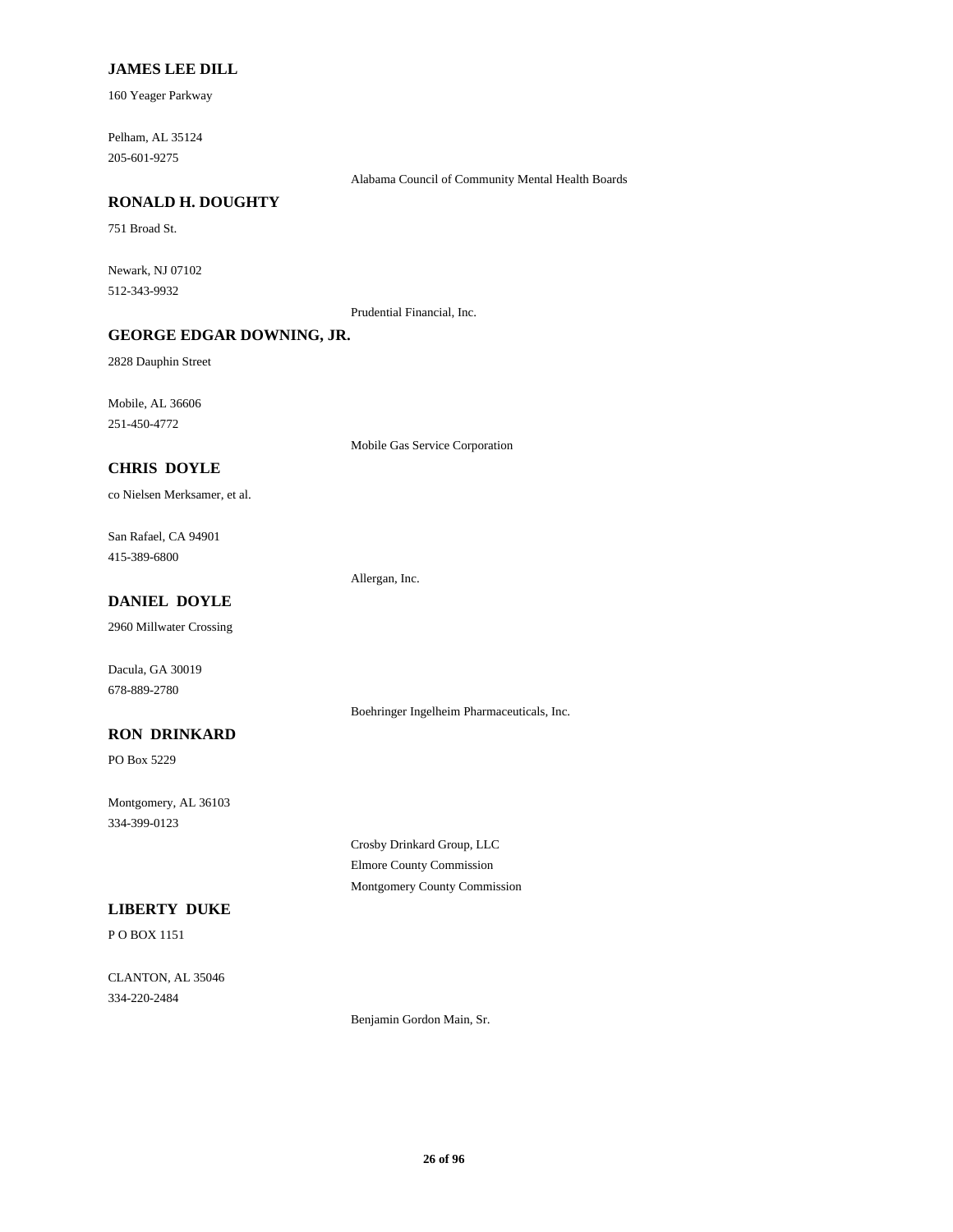**JAMES LEE DILL**

160 Yeager Parkway

Pelham, AL 35124

205-601-9275

Alabama Council of Community Mental Health Boards

**RONALD H. DOUGHTY**

751 Broad St.

Newark, NJ 07102

512-343-9932

Prudential Financial, Inc.

**GEORGE EDGAR DOWNING, JR.**

2828 Dauphin Street

Mobile, AL 36606

251-450-4772

Mobile Gas Service Corporation

**CHRIS DOYLE**

co Nielsen Merksamer, et al.

San Rafael, CA 94901

415-389-6800

Allergan, Inc.

**DANIEL DOYLE**

2960 Millwater Crossing

Dacula, GA 30019

678-889-2780

Boehringer Ingelheim Pharmaceuticals, Inc.

**RON DRINKARD**

PO Box 5229

Montgomery, AL 36103

334-399-0123

Crosby Drinkard Group, LLC

Elmore County Commission

Montgomery County Commission

**LIBERTY DUKE**

P O BOX 1151

CLANTON, AL 35046

334-220-2484

Benjamin Gordon Main, Sr.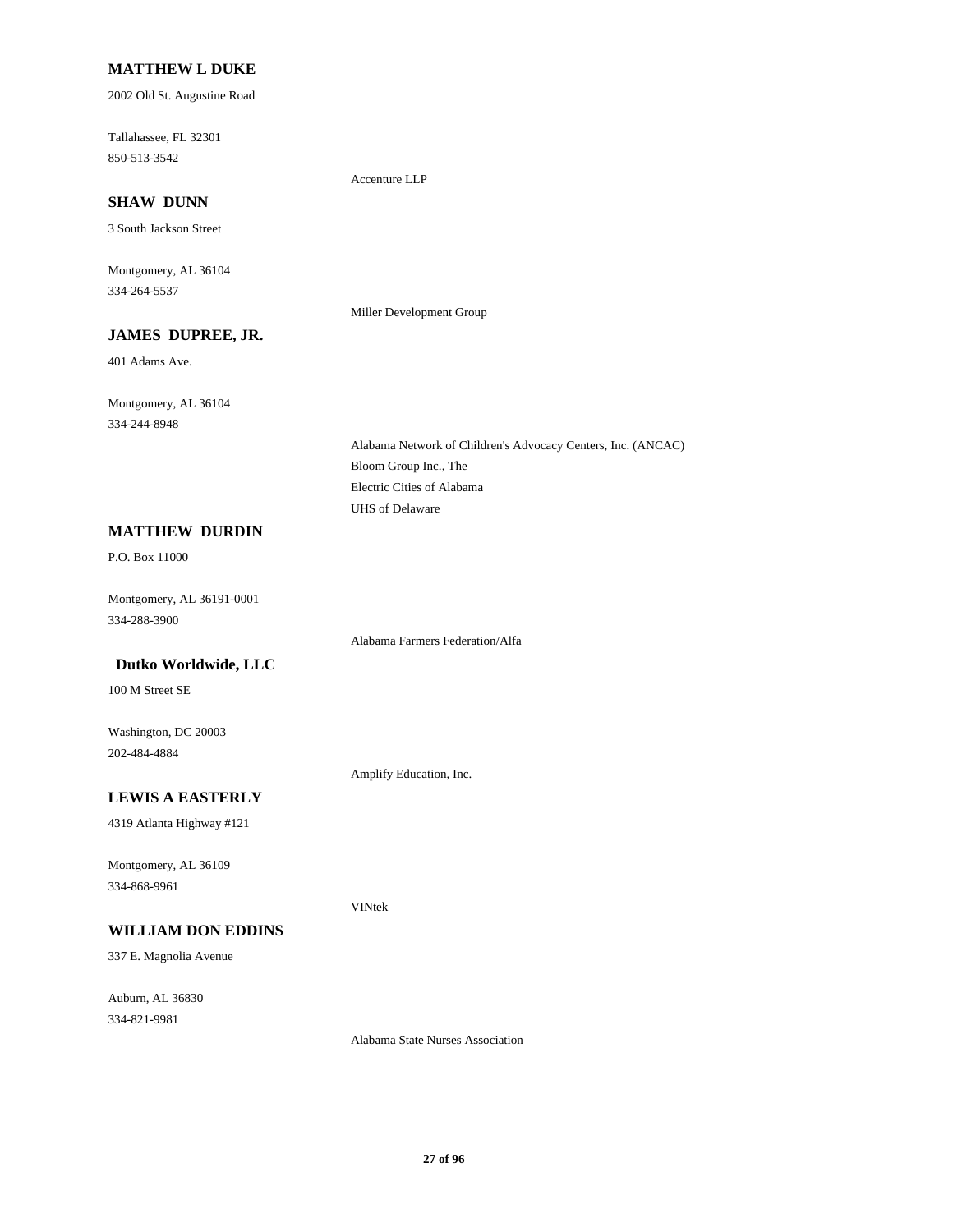**MATTHEW L DUKE**

2002 Old St. Augustine Road

Tallahassee, FL 32301
850-513-3542

Accenture LLP

**SHAW DUNN**

3 South Jackson Street

Montgomery, AL 36104
334-264-5537

Miller Development Group

**JAMES DUPREE, JR.**

401 Adams Ave.

Montgomery, AL 36104
334-244-8948

Alabama Network of Children's Advocacy Centers, Inc. (ANCAC)
Bloom Group Inc., The
Electric Cities of Alabama
UHS of Delaware

**MATTHEW DURDIN**

P.O. Box 11000

Montgomery, AL 36191-0001
334-288-3900

Alabama Farmers Federation/Alfa

**Dutko Worldwide, LLC**

100 M Street SE

Washington, DC 20003
202-484-4884

Amplify Education, Inc.

**LEWIS A EASTERLY**

4319 Atlanta Highway #121

Montgomery, AL 36109
334-868-9961

VINtek

**WILLIAM DON EDDINS**

337 E. Magnolia Avenue

Auburn, AL 36830
334-821-9981

Alabama State Nurses Association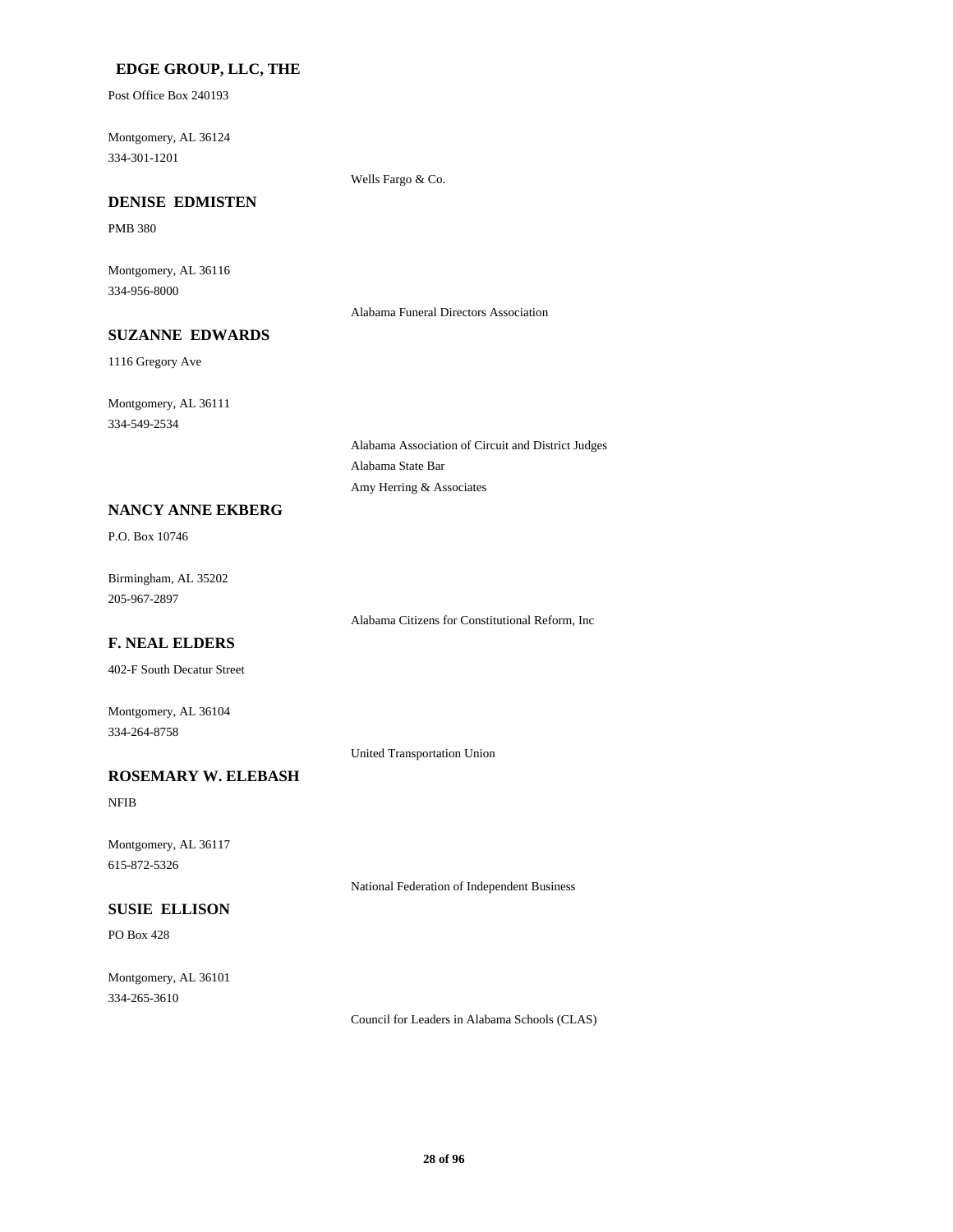### EDGE GROUP, LLC, THE

Post Office Box 240193

Montgomery, AL 36124
334-301-1201

Wells Fargo & Co.

### DENISE EDMISTEN

PMB 380

Montgomery, AL 36116
334-956-8000

Alabama Funeral Directors Association

### SUZANNE EDWARDS

1116 Gregory Ave

Montgomery, AL 36111
334-549-2534

Alabama Association of Circuit and District Judges
Alabama State Bar
Amy Herring & Associates

### NANCY ANNE EKBERG

P.O. Box 10746

Birmingham, AL 35202
205-967-2897

Alabama Citizens for Constitutional Reform, Inc

### F. NEAL ELDERS

402-F South Decatur Street

Montgomery, AL 36104
334-264-8758

United Transportation Union

### ROSEMARY W. ELEBASH

NFIB

Montgomery, AL 36117
615-872-5326

National Federation of Independent Business

### SUSIE ELLISON

PO Box 428

Montgomery, AL 36101
334-265-3610

Council for Leaders in Alabama Schools (CLAS)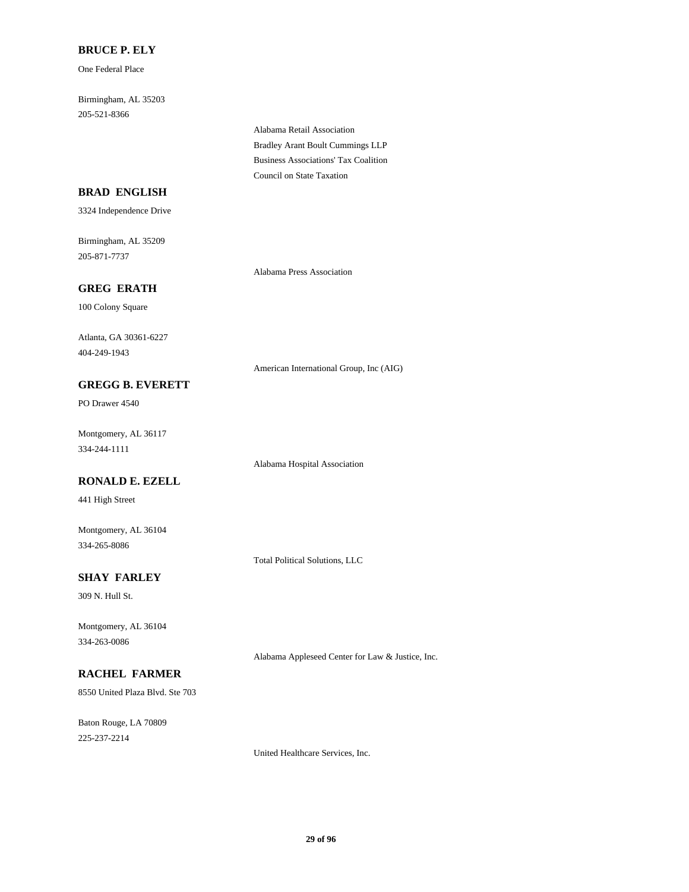**BRUCE P. ELY**

One Federal Place

Birmingham, AL 35203
205-521-8366

Alabama Retail Association
Bradley Arant Boult Cummings LLP
Business Associations' Tax Coalition
Council on State Taxation

**BRAD ENGLISH**

3324 Independence Drive

Birmingham, AL 35209
205-871-7737

Alabama Press Association

**GREG ERATH**

100 Colony Square

Atlanta, GA 30361-6227
404-249-1943

American International Group, Inc (AIG)

**GREGG B. EVERETT**

PO Drawer 4540

Montgomery, AL 36117
334-244-1111

Alabama Hospital Association

**RONALD E. EZELL**

441 High Street

Montgomery, AL 36104
334-265-8086

Total Political Solutions, LLC

**SHAY FARLEY**

309 N. Hull St.

Montgomery, AL 36104
334-263-0086

Alabama Appleseed Center for Law & Justice, Inc.

**RACHEL FARMER**

8550 United Plaza Blvd. Ste 703

Baton Rouge, LA 70809
225-237-2214

United Healthcare Services, Inc.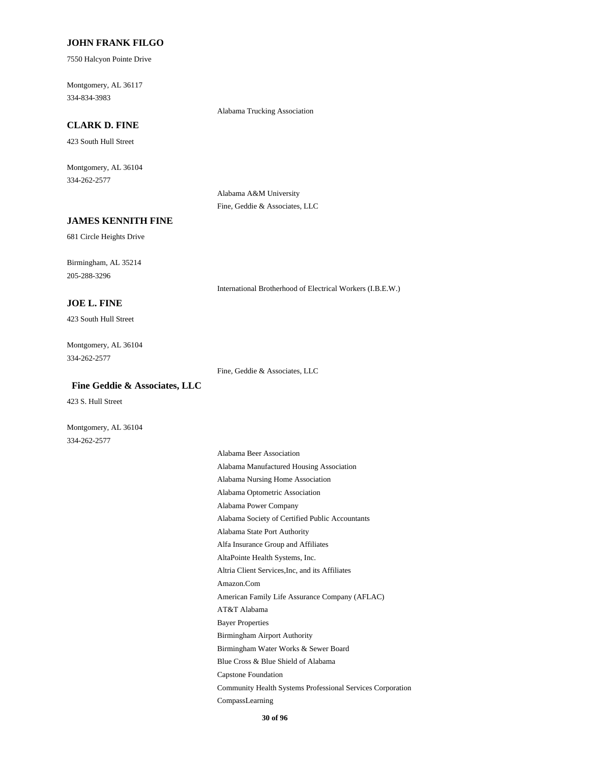### JOHN FRANK FILGO

7550 Halcyon Pointe Drive

Montgomery, AL 36117
334-834-3983

Alabama Trucking Association

### CLARK D. FINE

423 South Hull Street

Montgomery, AL 36104
334-262-2577

Alabama A&M University
Fine, Geddie & Associates, LLC

### JAMES KENNITH FINE

681 Circle Heights Drive

Birmingham, AL 35214
205-288-3296

International Brotherhood of Electrical Workers (I.B.E.W.)

### JOE L. FINE

423 South Hull Street

Montgomery, AL 36104
334-262-2577

Fine, Geddie & Associates, LLC

### Fine Geddie & Associates, LLC

423 S. Hull Street

Montgomery, AL 36104
334-262-2577

Alabama Beer Association
Alabama Manufactured Housing Association
Alabama Nursing Home Association
Alabama Optometric Association
Alabama Power Company
Alabama Society of Certified Public Accountants
Alabama State Port Authority
Alfa Insurance Group and Affiliates
AltaPointe Health Systems, Inc.
Altria Client Services,Inc, and its Affiliates
Amazon.Com
American Family Life Assurance Company (AFLAC)
AT&T Alabama
Bayer Properties
Birmingham Airport Authority
Birmingham Water Works & Sewer Board
Blue Cross & Blue Shield of Alabama
Capstone Foundation
Community Health Systems Professional Services Corporation
CompassLearning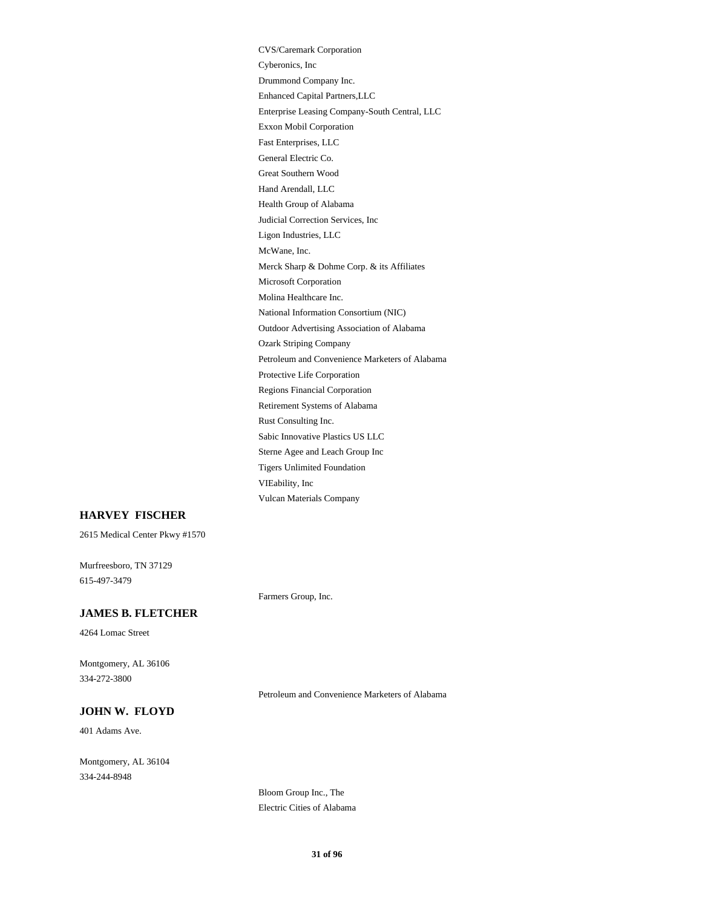CVS/Caremark Corporation
Cyberonics, Inc
Drummond Company Inc.
Enhanced Capital Partners,LLC
Enterprise Leasing Company-South Central, LLC
Exxon Mobil Corporation
Fast Enterprises, LLC
General Electric Co.
Great Southern Wood
Hand Arendall, LLC
Health Group of Alabama
Judicial Correction Services, Inc
Ligon Industries, LLC
McWane, Inc.
Merck Sharp & Dohme Corp. & its Affiliates
Microsoft Corporation
Molina Healthcare Inc.
National Information Consortium (NIC)
Outdoor Advertising Association of Alabama
Ozark Striping Company
Petroleum and Convenience Marketers of Alabama
Protective Life Corporation
Regions Financial Corporation
Retirement Systems of Alabama
Rust Consulting Inc.
Sabic Innovative Plastics US LLC
Sterne Agee and Leach Group Inc
Tigers Unlimited Foundation
VIEability, Inc
Vulcan Materials Company

**HARVEY FISCHER**

2615 Medical Center Pkwy #1570

Murfreesboro, TN 37129
615-497-3479

Farmers Group, Inc.

**JAMES B. FLETCHER**

4264 Lomac Street

Montgomery, AL 36106
334-272-3800

Petroleum and Convenience Marketers of Alabama

**JOHN W. FLOYD**

401 Adams Ave.

Montgomery, AL 36104
334-244-8948

Bloom Group Inc., The
Electric Cities of Alabama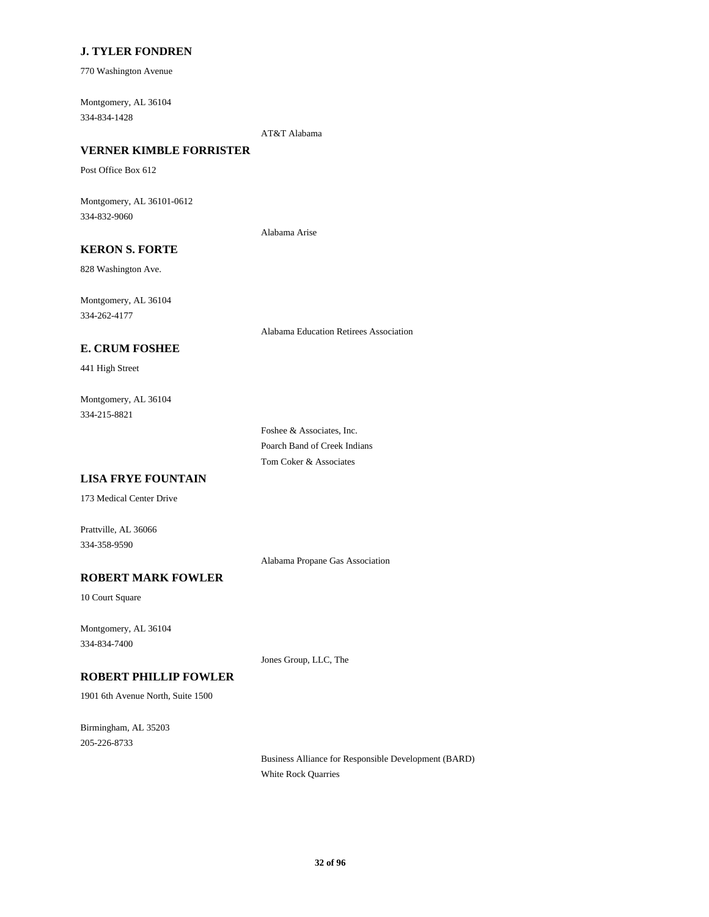### J. TYLER FONDREN

770 Washington Avenue

Montgomery, AL 36104
334-834-1428

AT&T Alabama

### VERNER KIMBLE FORRISTER

Post Office Box 612

Montgomery, AL 36101-0612
334-832-9060

Alabama Arise

### KERON S. FORTE

828 Washington Ave.

Montgomery, AL 36104
334-262-4177

Alabama Education Retirees Association

### E. CRUM FOSHEE

441 High Street

Montgomery, AL 36104
334-215-8821

Foshee & Associates, Inc.
Poarch Band of Creek Indians
Tom Coker & Associates

### LISA FRYE FOUNTAIN

173 Medical Center Drive

Prattville, AL 36066
334-358-9590

Alabama Propane Gas Association

### ROBERT MARK FOWLER

10 Court Square

Montgomery, AL 36104
334-834-7400

Jones Group, LLC, The

### ROBERT PHILLIP FOWLER

1901 6th Avenue North, Suite 1500

Birmingham, AL 35203
205-226-8733

Business Alliance for Responsible Development (BARD)
White Rock Quarries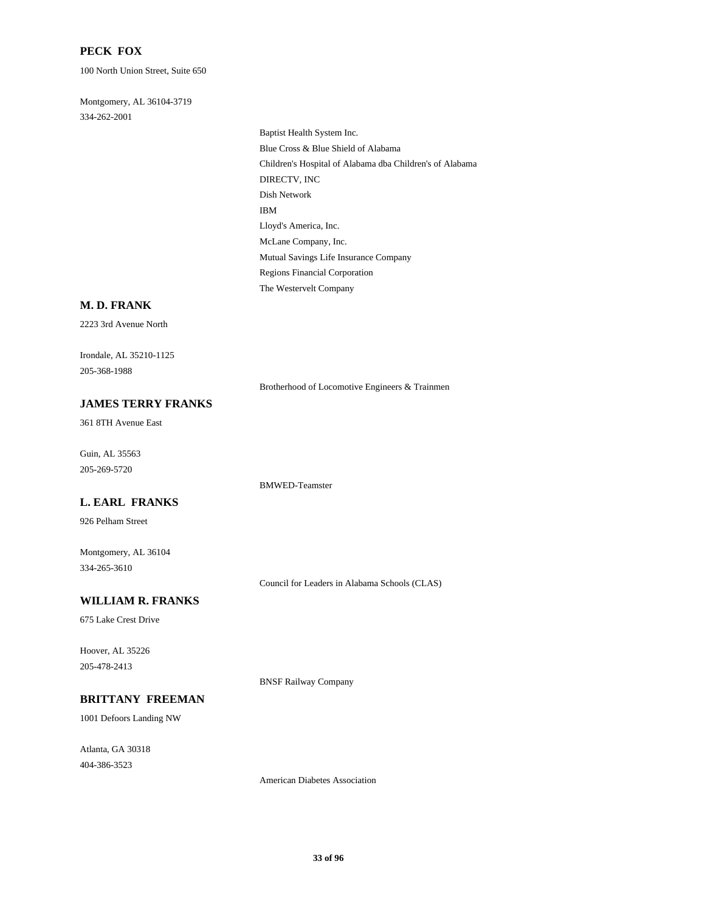**PECK FOX**

100 North Union Street, Suite 650

Montgomery, AL 36104-3719

334-262-2001

- Baptist Health System Inc.
- Blue Cross & Blue Shield of Alabama
- Children's Hospital of Alabama dba Children's of Alabama
- DIRECTV, INC
- Dish Network
- IBM
- Lloyd's America, Inc.
- McLane Company, Inc.
- Mutual Savings Life Insurance Company
- Regions Financial Corporation
- The Westervelt Company

**M. D. FRANK**

2223 3rd Avenue North

Irondale, AL 35210-1125

205-368-1988

- Brotherhood of Locomotive Engineers & Trainmen

**JAMES TERRY FRANKS**

361 8TH Avenue East

Guin, AL 35563

205-269-5720

- BMWED-Teamster

**L. EARL FRANKS**

926 Pelham Street

Montgomery, AL 36104

334-265-3610

- Council for Leaders in Alabama Schools (CLAS)

**WILLIAM R. FRANKS**

675 Lake Crest Drive

Hoover, AL 35226

205-478-2413

- BNSF Railway Company

**BRITTANY FREEMAN**

1001 Defoors Landing NW

Atlanta, GA 30318

404-386-3523

- American Diabetes Association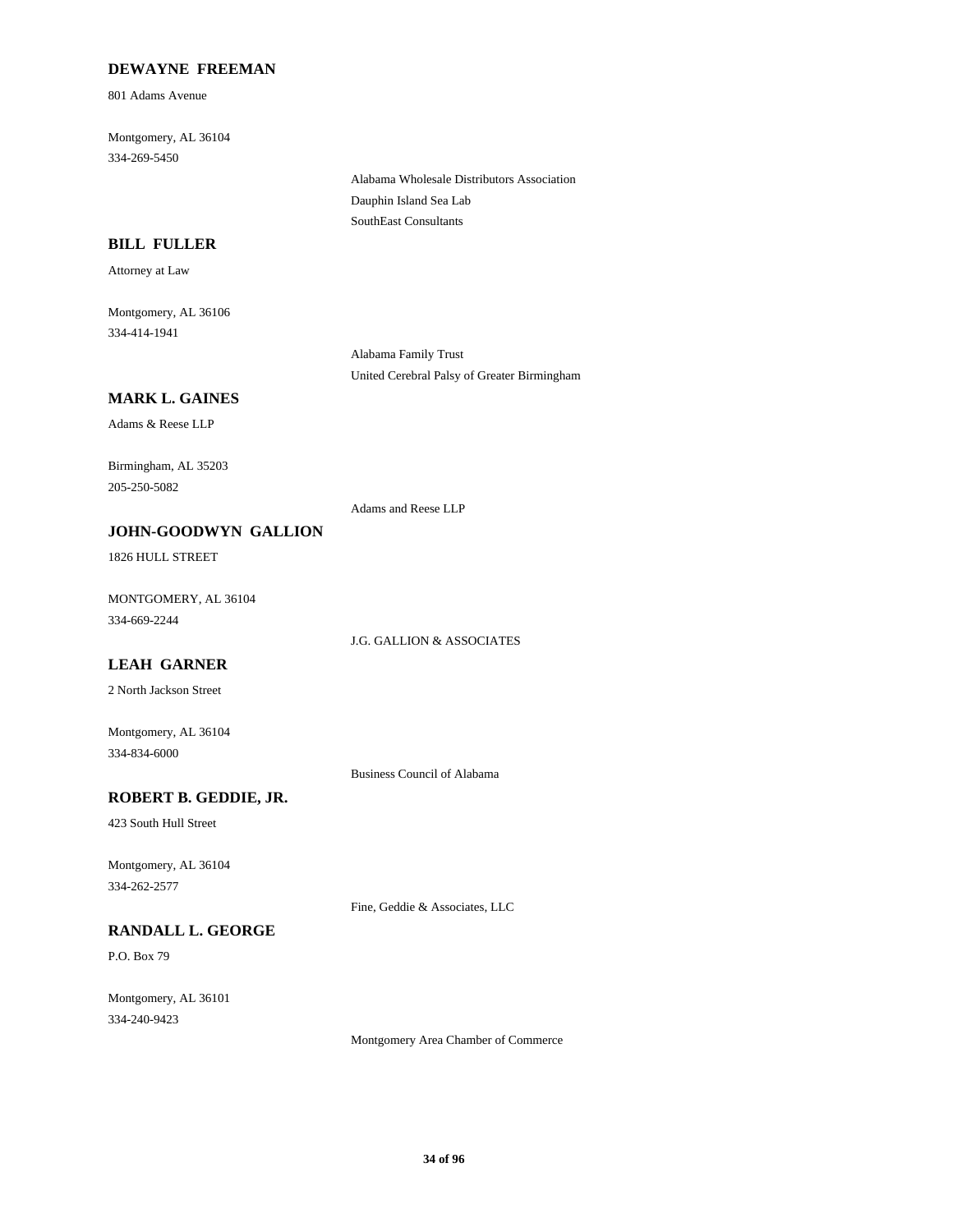### DEWAYNE FREEMAN

801 Adams Avenue

Montgomery, AL 36104
334-269-5450

Alabama Wholesale Distributors Association
Dauphin Island Sea Lab
SouthEast Consultants

### BILL FULLER

Attorney at Law

Montgomery, AL 36106
334-414-1941

Alabama Family Trust
United Cerebral Palsy of Greater Birmingham

### MARK L. GAINES

Adams & Reese LLP

Birmingham, AL 35203
205-250-5082

Adams and Reese LLP

### JOHN-GOODWYN GALLION

1826 HULL STREET

MONTGOMERY, AL 36104
334-669-2244

J.G. GALLION & ASSOCIATES

### LEAH GARNER

2 North Jackson Street

Montgomery, AL 36104
334-834-6000

Business Council of Alabama

### ROBERT B. GEDDIE, JR.

423 South Hull Street

Montgomery, AL 36104
334-262-2577

Fine, Geddie & Associates, LLC

### RANDALL L. GEORGE

P.O. Box 79

Montgomery, AL 36101
334-240-9423

Montgomery Area Chamber of Commerce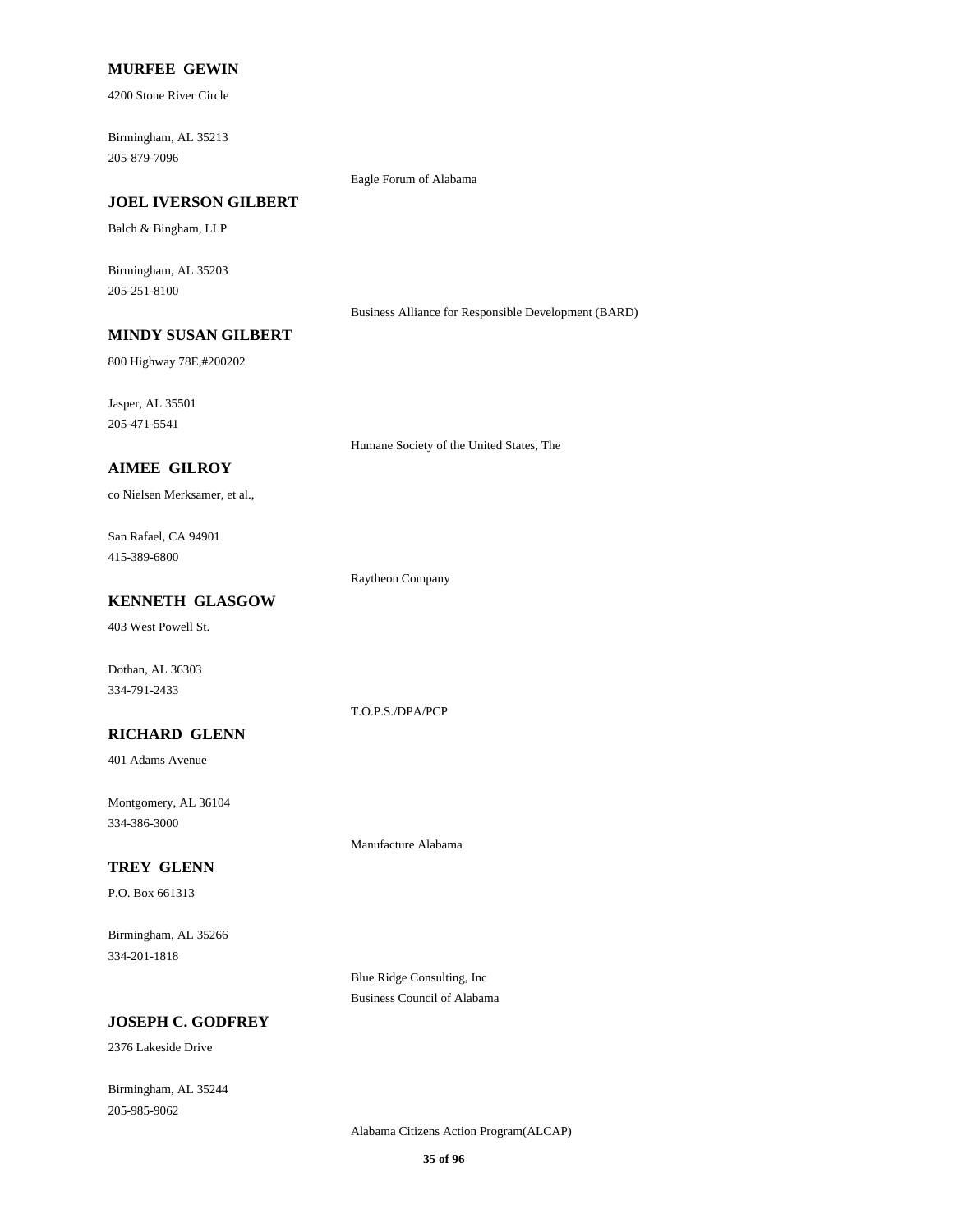**MURFEE GEWIN**

4200 Stone River Circle

Birmingham, AL 35213
205-879-7096

Eagle Forum of Alabama

**JOEL IVERSON GILBERT**

Balch & Bingham, LLP

Birmingham, AL 35203
205-251-8100

Business Alliance for Responsible Development (BARD)

**MINDY SUSAN GILBERT**

800 Highway 78E,#200202

Jasper, AL 35501
205-471-5541

Humane Society of the United States, The

**AIMEE GILROY**

co Nielsen Merksamer, et al.,

San Rafael, CA 94901
415-389-6800

Raytheon Company

**KENNETH GLASGOW**

403 West Powell St.

Dothan, AL 36303
334-791-2433

T.O.P.S./DPA/PCP

**RICHARD GLENN**

401 Adams Avenue

Montgomery, AL 36104
334-386-3000

Manufacture Alabama

**TREY GLENN**

P.O. Box 661313

Birmingham, AL 35266
334-201-1818

Blue Ridge Consulting, Inc
Business Council of Alabama

**JOSEPH C. GODFREY**

2376 Lakeside Drive

Birmingham, AL 35244
205-985-9062

Alabama Citizens Action Program(ALCAP)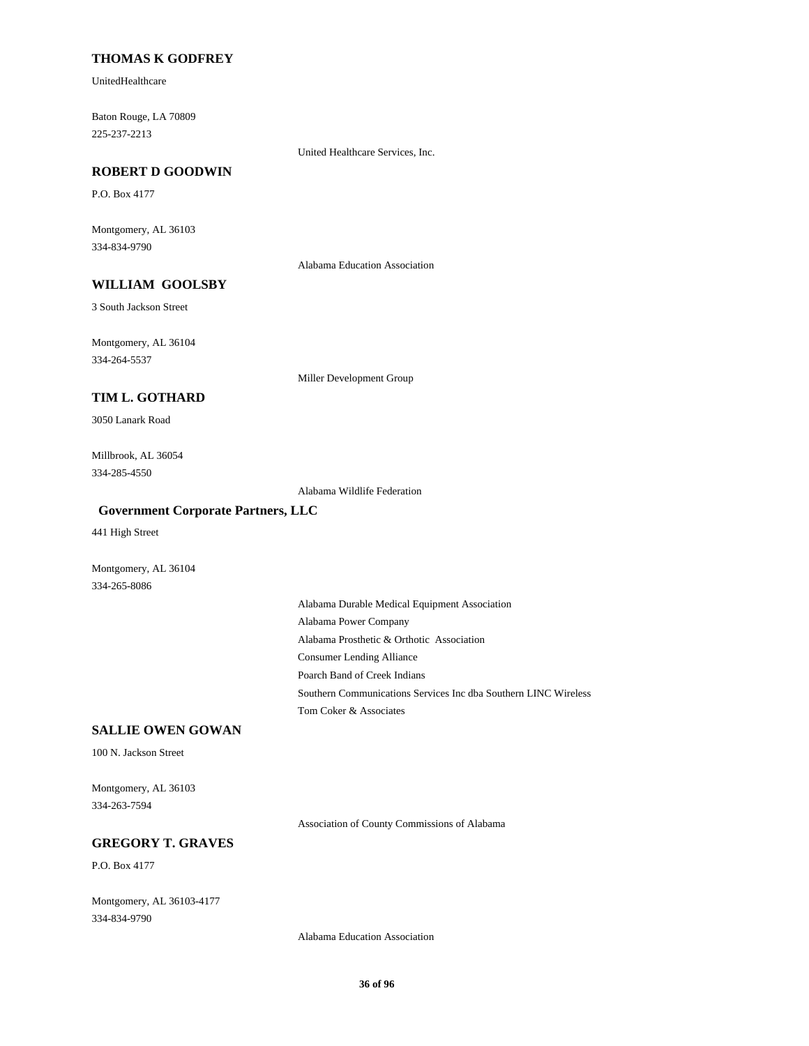### THOMAS K GODFREY

UnitedHealthcare

Baton Rouge, LA 70809
225-237-2213

United Healthcare Services, Inc.

### ROBERT D GOODWIN

P.O. Box 4177

Montgomery, AL 36103
334-834-9790

Alabama Education Association

### WILLIAM GOOLSBY

3 South Jackson Street

Montgomery, AL 36104
334-264-5537

Miller Development Group

### TIM L. GOTHARD

3050 Lanark Road

Millbrook, AL 36054
334-285-4550

Alabama Wildlife Federation

### Government Corporate Partners, LLC

441 High Street

Montgomery, AL 36104
334-265-8086

Alabama Durable Medical Equipment Association
Alabama Power Company
Alabama Prosthetic & Orthotic Association
Consumer Lending Alliance
Poarch Band of Creek Indians
Southern Communications Services Inc dba Southern LINC Wireless
Tom Coker & Associates

### SALLIE OWEN GOWAN

100 N. Jackson Street

Montgomery, AL 36103
334-263-7594

Association of County Commissions of Alabama

### GREGORY T. GRAVES

P.O. Box 4177

Montgomery, AL 36103-4177
334-834-9790

Alabama Education Association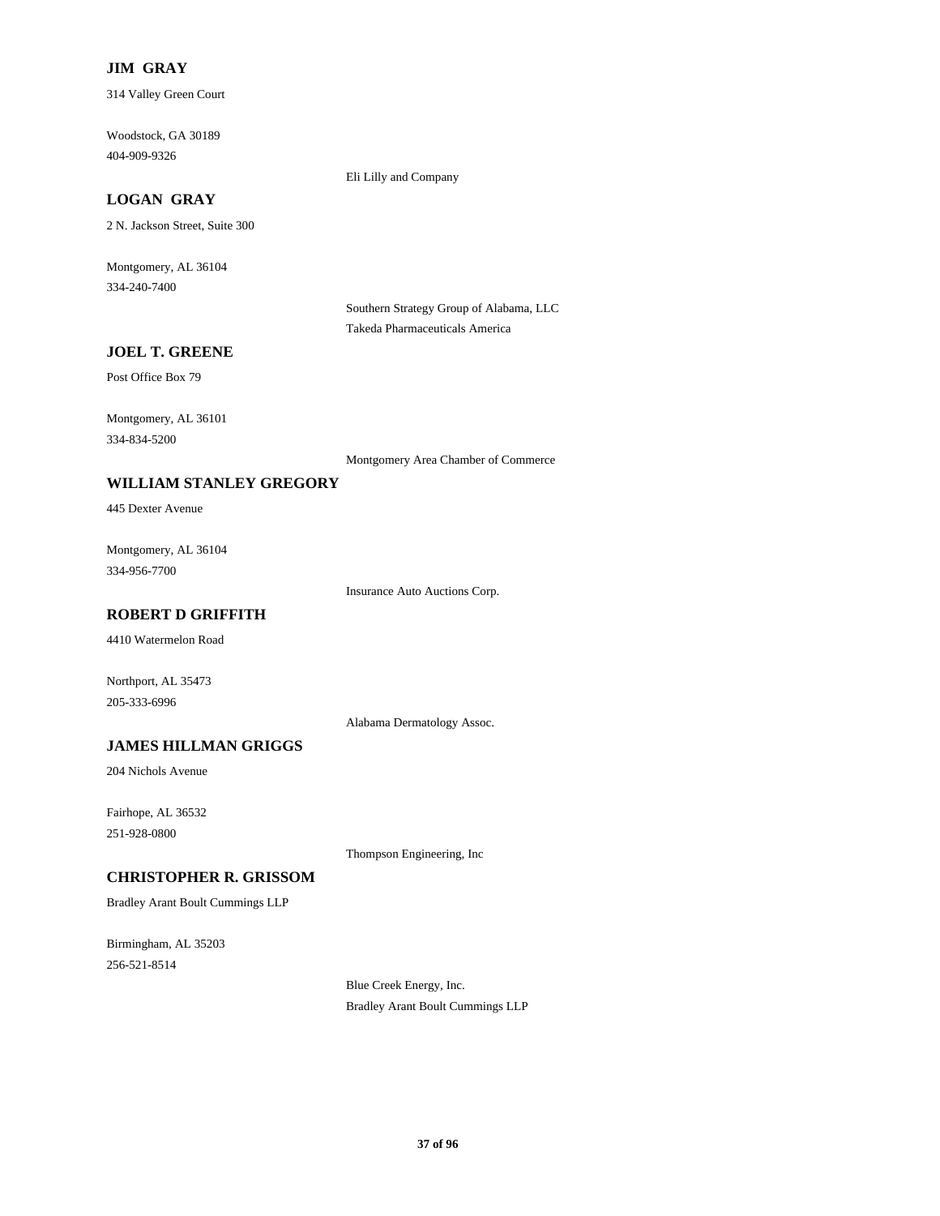**JIM GRAY**

314 Valley Green Court

Woodstock, GA 30189

404-909-9326

Eli Lilly and Company

**LOGAN GRAY**

2 N. Jackson Street, Suite 300

Montgomery, AL 36104

334-240-7400

Southern Strategy Group of Alabama, LLC

Takeda Pharmaceuticals America

**JOEL T. GREENE**

Post Office Box 79

Montgomery, AL 36101

334-834-5200

Montgomery Area Chamber of Commerce

**WILLIAM STANLEY GREGORY**

445 Dexter Avenue

Montgomery, AL 36104

334-956-7700

Insurance Auto Auctions Corp.

**ROBERT D GRIFFITH**

4410 Watermelon Road

Northport, AL 35473

205-333-6996

Alabama Dermatology Assoc.

**JAMES HILLMAN GRIGGS**

204 Nichols Avenue

Fairhope, AL 36532

251-928-0800

Thompson Engineering, Inc

**CHRISTOPHER R. GRISSOM**

Bradley Arant Boult Cummings LLP

Birmingham, AL 35203

256-521-8514

Blue Creek Energy, Inc.

Bradley Arant Boult Cummings LLP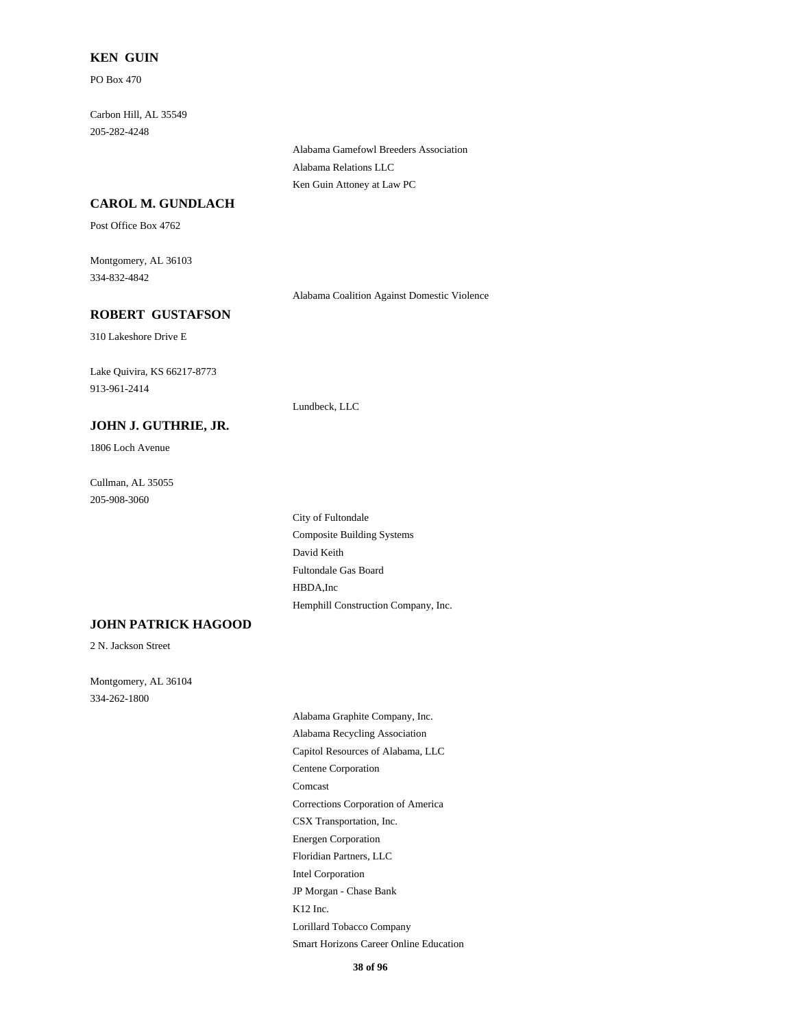**KEN GUIN**

PO Box 470

Carbon Hill, AL 35549

205-282-4248

Alabama Gamefowl Breeders Association

Alabama Relations LLC

Ken Guin Attoney at Law PC

**CAROL M. GUNDLACH**

Post Office Box 4762

Montgomery, AL 36103

334-832-4842

Alabama Coalition Against Domestic Violence

**ROBERT GUSTAFSON**

310 Lakeshore Drive E

Lake Quivira, KS 66217-8773

913-961-2414

Lundbeck, LLC

**JOHN J. GUTHRIE, JR.**

1806 Loch Avenue

Cullman, AL 35055

205-908-3060

City of Fultondale

Composite Building Systems

David Keith

Fultondale Gas Board

HBDA,Inc

Hemphill Construction Company, Inc.

**JOHN PATRICK HAGOOD**

2 N. Jackson Street

Montgomery, AL 36104

334-262-1800

Alabama Graphite Company, Inc.

Alabama Recycling Association

Capitol Resources of Alabama, LLC

Centene Corporation

Comcast

Corrections Corporation of America

CSX Transportation, Inc.

Energen Corporation

Floridian Partners, LLC

Intel Corporation

JP Morgan - Chase Bank

K12 Inc.

Lorillard Tobacco Company

Smart Horizons Career Online Education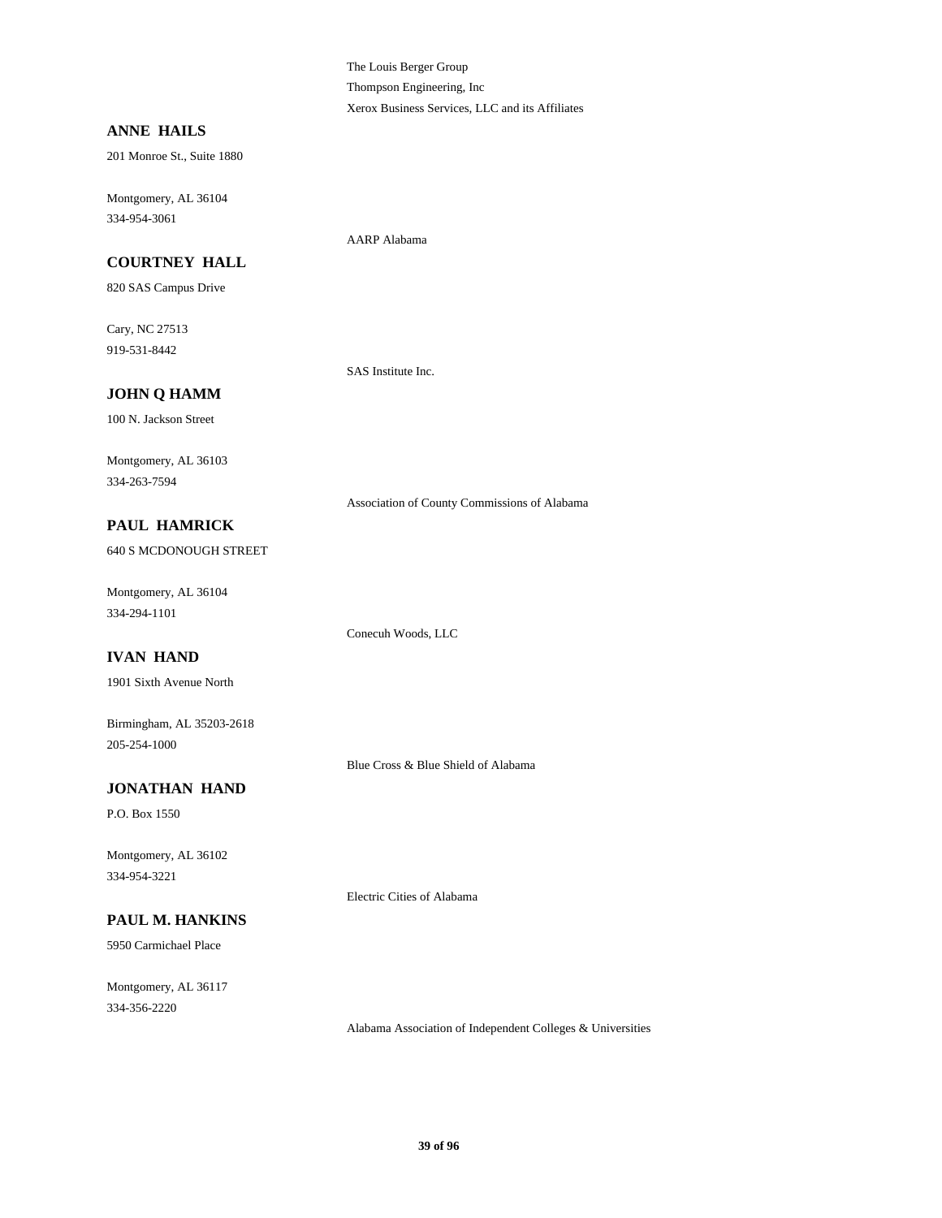The Louis Berger Group

Thompson Engineering, Inc

Xerox Business Services, LLC and its Affiliates

**ANNE HAILS**

201 Monroe St., Suite 1880

Montgomery, AL 36104

334-954-3061

AARP Alabama

**COURTNEY HALL**

820 SAS Campus Drive

Cary, NC 27513

919-531-8442

SAS Institute Inc.

**JOHN Q HAMM**

100 N. Jackson Street

Montgomery, AL 36103

334-263-7594

Association of County Commissions of Alabama

**PAUL HAMRICK**

640 S MCDONOUGH STREET

Montgomery, AL 36104

334-294-1101

Conecuh Woods, LLC

**IVAN HAND**

1901 Sixth Avenue North

Birmingham, AL 35203-2618

205-254-1000

Blue Cross & Blue Shield of Alabama

**JONATHAN HAND**

P.O. Box 1550

Montgomery, AL 36102

334-954-3221

Electric Cities of Alabama

**PAUL M. HANKINS**

5950 Carmichael Place

Montgomery, AL 36117

334-356-2220

Alabama Association of Independent Colleges & Universities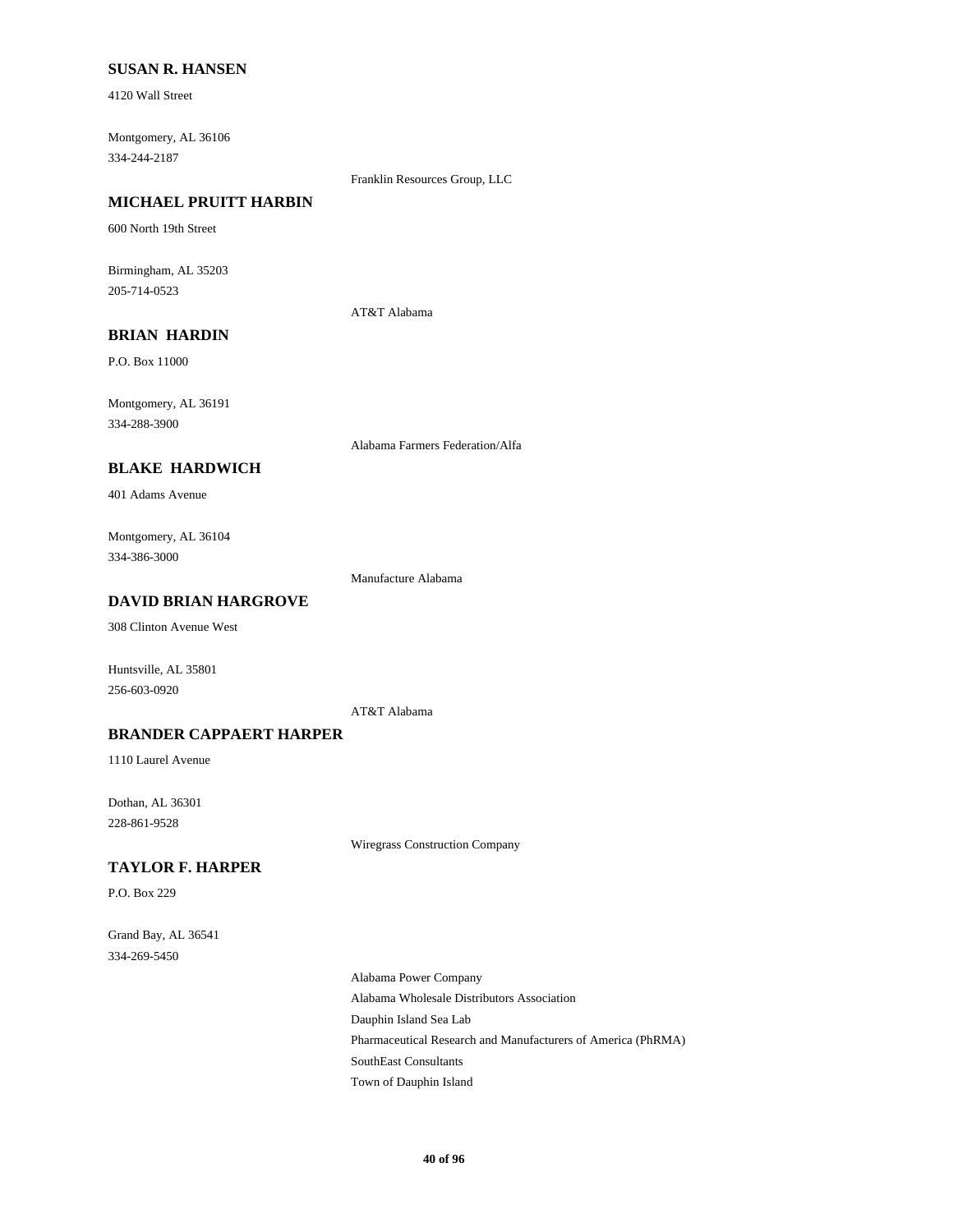**SUSAN R. HANSEN**

4120 Wall Street

Montgomery, AL 36106

334-244-2187

Franklin Resources Group, LLC

**MICHAEL PRUITT HARBIN**

600 North 19th Street

Birmingham, AL 35203

205-714-0523

AT&T Alabama

**BRIAN HARDIN**

P.O. Box 11000

Montgomery, AL 36191

334-288-3900

Alabama Farmers Federation/Alfa

**BLAKE HARDWICH**

401 Adams Avenue

Montgomery, AL 36104

334-386-3000

Manufacture Alabama

**DAVID BRIAN HARGROVE**

308 Clinton Avenue West

Huntsville, AL 35801

256-603-0920

AT&T Alabama

**BRANDER CAPPAERT HARPER**

1110 Laurel Avenue

Dothan, AL 36301

228-861-9528

Wiregrass Construction Company

**TAYLOR F. HARPER**

P.O. Box 229

Grand Bay, AL 36541

334-269-5450

Alabama Power Company

Alabama Wholesale Distributors Association

Dauphin Island Sea Lab

Pharmaceutical Research and Manufacturers of America (PhRMA)

SouthEast Consultants

Town of Dauphin Island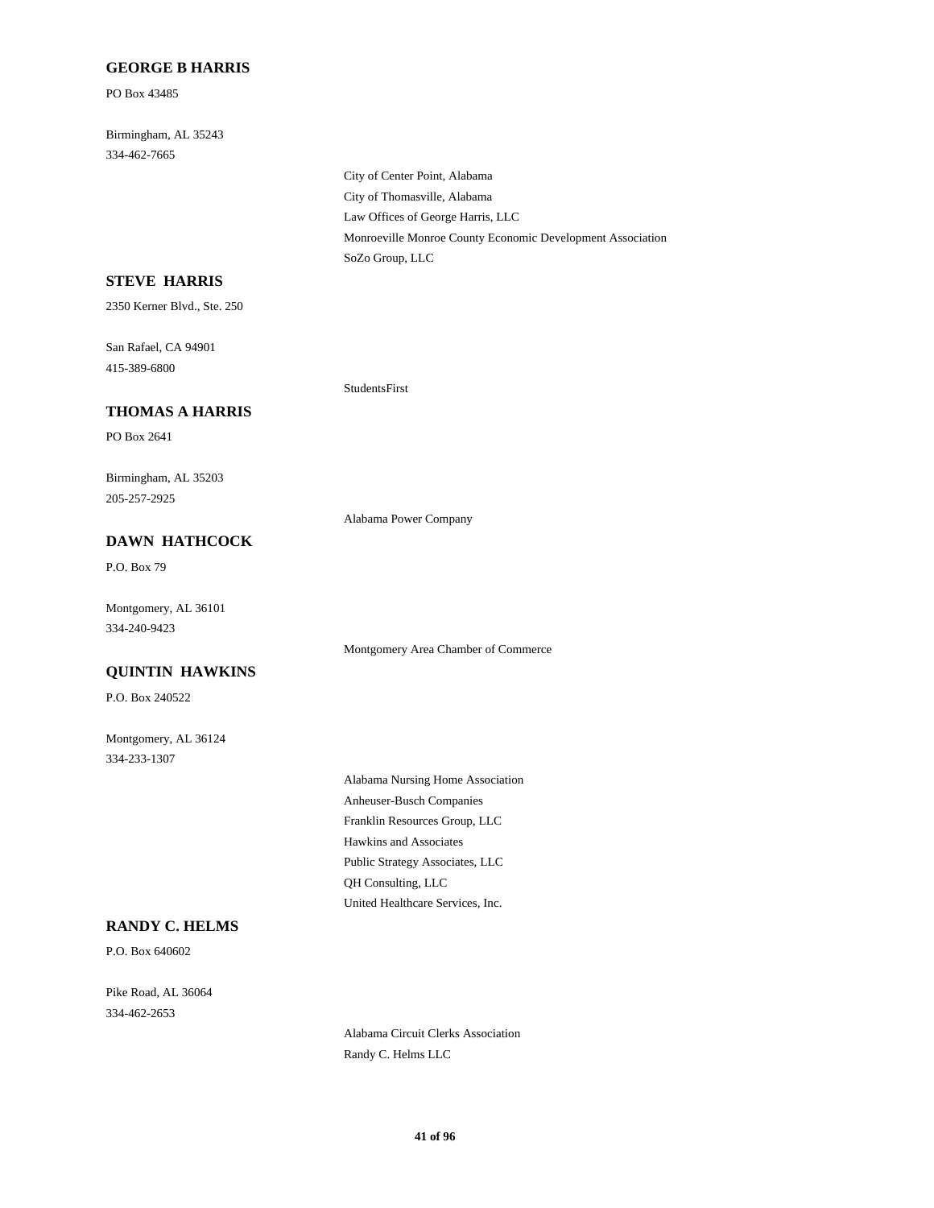**GEORGE B HARRIS**

PO Box 43485

Birmingham, AL 35243
334-462-7665

City of Center Point, Alabama
City of Thomasville, Alabama
Law Offices of George Harris, LLC
Monroeville Monroe County Economic Development Association
SoZo Group, LLC

**STEVE HARRIS**

2350 Kerner Blvd., Ste. 250

San Rafael, CA 94901
415-389-6800

StudentsFirst

**THOMAS A HARRIS**

PO Box 2641

Birmingham, AL 35203
205-257-2925

Alabama Power Company

**DAWN HATHCOCK**

P.O. Box 79

Montgomery, AL 36101
334-240-9423

Montgomery Area Chamber of Commerce

**QUINTIN HAWKINS**

P.O. Box 240522

Montgomery, AL 36124
334-233-1307

Alabama Nursing Home Association
Anheuser-Busch Companies
Franklin Resources Group, LLC
Hawkins and Associates
Public Strategy Associates, LLC
QH Consulting, LLC
United Healthcare Services, Inc.

**RANDY C. HELMS**

P.O. Box 640602

Pike Road, AL 36064
334-462-2653

Alabama Circuit Clerks Association
Randy C. Helms LLC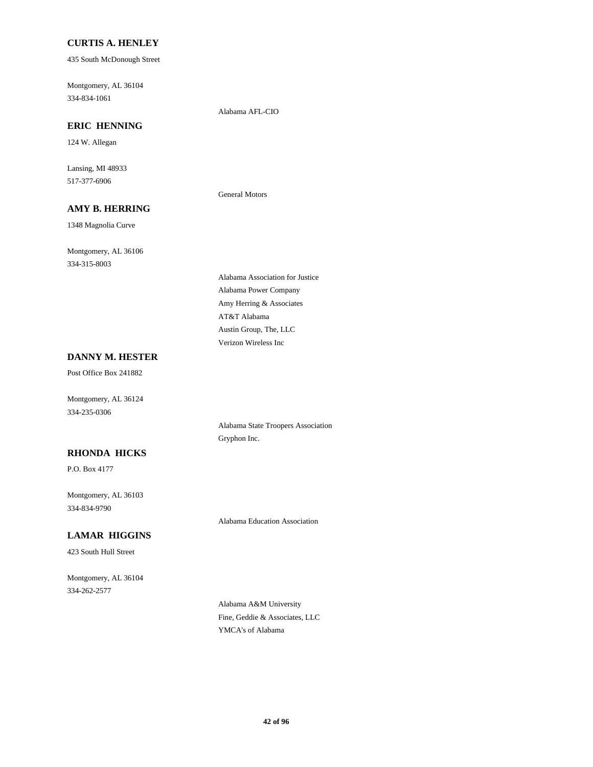**CURTIS A. HENLEY**

435 South McDonough Street

Montgomery, AL 36104
334-834-1061

Alabama AFL-CIO

**ERIC HENNING**

124 W. Allegan

Lansing, MI 48933
517-377-6906

General Motors

**AMY B. HERRING**

1348 Magnolia Curve

Montgomery, AL 36106
334-315-8003

Alabama Association for Justice
Alabama Power Company
Amy Herring & Associates
AT&T Alabama
Austin Group, The, LLC
Verizon Wireless Inc

**DANNY M. HESTER**

Post Office Box 241882

Montgomery, AL 36124
334-235-0306

Alabama State Troopers Association
Gryphon Inc.

**RHONDA HICKS**

P.O. Box 4177

Montgomery, AL 36103
334-834-9790

Alabama Education Association

**LAMAR HIGGINS**

423 South Hull Street

Montgomery, AL 36104
334-262-2577

Alabama A&M University
Fine, Geddie & Associates, LLC
YMCA's of Alabama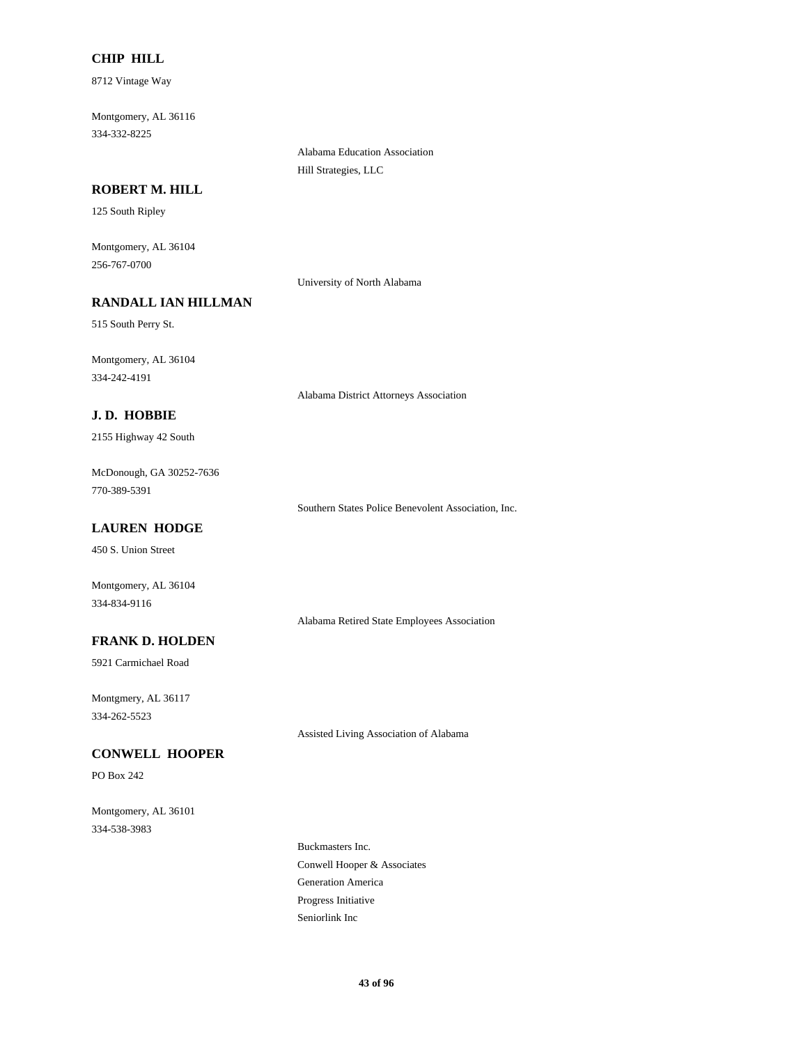**CHIP HILL**

8712 Vintage Way

Montgomery, AL 36116

334-332-8225

Alabama Education Association

Hill Strategies, LLC

**ROBERT M. HILL**

125 South Ripley

Montgomery, AL 36104

256-767-0700

University of North Alabama

**RANDALL IAN HILLMAN**

515 South Perry St.

Montgomery, AL 36104

334-242-4191

Alabama District Attorneys Association

**J. D. HOBBIE**

2155 Highway 42 South

McDonough, GA 30252-7636

770-389-5391

Southern States Police Benevolent Association, Inc.

**LAUREN HODGE**

450 S. Union Street

Montgomery, AL 36104

334-834-9116

Alabama Retired State Employees Association

**FRANK D. HOLDEN**

5921 Carmichael Road

Montgmery, AL 36117

334-262-5523

Assisted Living Association of Alabama

**CONWELL HOOPER**

PO Box 242

Montgomery, AL 36101

334-538-3983

Buckmasters Inc.

Conwell Hooper & Associates

Generation America

Progress Initiative

Seniorlink Inc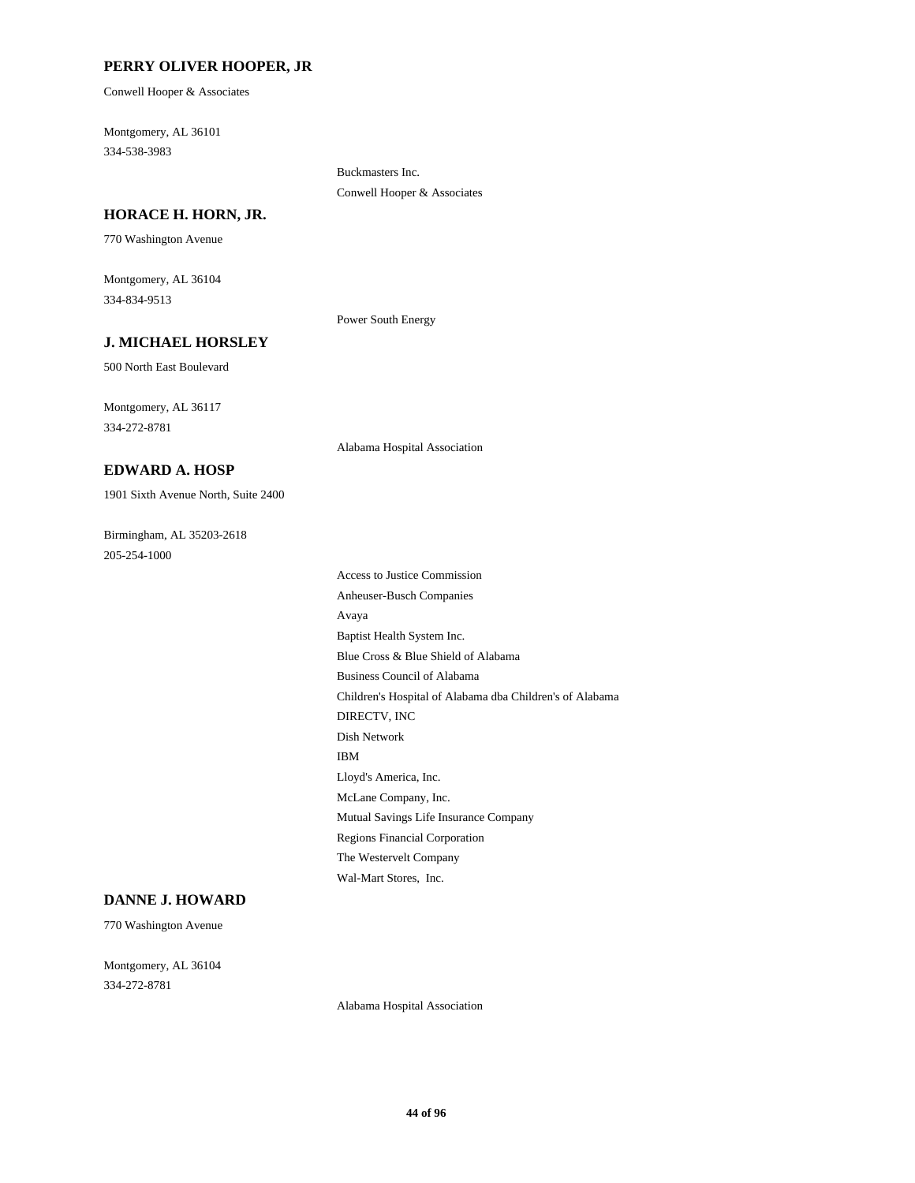**PERRY OLIVER HOOPER, JR**

Conwell Hooper & Associates

Montgomery, AL 36101
334-538-3983

Buckmasters Inc.
Conwell Hooper & Associates

**HORACE H. HORN, JR.**

770 Washington Avenue

Montgomery, AL 36104
334-834-9513

Power South Energy

**J. MICHAEL HORSLEY**

500 North East Boulevard

Montgomery, AL 36117
334-272-8781

Alabama Hospital Association

**EDWARD A. HOSP**

1901 Sixth Avenue North, Suite 2400

Birmingham, AL 35203-2618
205-254-1000

Access to Justice Commission
Anheuser-Busch Companies
Avaya
Baptist Health System Inc.
Blue Cross & Blue Shield of Alabama
Business Council of Alabama
Children's Hospital of Alabama dba Children's of Alabama
DIRECTV, INC
Dish Network
IBM
Lloyd's America, Inc.
McLane Company, Inc.
Mutual Savings Life Insurance Company
Regions Financial Corporation
The Westervelt Company
Wal-Mart Stores, Inc.

**DANNE J. HOWARD**

770 Washington Avenue

Montgomery, AL 36104
334-272-8781

Alabama Hospital Association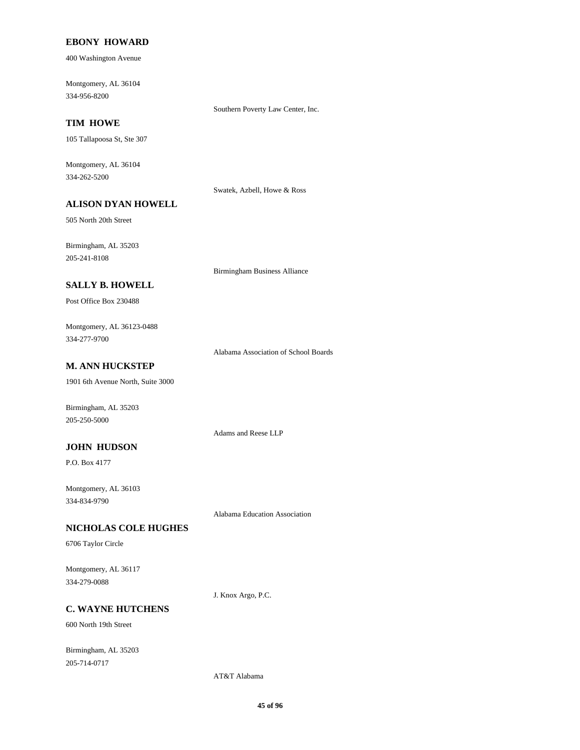**EBONY HOWARD**

400 Washington Avenue

Montgomery, AL 36104
334-956-8200

Southern Poverty Law Center, Inc.

**TIM HOWE**

105 Tallapoosa St, Ste 307

Montgomery, AL 36104
334-262-5200

Swatek, Azbell, Howe & Ross

**ALISON DYAN HOWELL**

505 North 20th Street

Birmingham, AL 35203
205-241-8108

Birmingham Business Alliance

**SALLY B. HOWELL**

Post Office Box 230488

Montgomery, AL 36123-0488
334-277-9700

Alabama Association of School Boards

**M. ANN HUCKSTEP**

1901 6th Avenue North, Suite 3000

Birmingham, AL 35203
205-250-5000

Adams and Reese LLP

**JOHN HUDSON**

P.O. Box 4177

Montgomery, AL 36103
334-834-9790

Alabama Education Association

**NICHOLAS COLE HUGHES**

6706 Taylor Circle

Montgomery, AL 36117
334-279-0088

J. Knox Argo, P.C.

**C. WAYNE HUTCHENS**

600 North 19th Street

Birmingham, AL 35203
205-714-0717

AT&T Alabama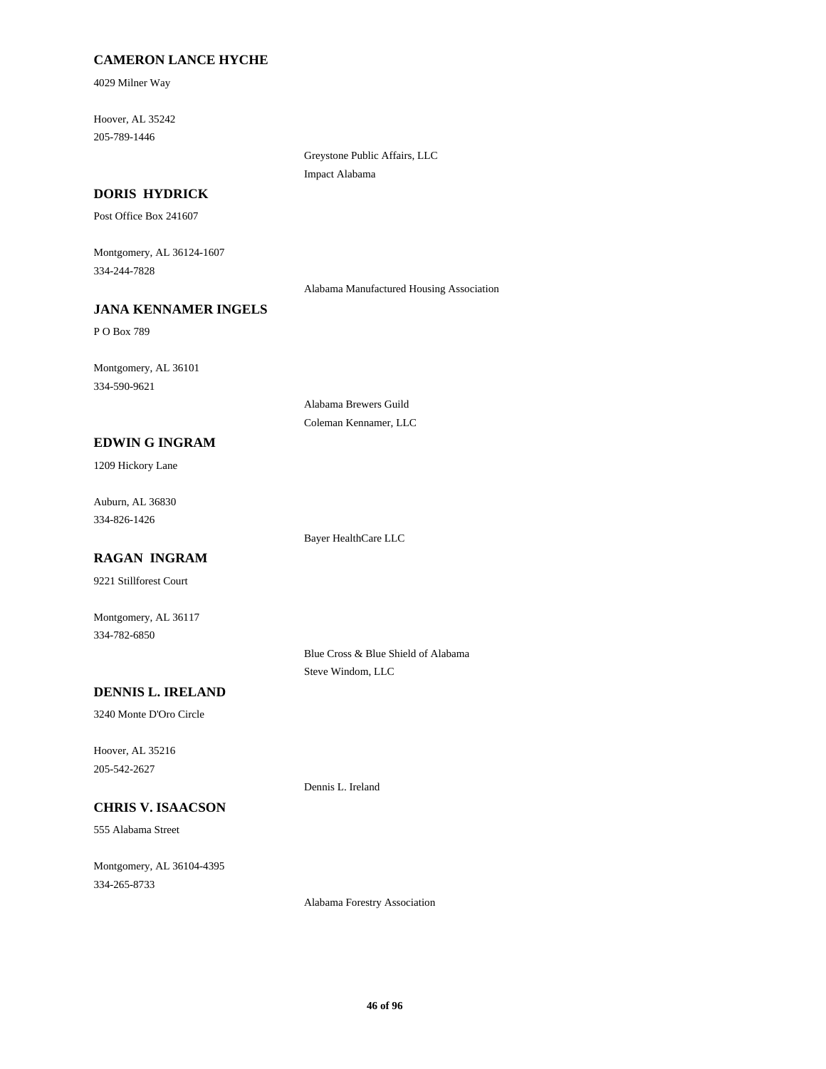**CAMERON LANCE HYCHE**

4029 Milner Way

Hoover, AL 35242

205-789-1446

Greystone Public Affairs, LLC

Impact Alabama

**DORIS HYDRICK**

Post Office Box 241607

Montgomery, AL 36124-1607

334-244-7828

Alabama Manufactured Housing Association

**JANA KENNAMER INGELS**

P O Box 789

Montgomery, AL 36101

334-590-9621

Alabama Brewers Guild

Coleman Kennamer, LLC

**EDWIN G INGRAM**

1209 Hickory Lane

Auburn, AL 36830

334-826-1426

Bayer HealthCare LLC

**RAGAN INGRAM**

9221 Stillforest Court

Montgomery, AL 36117

334-782-6850

Blue Cross & Blue Shield of Alabama

Steve Windom, LLC

**DENNIS L. IRELAND**

3240 Monte D'Oro Circle

Hoover, AL 35216

205-542-2627

Dennis L. Ireland

**CHRIS V. ISAACSON**

555 Alabama Street

Montgomery, AL 36104-4395

334-265-8733

Alabama Forestry Association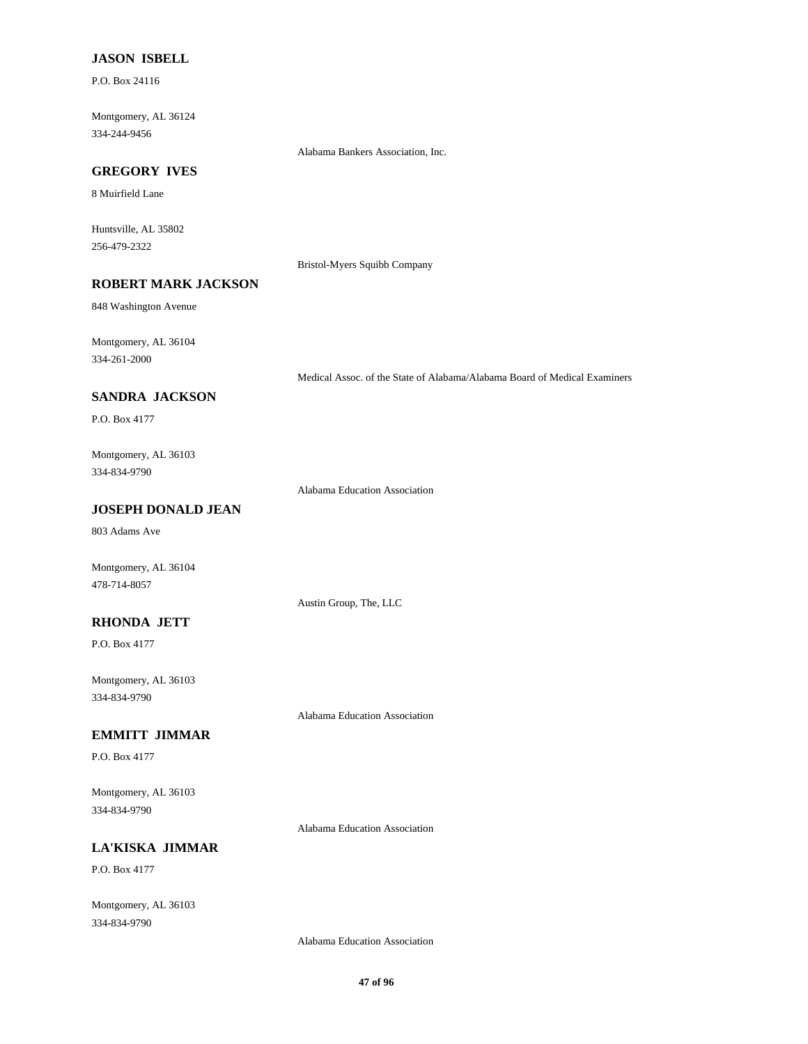**JASON ISBELL**

P.O. Box 24116

Montgomery, AL 36124
334-244-9456

Alabama Bankers Association, Inc.

**GREGORY IVES**

8 Muirfield Lane

Huntsville, AL 35802
256-479-2322

Bristol-Myers Squibb Company

**ROBERT MARK JACKSON**

848 Washington Avenue

Montgomery, AL 36104
334-261-2000

Medical Assoc. of the State of Alabama/Alabama Board of Medical Examiners

**SANDRA JACKSON**

P.O. Box 4177

Montgomery, AL 36103
334-834-9790

Alabama Education Association

**JOSEPH DONALD JEAN**

803 Adams Ave

Montgomery, AL 36104
478-714-8057

Austin Group, The, LLC

**RHONDA JETT**

P.O. Box 4177

Montgomery, AL 36103
334-834-9790

Alabama Education Association

**EMMITT JIMMAR**

P.O. Box 4177

Montgomery, AL 36103
334-834-9790

Alabama Education Association

**LA'KISKA JIMMAR**

P.O. Box 4177

Montgomery, AL 36103
334-834-9790

Alabama Education Association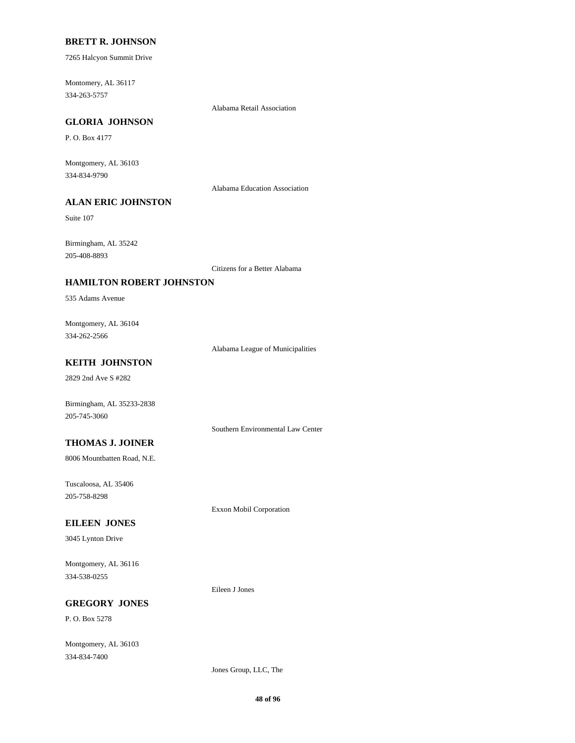**BRETT R. JOHNSON**

7265 Halcyon Summit Drive

Montomery, AL 36117
334-263-5757

Alabama Retail Association

**GLORIA JOHNSON**

P. O. Box 4177

Montgomery, AL 36103
334-834-9790

Alabama Education Association

**ALAN ERIC JOHNSTON**

Suite 107

Birmingham, AL 35242
205-408-8893

Citizens for a Better Alabama

**HAMILTON ROBERT JOHNSTON**

535 Adams Avenue

Montgomery, AL 36104
334-262-2566

Alabama League of Municipalities

**KEITH JOHNSTON**

2829 2nd Ave S #282

Birmingham, AL 35233-2838
205-745-3060

Southern Environmental Law Center

**THOMAS J. JOINER**

8006 Mountbatten Road, N.E.

Tuscaloosa, AL 35406
205-758-8298

Exxon Mobil Corporation

**EILEEN JONES**

3045 Lynton Drive

Montgomery, AL 36116
334-538-0255

Eileen J Jones

**GREGORY JONES**

P. O. Box 5278

Montgomery, AL 36103
334-834-7400

Jones Group, LLC, The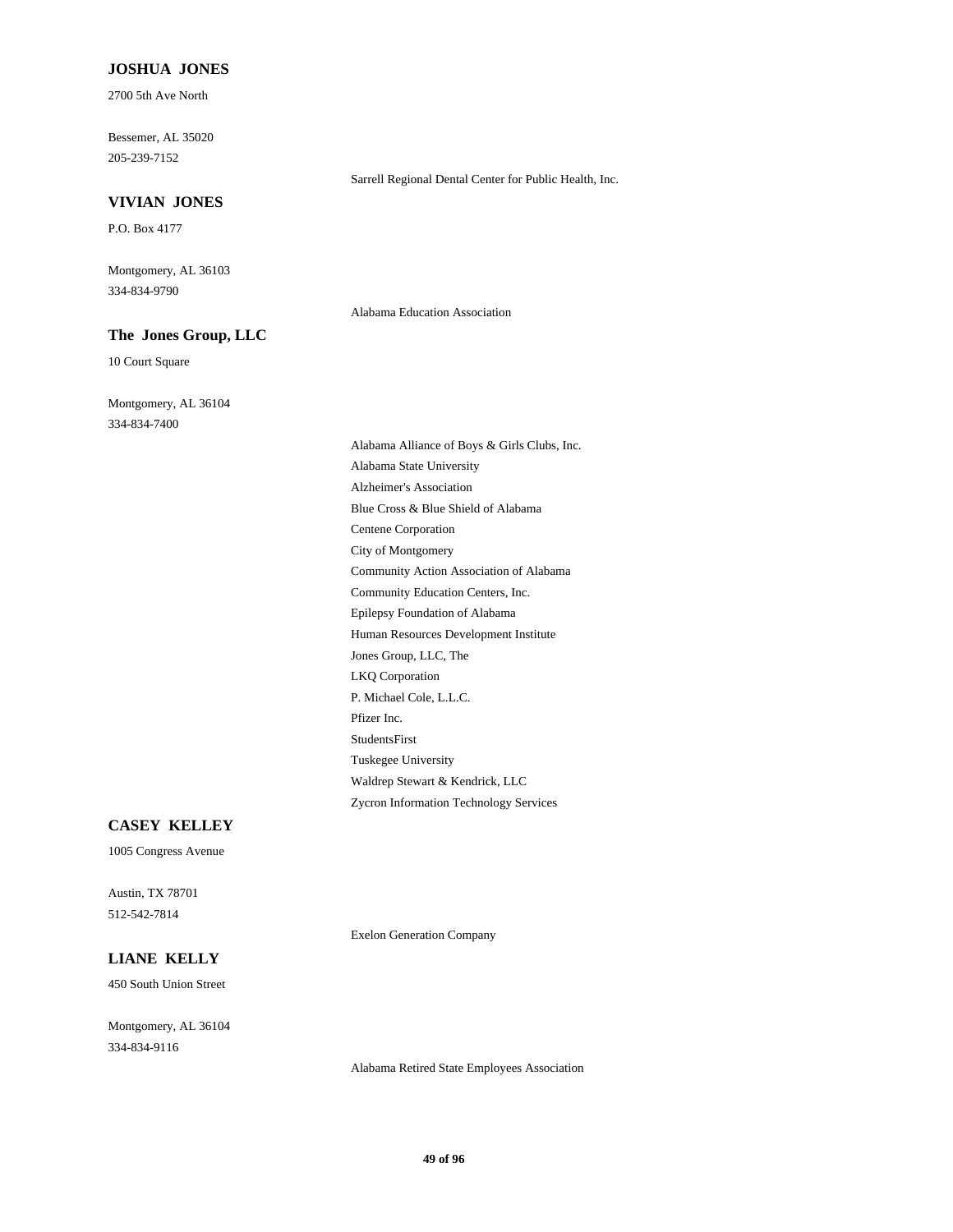**JOSHUA JONES**

2700 5th Ave North

Bessemer, AL 35020
205-239-7152

Sarrell Regional Dental Center for Public Health, Inc.

**VIVIAN JONES**

P.O. Box 4177

Montgomery, AL 36103
334-834-9790

Alabama Education Association

**The Jones Group, LLC**

10 Court Square

Montgomery, AL 36104
334-834-7400

Alabama Alliance of Boys & Girls Clubs, Inc.
Alabama State University
Alzheimer's Association
Blue Cross & Blue Shield of Alabama
Centene Corporation
City of Montgomery
Community Action Association of Alabama
Community Education Centers, Inc.
Epilepsy Foundation of Alabama
Human Resources Development Institute
Jones Group, LLC, The
LKQ Corporation
P. Michael Cole, L.L.C.
Pfizer Inc.
StudentsFirst
Tuskegee University
Waldrep Stewart & Kendrick, LLC
Zycron Information Technology Services

**CASEY KELLEY**

1005 Congress Avenue

Austin, TX 78701
512-542-7814

Exelon Generation Company

**LIANE KELLY**

450 South Union Street

Montgomery, AL 36104
334-834-9116

Alabama Retired State Employees Association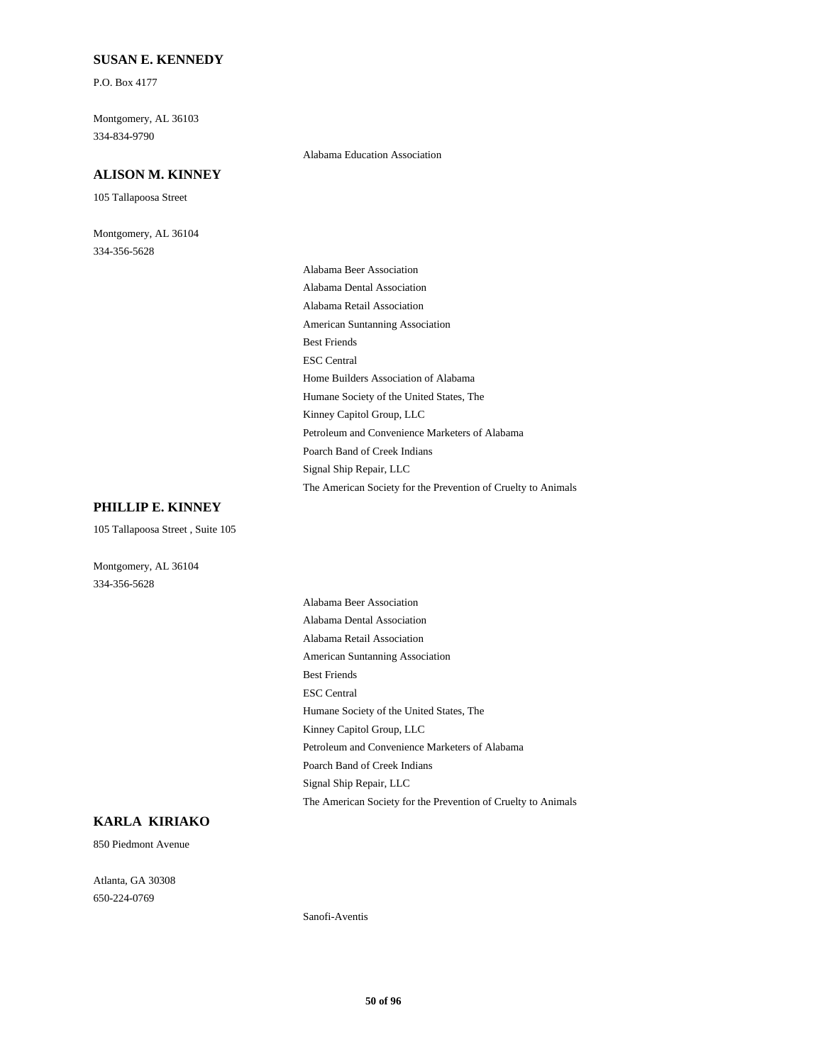**SUSAN E. KENNEDY**

P.O. Box 4177

Montgomery, AL 36103
334-834-9790

Alabama Education Association

**ALISON M. KINNEY**

105 Tallapoosa Street

Montgomery, AL 36104
334-356-5628

Alabama Beer Association
Alabama Dental Association
Alabama Retail Association
American Suntanning Association
Best Friends
ESC Central
Home Builders Association of Alabama
Humane Society of the United States, The
Kinney Capitol Group, LLC
Petroleum and Convenience Marketers of Alabama
Poarch Band of Creek Indians
Signal Ship Repair, LLC
The American Society for the Prevention of Cruelty to Animals

**PHILLIP E. KINNEY**

105 Tallapoosa Street , Suite 105

Montgomery, AL 36104
334-356-5628

Alabama Beer Association
Alabama Dental Association
Alabama Retail Association
American Suntanning Association
Best Friends
ESC Central
Humane Society of the United States, The
Kinney Capitol Group, LLC
Petroleum and Convenience Marketers of Alabama
Poarch Band of Creek Indians
Signal Ship Repair, LLC
The American Society for the Prevention of Cruelty to Animals

**KARLA KIRIAKO**

850 Piedmont Avenue

Atlanta, GA 30308
650-224-0769

Sanofi-Aventis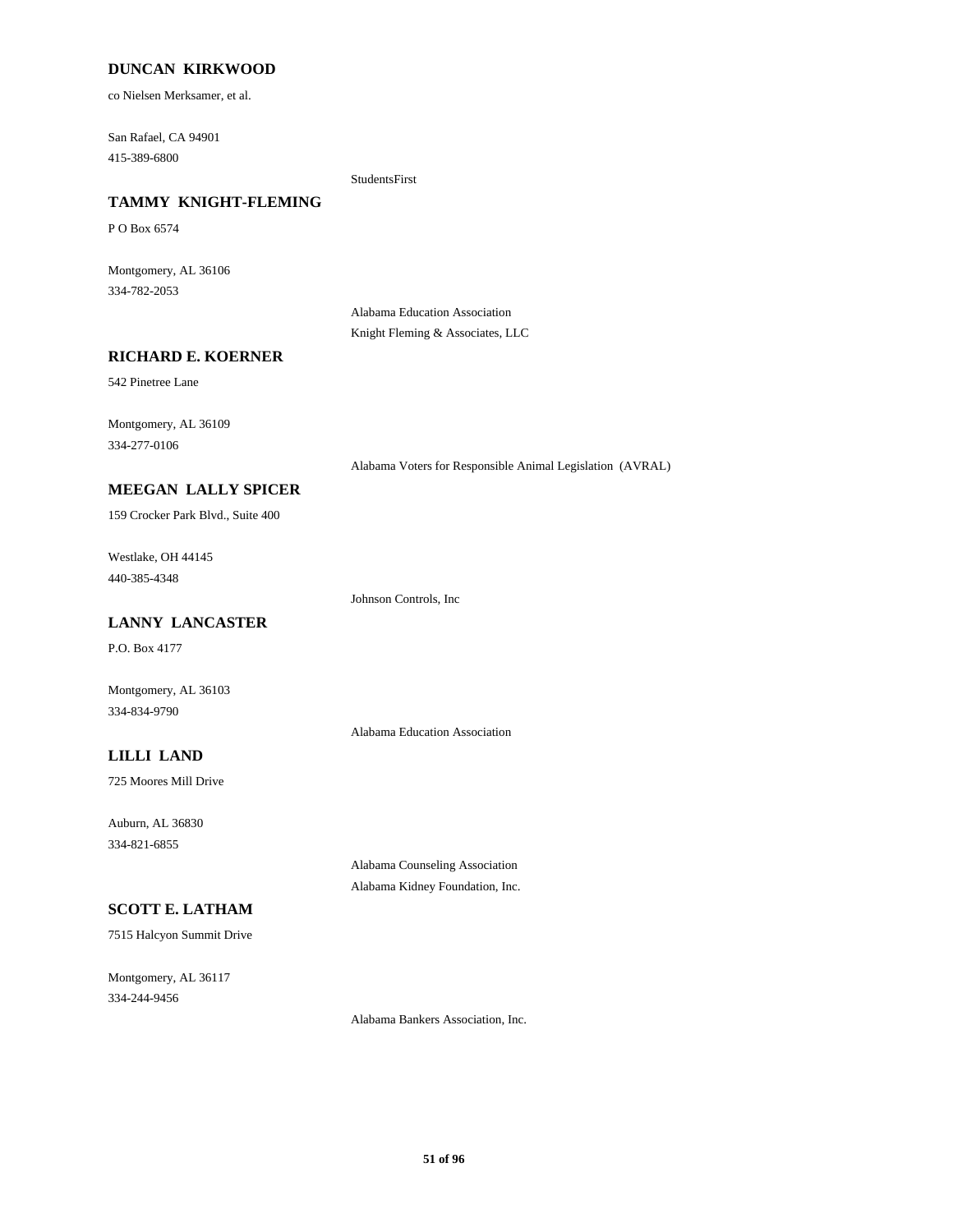**DUNCAN KIRKWOOD**

co Nielsen Merksamer, et al.

San Rafael, CA 94901
415-389-6800

StudentsFirst

**TAMMY KNIGHT-FLEMING**

P O Box 6574

Montgomery, AL 36106
334-782-2053

Alabama Education Association
Knight Fleming & Associates, LLC

**RICHARD E. KOERNER**

542 Pinetree Lane

Montgomery, AL 36109
334-277-0106

Alabama Voters for Responsible Animal Legislation (AVRAL)

**MEEGAN LALLY SPICER**

159 Crocker Park Blvd., Suite 400

Westlake, OH 44145
440-385-4348

Johnson Controls, Inc

**LANNY LANCASTER**

P.O. Box 4177

Montgomery, AL 36103
334-834-9790

Alabama Education Association

**LILLI LAND**

725 Moores Mill Drive

Auburn, AL 36830
334-821-6855

Alabama Counseling Association
Alabama Kidney Foundation, Inc.

**SCOTT E. LATHAM**

7515 Halcyon Summit Drive

Montgomery, AL 36117
334-244-9456

Alabama Bankers Association, Inc.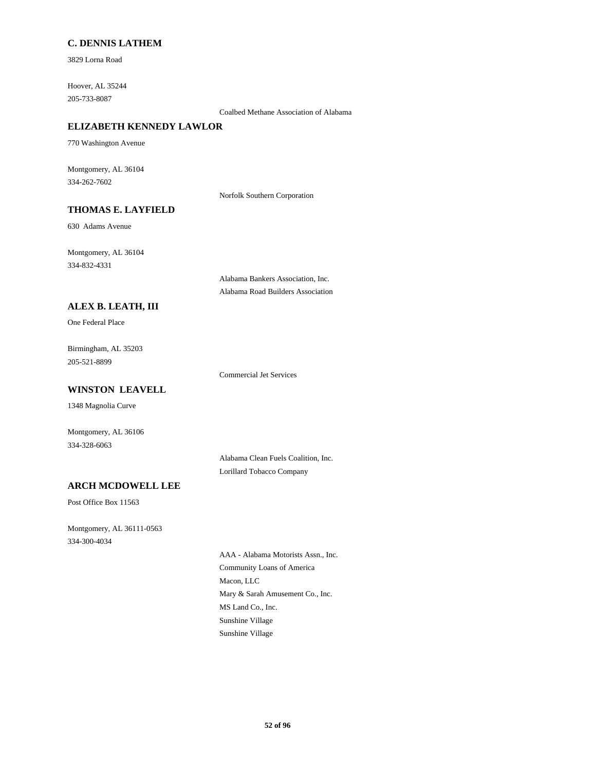## C. DENNIS LATHEM

3829 Lorna Road

Hoover, AL 35244
205-733-8087

Coalbed Methane Association of Alabama

## ELIZABETH KENNEDY LAWLOR

770 Washington Avenue

Montgomery, AL 36104
334-262-7602

Norfolk Southern Corporation

## THOMAS E. LAYFIELD

630 Adams Avenue

Montgomery, AL 36104
334-832-4331

Alabama Bankers Association, Inc.
Alabama Road Builders Association

## ALEX B. LEATH, III

One Federal Place

Birmingham, AL 35203
205-521-8899

Commercial Jet Services

## WINSTON LEAVELL

1348 Magnolia Curve

Montgomery, AL 36106
334-328-6063

Alabama Clean Fuels Coalition, Inc.
Lorillard Tobacco Company

## ARCH MCDOWELL LEE

Post Office Box 11563

Montgomery, AL 36111-0563
334-300-4034

AAA - Alabama Motorists Assn., Inc.
Community Loans of America
Macon, LLC
Mary & Sarah Amusement Co., Inc.
MS Land Co., Inc.
Sunshine Village
Sunshine Village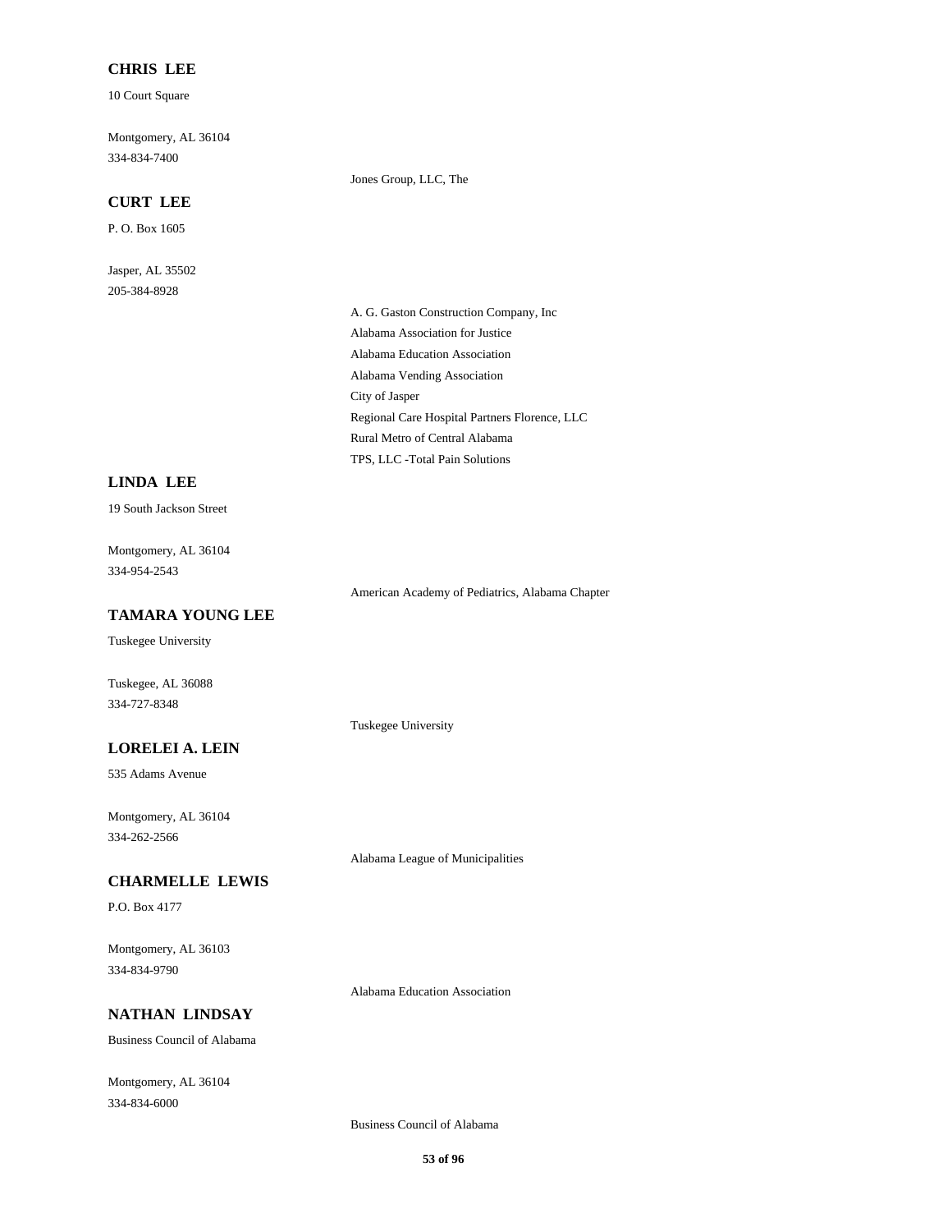**CHRIS LEE**

10 Court Square

Montgomery, AL 36104
334-834-7400

Jones Group, LLC, The

**CURT LEE**

P. O. Box 1605

Jasper, AL 35502
205-384-8928

A. G. Gaston Construction Company, Inc
Alabama Association for Justice
Alabama Education Association
Alabama Vending Association
City of Jasper
Regional Care Hospital Partners Florence, LLC
Rural Metro of Central Alabama
TPS, LLC -Total Pain Solutions

**LINDA LEE**

19 South Jackson Street

Montgomery, AL 36104
334-954-2543

American Academy of Pediatrics, Alabama Chapter

**TAMARA YOUNG LEE**

Tuskegee University

Tuskegee, AL 36088
334-727-8348

Tuskegee University

**LORELEI A. LEIN**

535 Adams Avenue

Montgomery, AL 36104
334-262-2566

Alabama League of Municipalities

**CHARMELLE LEWIS**

P.O. Box 4177

Montgomery, AL 36103
334-834-9790

Alabama Education Association

**NATHAN LINDSAY**

Business Council of Alabama

Montgomery, AL 36104
334-834-6000

Business Council of Alabama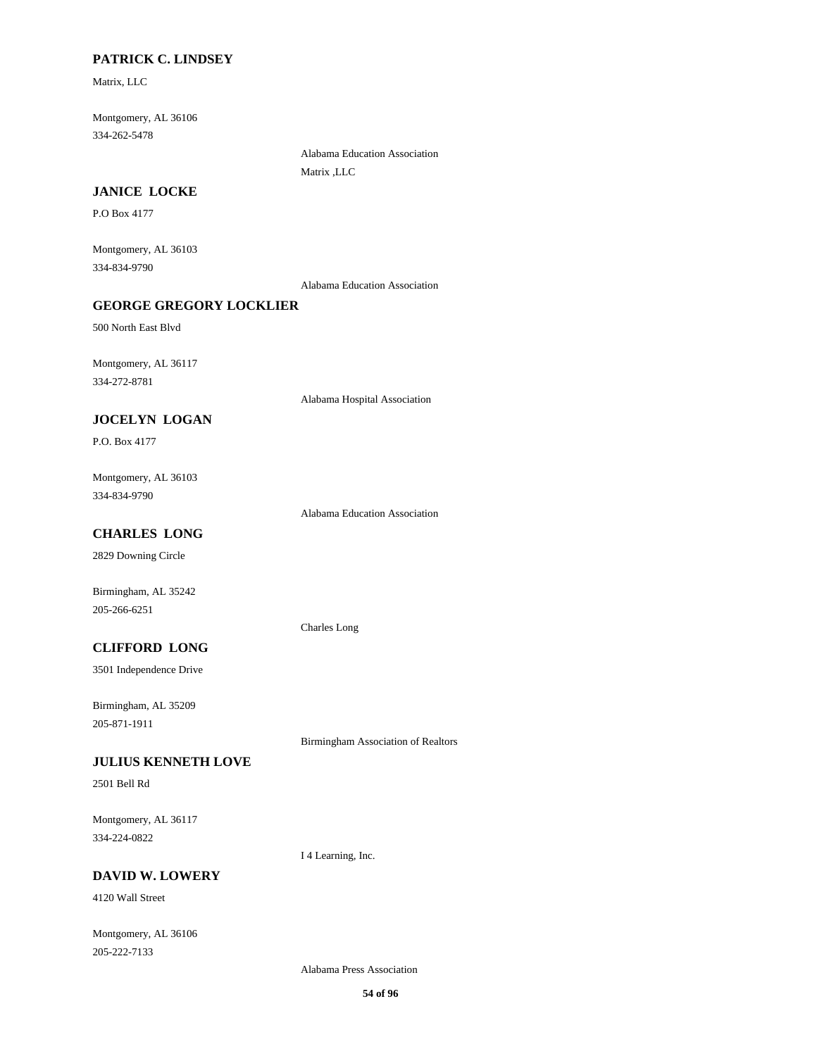**PATRICK C. LINDSEY**

Matrix, LLC

Montgomery, AL 36106
334-262-5478

Alabama Education Association
Matrix ,LLC

**JANICE LOCKE**

P.O Box 4177

Montgomery, AL 36103
334-834-9790

Alabama Education Association

**GEORGE GREGORY LOCKLIER**

500 North East Blvd

Montgomery, AL 36117
334-272-8781

Alabama Hospital Association

**JOCELYN LOGAN**

P.O. Box 4177

Montgomery, AL 36103
334-834-9790

Alabama Education Association

**CHARLES LONG**

2829 Downing Circle

Birmingham, AL 35242
205-266-6251

Charles Long

**CLIFFORD LONG**

3501 Independence Drive

Birmingham, AL 35209
205-871-1911

Birmingham Association of Realtors

**JULIUS KENNETH LOVE**

2501 Bell Rd

Montgomery, AL 36117
334-224-0822

I 4 Learning, Inc.

**DAVID W. LOWERY**

4120 Wall Street

Montgomery, AL 36106
205-222-7133

Alabama Press Association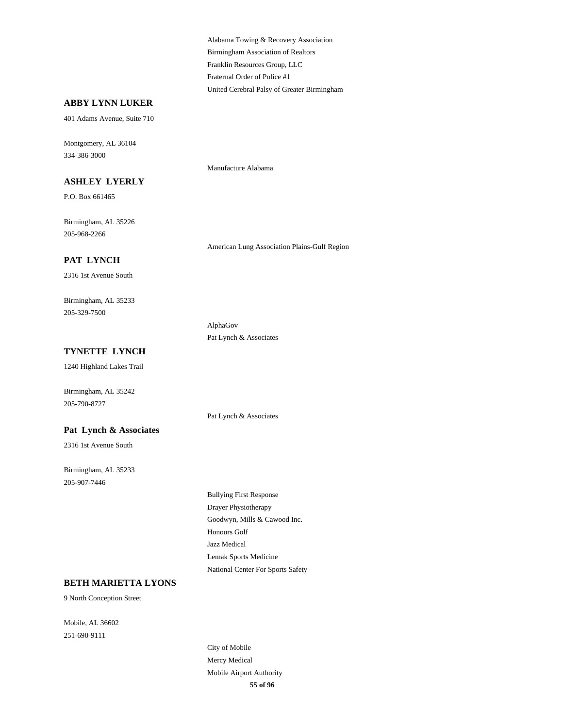Alabama Towing & Recovery Association
Birmingham Association of Realtors
Franklin Resources Group, LLC
Fraternal Order of Police #1
United Cerebral Palsy of Greater Birmingham

**ABBY LYNN LUKER**

401 Adams Avenue, Suite 710

Montgomery, AL 36104
334-386-3000

Manufacture Alabama

**ASHLEY LYERLY**

P.O. Box 661465

Birmingham, AL 35226
205-968-2266

American Lung Association Plains-Gulf Region

**PAT LYNCH**

2316 1st Avenue South

Birmingham, AL 35233
205-329-7500

AlphaGov
Pat Lynch & Associates

**TYNETTE LYNCH**

1240 Highland Lakes Trail

Birmingham, AL 35242
205-790-8727

Pat Lynch & Associates

**Pat Lynch & Associates**

2316 1st Avenue South

Birmingham, AL 35233
205-907-7446

Bullying First Response
Drayer Physiotherapy
Goodwyn, Mills & Cawood Inc.
Honours Golf
Jazz Medical
Lemak Sports Medicine
National Center For Sports Safety

**BETH MARIETTA LYONS**

9 North Conception Street

Mobile, AL 36602
251-690-9111

City of Mobile
Mercy Medical
Mobile Airport Authority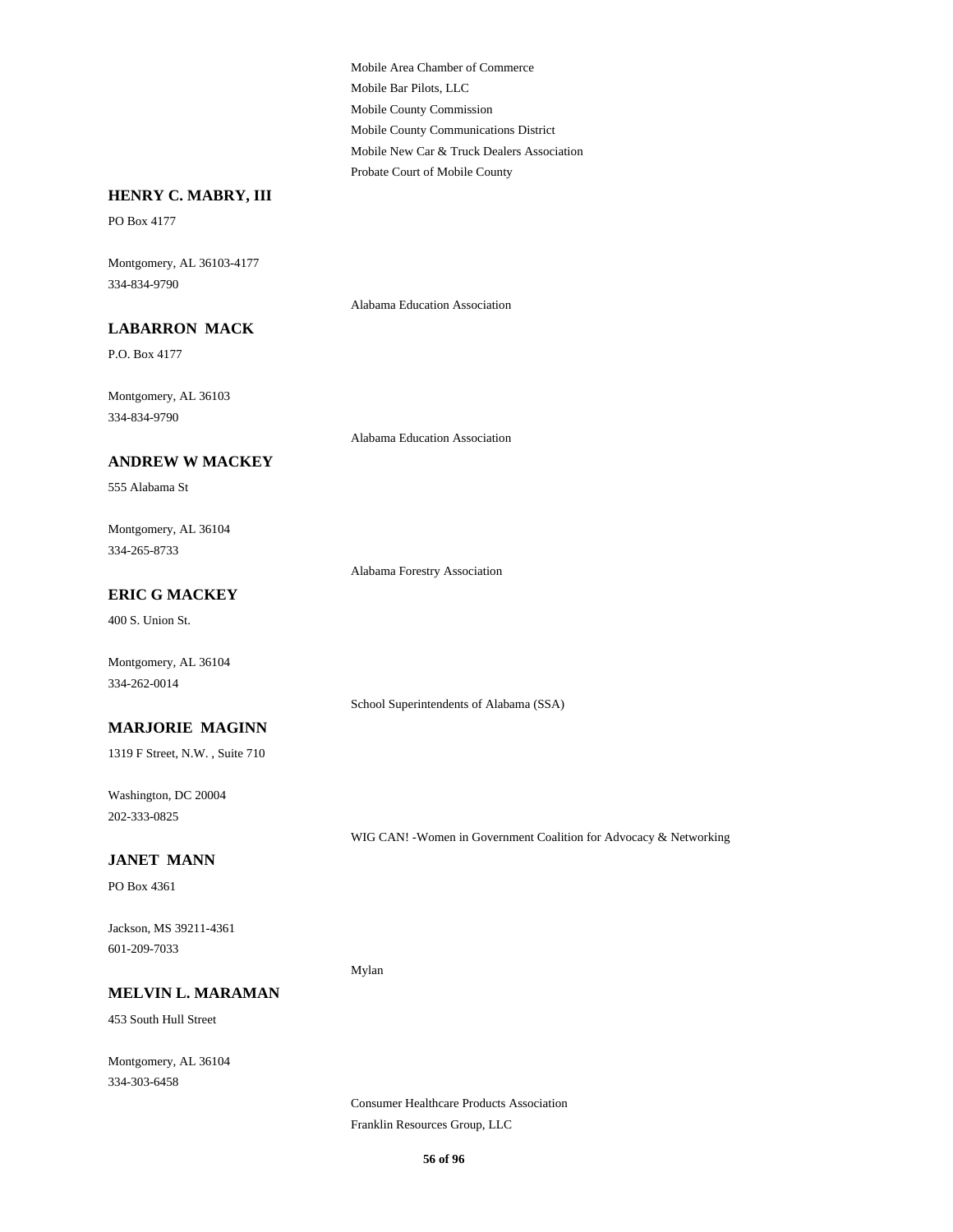Mobile Area Chamber of Commerce
Mobile Bar Pilots, LLC
Mobile County Commission
Mobile County Communications District
Mobile New Car & Truck Dealers Association
Probate Court of Mobile County

**HENRY C. MABRY, III**

PO Box 4177

Montgomery, AL 36103-4177
334-834-9790

Alabama Education Association

**LABARRON MACK**

P.O. Box 4177

Montgomery, AL 36103
334-834-9790

Alabama Education Association

**ANDREW W MACKEY**

555 Alabama St

Montgomery, AL 36104
334-265-8733

Alabama Forestry Association

**ERIC G MACKEY**

400 S. Union St.

Montgomery, AL 36104
334-262-0014

School Superintendents of Alabama (SSA)

**MARJORIE MAGINN**

1319 F Street, N.W. , Suite 710

Washington, DC 20004
202-333-0825

WIG CAN! -Women in Government Coalition for Advocacy & Networking

**JANET MANN**

PO Box 4361

Jackson, MS 39211-4361
601-209-7033

Mylan

**MELVIN L. MARAMAN**

453 South Hull Street

Montgomery, AL 36104
334-303-6458

Consumer Healthcare Products Association
Franklin Resources Group, LLC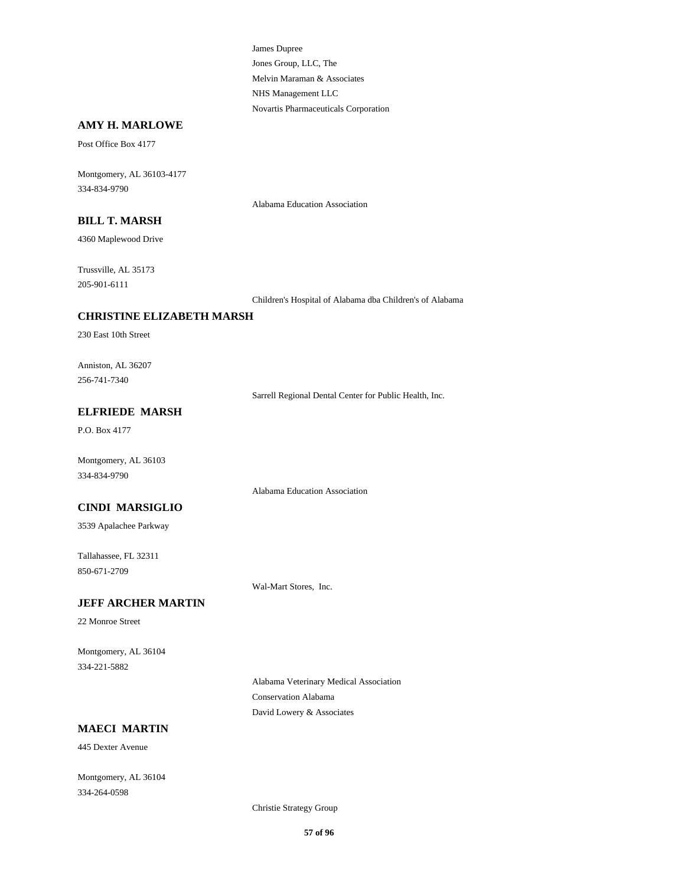James Dupree

Jones Group, LLC, The

Melvin Maraman & Associates

NHS Management LLC

Novartis Pharmaceuticals Corporation

**AMY H. MARLOWE**

Post Office Box 4177

Montgomery, AL 36103-4177

334-834-9790

Alabama Education Association

**BILL T. MARSH**

4360 Maplewood Drive

Trussville, AL 35173

205-901-6111

Children's Hospital of Alabama dba Children's of Alabama

**CHRISTINE ELIZABETH MARSH**

230 East 10th Street

Anniston, AL 36207

256-741-7340

Sarrell Regional Dental Center for Public Health, Inc.

**ELFRIEDE MARSH**

P.O. Box 4177

Montgomery, AL 36103

334-834-9790

Alabama Education Association

**CINDI MARSIGLIO**

3539 Apalachee Parkway

Tallahassee, FL 32311

850-671-2709

Wal-Mart Stores, Inc.

**JEFF ARCHER MARTIN**

22 Monroe Street

Montgomery, AL 36104

334-221-5882

Alabama Veterinary Medical Association

Conservation Alabama

David Lowery & Associates

**MAECI MARTIN**

445 Dexter Avenue

Montgomery, AL 36104

334-264-0598

Christie Strategy Group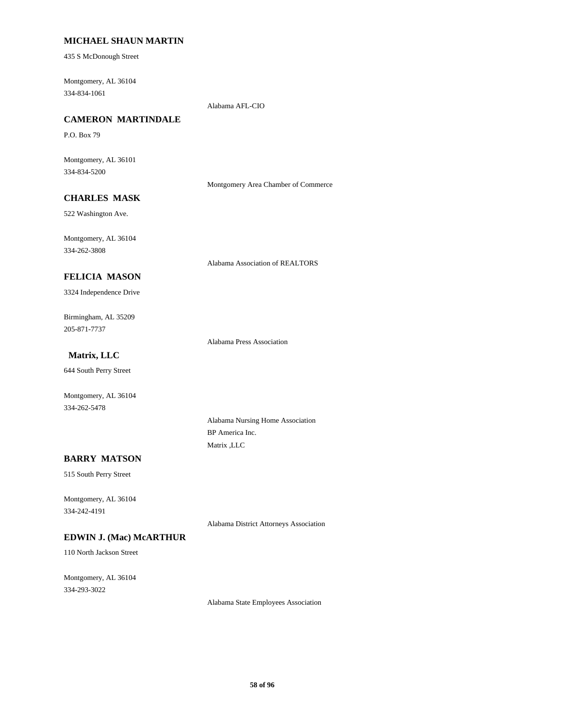**MICHAEL SHAUN MARTIN**

435 S McDonough Street

Montgomery, AL 36104
334-834-1061

Alabama AFL-CIO

**CAMERON MARTINDALE**

P.O. Box 79

Montgomery, AL 36101
334-834-5200

Montgomery Area Chamber of Commerce

**CHARLES MASK**

522 Washington Ave.

Montgomery, AL 36104
334-262-3808

Alabama Association of REALTORS

**FELICIA MASON**

3324 Independence Drive

Birmingham, AL 35209
205-871-7737

Alabama Press Association

**Matrix, LLC**

644 South Perry Street

Montgomery, AL 36104
334-262-5478

Alabama Nursing Home Association
BP America Inc.
Matrix ,LLC

**BARRY MATSON**

515 South Perry Street

Montgomery, AL 36104
334-242-4191

Alabama District Attorneys Association

**EDWIN J. (Mac) McARTHUR**

110 North Jackson Street

Montgomery, AL 36104
334-293-3022

Alabama State Employees Association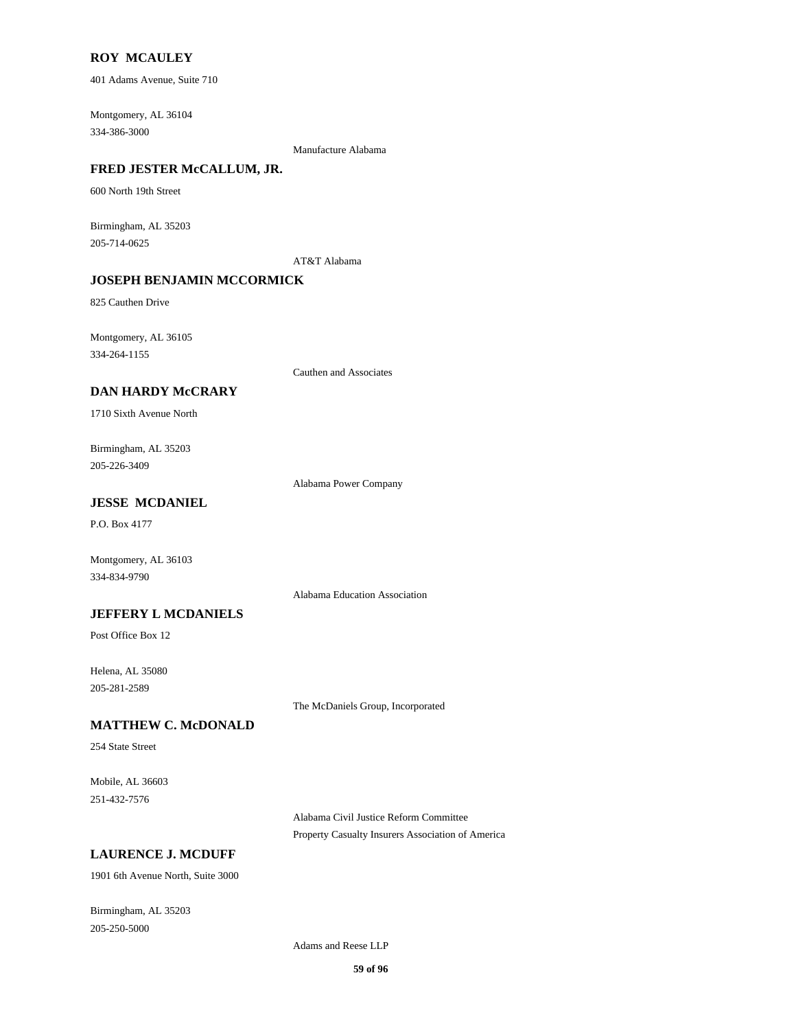**ROY MCAULEY**

401 Adams Avenue, Suite 710

Montgomery, AL 36104
334-386-3000

Manufacture Alabama

**FRED JESTER McCALLUM, JR.**

600 North 19th Street

Birmingham, AL 35203
205-714-0625

AT&T Alabama

**JOSEPH BENJAMIN MCCORMICK**

825 Cauthen Drive

Montgomery, AL 36105
334-264-1155

Cauthen and Associates

**DAN HARDY McCRARY**

1710 Sixth Avenue North

Birmingham, AL 35203
205-226-3409

Alabama Power Company

**JESSE MCDANIEL**

P.O. Box 4177

Montgomery, AL 36103
334-834-9790

Alabama Education Association

**JEFFERY L MCDANIELS**

Post Office Box 12

Helena, AL 35080
205-281-2589

The McDaniels Group, Incorporated

**MATTHEW C. McDONALD**

254 State Street

Mobile, AL 36603
251-432-7576

Alabama Civil Justice Reform Committee
Property Casualty Insurers Association of America

**LAURENCE J. MCDUFF**

1901 6th Avenue North, Suite 3000

Birmingham, AL 35203
205-250-5000

Adams and Reese LLP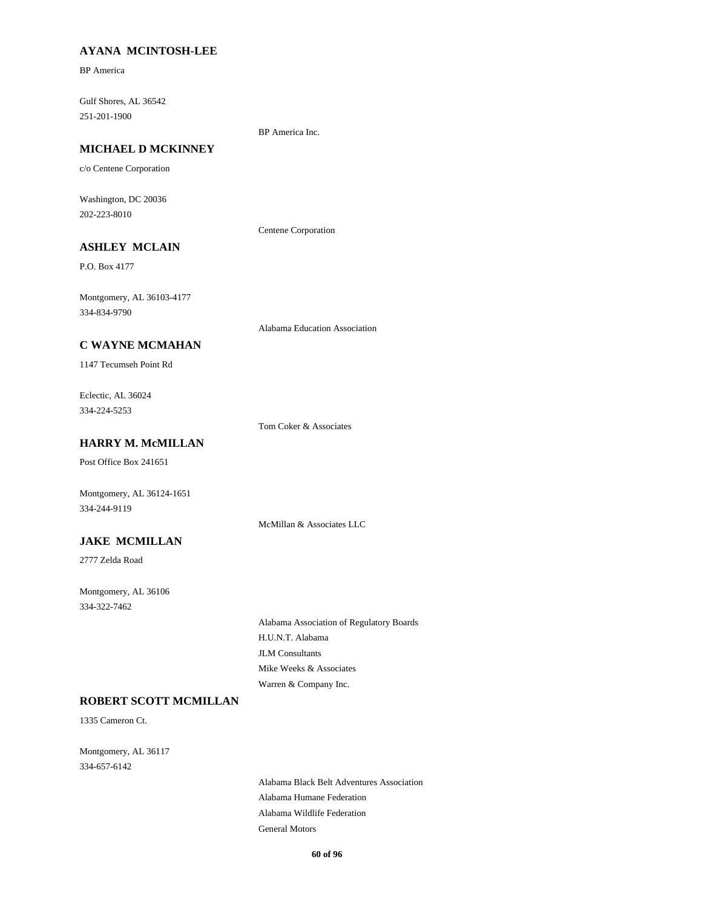**AYANA MCINTOSH-LEE**

BP America

Gulf Shores, AL 36542
251-201-1900

BP America Inc.

**MICHAEL D MCKINNEY**

c/o Centene Corporation

Washington, DC 20036
202-223-8010

Centene Corporation

**ASHLEY MCLAIN**

P.O. Box 4177

Montgomery, AL 36103-4177
334-834-9790

Alabama Education Association

**C WAYNE MCMAHAN**

1147 Tecumseh Point Rd

Eclectic, AL 36024
334-224-5253

Tom Coker & Associates

**HARRY M. McMILLAN**

Post Office Box 241651

Montgomery, AL 36124-1651
334-244-9119

McMillan & Associates LLC

**JAKE MCMILLAN**

2777 Zelda Road

Montgomery, AL 36106
334-322-7462

Alabama Association of Regulatory Boards
H.U.N.T. Alabama
JLM Consultants
Mike Weeks & Associates
Warren & Company Inc.

**ROBERT SCOTT MCMILLAN**

1335 Cameron Ct.

Montgomery, AL 36117
334-657-6142

Alabama Black Belt Adventures Association
Alabama Humane Federation
Alabama Wildlife Federation
General Motors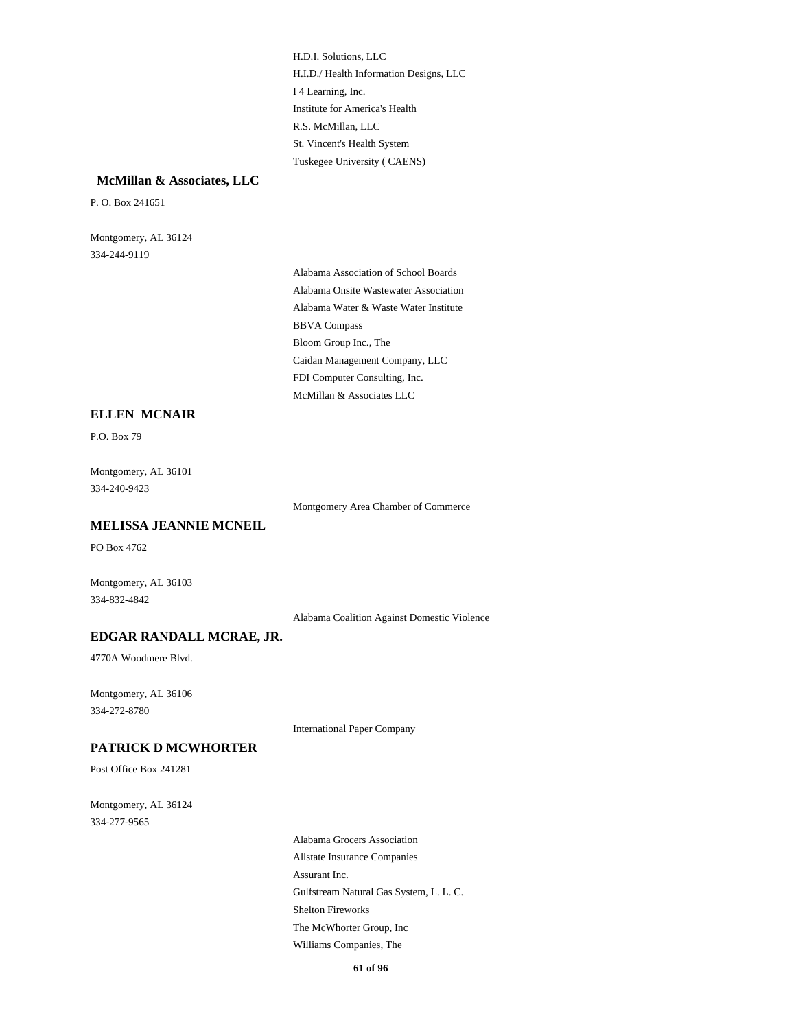H.D.I. Solutions, LLC
H.I.D./ Health Information Designs, LLC
I 4 Learning, Inc.
Institute for America's Health
R.S. McMillan, LLC
St. Vincent's Health System
Tuskegee University ( CAENS)

### McMillan & Associates, LLC

P. O. Box 241651

Montgomery, AL 36124
334-244-9119

Alabama Association of School Boards
Alabama Onsite Wastewater Association
Alabama Water & Waste Water Institute
BBVA Compass
Bloom Group Inc., The
Caidan Management Company, LLC
FDI Computer Consulting, Inc.
McMillan & Associates LLC

### ELLEN MCNAIR

P.O. Box 79

Montgomery, AL 36101
334-240-9423

Montgomery Area Chamber of Commerce

### MELISSA JEANNIE MCNEIL

PO Box 4762

Montgomery, AL 36103
334-832-4842

Alabama Coalition Against Domestic Violence

### EDGAR RANDALL MCRAE, JR.

4770A Woodmere Blvd.

Montgomery, AL 36106
334-272-8780

International Paper Company

### PATRICK D MCWHORTER

Post Office Box 241281

Montgomery, AL 36124
334-277-9565

Alabama Grocers Association
Allstate Insurance Companies
Assurant Inc.
Gulfstream Natural Gas System, L. L. C.
Shelton Fireworks
The McWhorter Group, Inc
Williams Companies, The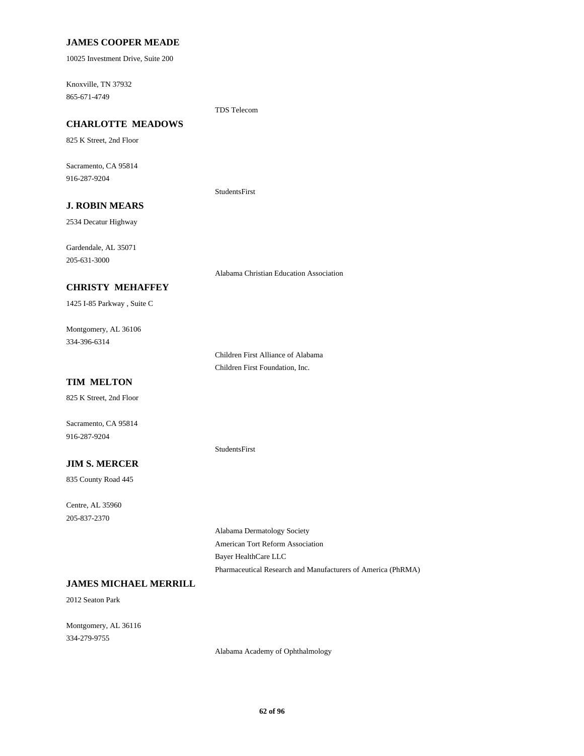**JAMES COOPER MEADE**

10025 Investment Drive, Suite 200

Knoxville, TN 37932
865-671-4749

TDS Telecom

**CHARLOTTE MEADOWS**

825 K Street, 2nd Floor

Sacramento, CA 95814
916-287-9204

StudentsFirst

**J. ROBIN MEARS**

2534 Decatur Highway

Gardendale, AL 35071
205-631-3000

Alabama Christian Education Association

**CHRISTY MEHAFFEY**

1425 I-85 Parkway , Suite C

Montgomery, AL 36106
334-396-6314

Children First Alliance of Alabama
Children First Foundation, Inc.

**TIM MELTON**

825 K Street, 2nd Floor

Sacramento, CA 95814
916-287-9204

StudentsFirst

**JIM S. MERCER**

835 County Road 445

Centre, AL 35960
205-837-2370

Alabama Dermatology Society
American Tort Reform Association
Bayer HealthCare LLC
Pharmaceutical Research and Manufacturers of America (PhRMA)

**JAMES MICHAEL MERRILL**

2012 Seaton Park

Montgomery, AL 36116
334-279-9755

Alabama Academy of Ophthalmology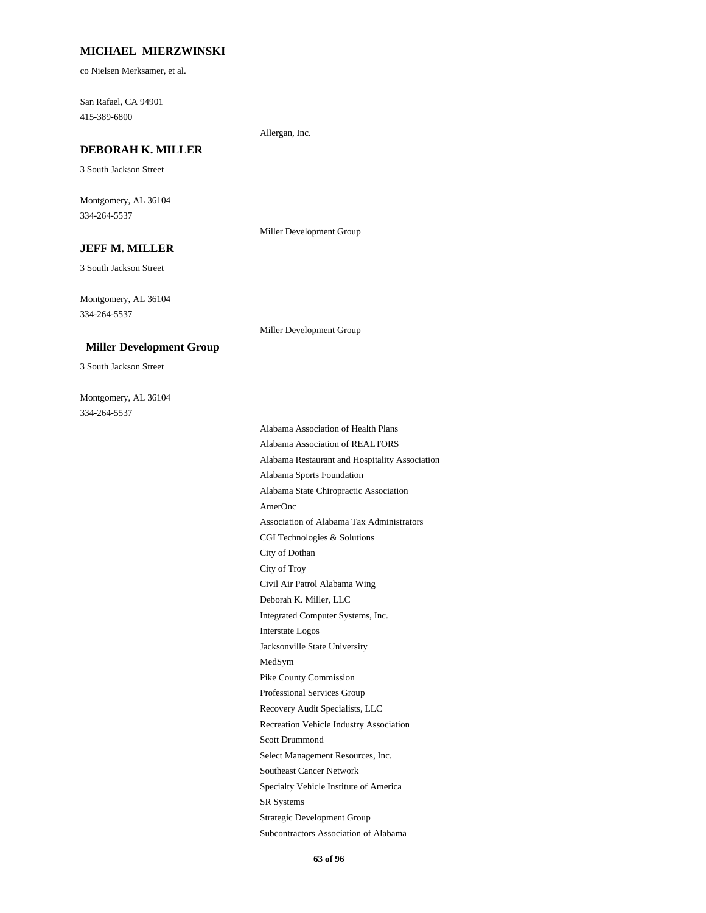### MICHAEL MIERZWINSKI

co Nielsen Merksamer, et al.

San Rafael, CA 94901
415-389-6800

Allergan, Inc.

### DEBORAH K. MILLER

3 South Jackson Street

Montgomery, AL 36104
334-264-5537

Miller Development Group

### JEFF M. MILLER

3 South Jackson Street

Montgomery, AL 36104
334-264-5537

Miller Development Group

### Miller Development Group

3 South Jackson Street

Montgomery, AL 36104
334-264-5537

Alabama Association of Health Plans
Alabama Association of REALTORS
Alabama Restaurant and Hospitality Association
Alabama Sports Foundation
Alabama State Chiropractic Association
AmerOnc
Association of Alabama Tax Administrators
CGI Technologies & Solutions
City of Dothan
City of Troy
Civil Air Patrol Alabama Wing
Deborah K. Miller, LLC
Integrated Computer Systems, Inc.
Interstate Logos
Jacksonville State University
MedSym
Pike County Commission
Professional Services Group
Recovery Audit Specialists, LLC
Recreation Vehicle Industry Association
Scott Drummond
Select Management Resources, Inc.
Southeast Cancer Network
Specialty Vehicle Institute of America
SR Systems
Strategic Development Group
Subcontractors Association of Alabama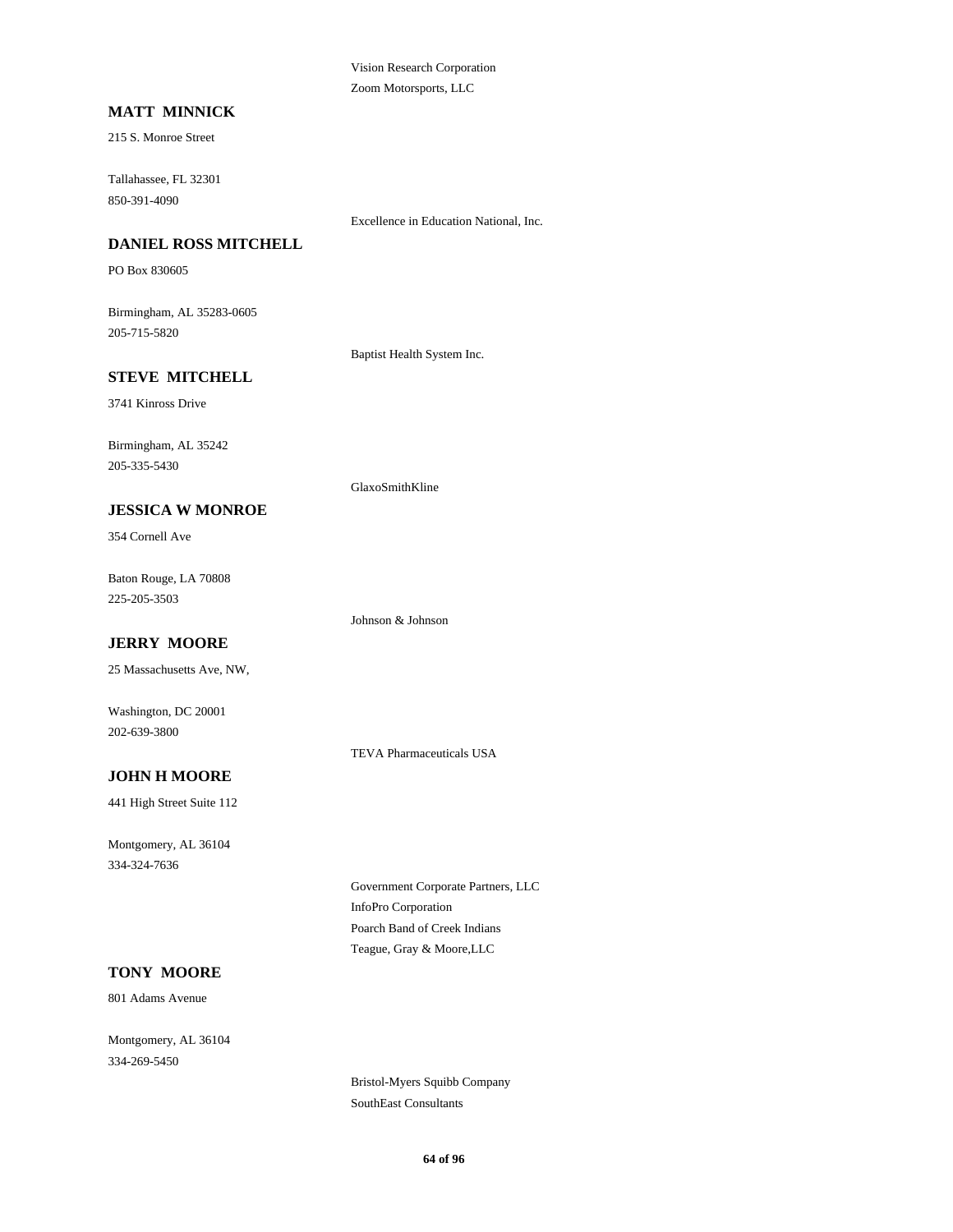Vision Research Corporation

Zoom Motorsports, LLC

**MATT MINNICK**

215 S. Monroe Street

Tallahassee, FL 32301

850-391-4090

Excellence in Education National, Inc.

**DANIEL ROSS MITCHELL**

PO Box 830605

Birmingham, AL 35283-0605

205-715-5820

Baptist Health System Inc.

**STEVE MITCHELL**

3741 Kinross Drive

Birmingham, AL 35242

205-335-5430

GlaxoSmithKline

**JESSICA W MONROE**

354 Cornell Ave

Baton Rouge, LA 70808

225-205-3503

Johnson & Johnson

**JERRY MOORE**

25 Massachusetts Ave, NW,

Washington, DC 20001

202-639-3800

TEVA Pharmaceuticals USA

**JOHN H MOORE**

441 High Street Suite 112

Montgomery, AL 36104

334-324-7636

Government Corporate Partners, LLC

InfoPro Corporation

Poarch Band of Creek Indians

Teague, Gray & Moore,LLC

**TONY MOORE**

801 Adams Avenue

Montgomery, AL 36104

334-269-5450

Bristol-Myers Squibb Company

SouthEast Consultants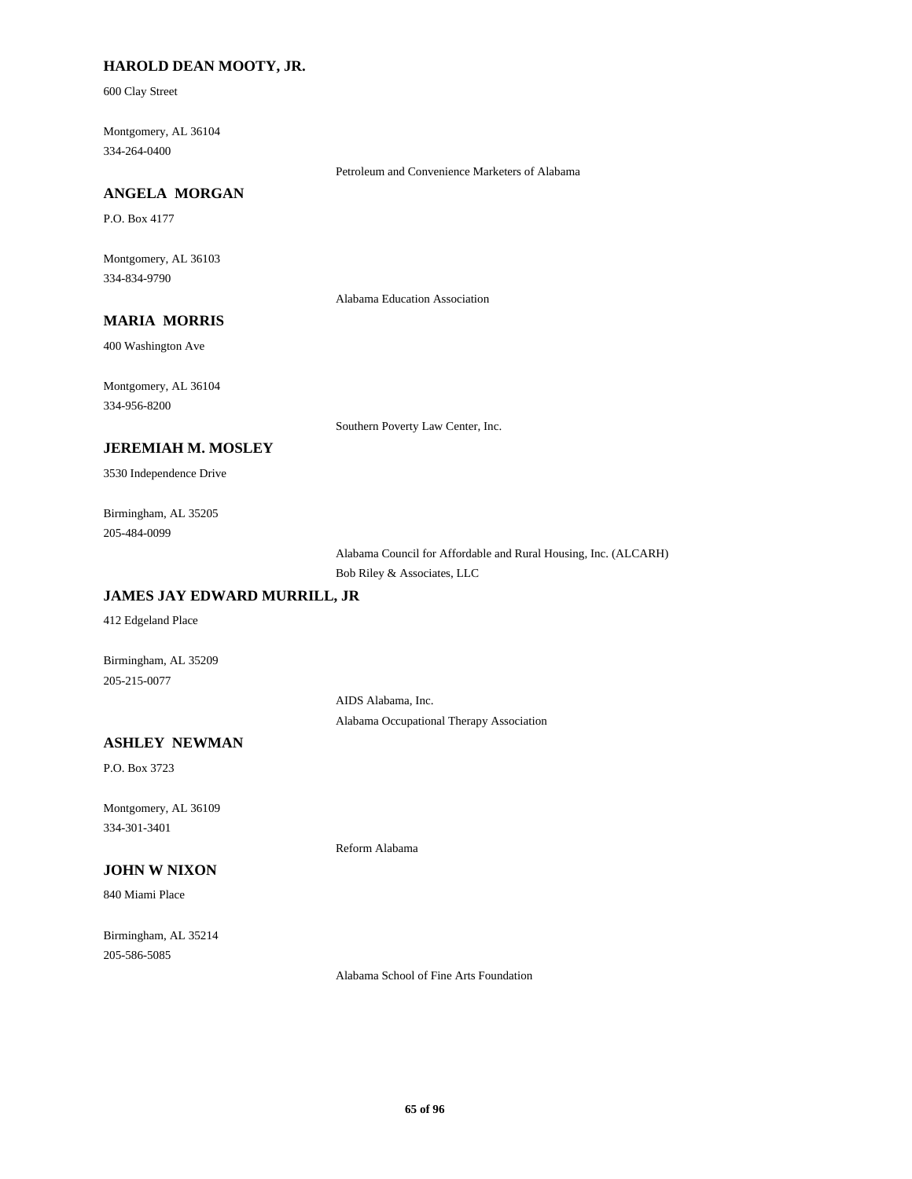**HAROLD DEAN MOOTY, JR.**

600 Clay Street

Montgomery, AL 36104
334-264-0400

Petroleum and Convenience Marketers of Alabama

**ANGELA MORGAN**

P.O. Box 4177

Montgomery, AL 36103
334-834-9790

Alabama Education Association

**MARIA MORRIS**

400 Washington Ave

Montgomery, AL 36104
334-956-8200

Southern Poverty Law Center, Inc.

**JEREMIAH M. MOSLEY**

3530 Independence Drive

Birmingham, AL 35205
205-484-0099

Alabama Council for Affordable and Rural Housing, Inc. (ALCARH)
Bob Riley & Associates, LLC

**JAMES JAY EDWARD MURRILL, JR**

412 Edgeland Place

Birmingham, AL 35209
205-215-0077

AIDS Alabama, Inc.
Alabama Occupational Therapy Association

**ASHLEY NEWMAN**

P.O. Box 3723

Montgomery, AL 36109
334-301-3401

Reform Alabama

**JOHN W NIXON**

840 Miami Place

Birmingham, AL 35214
205-586-5085

Alabama School of Fine Arts Foundation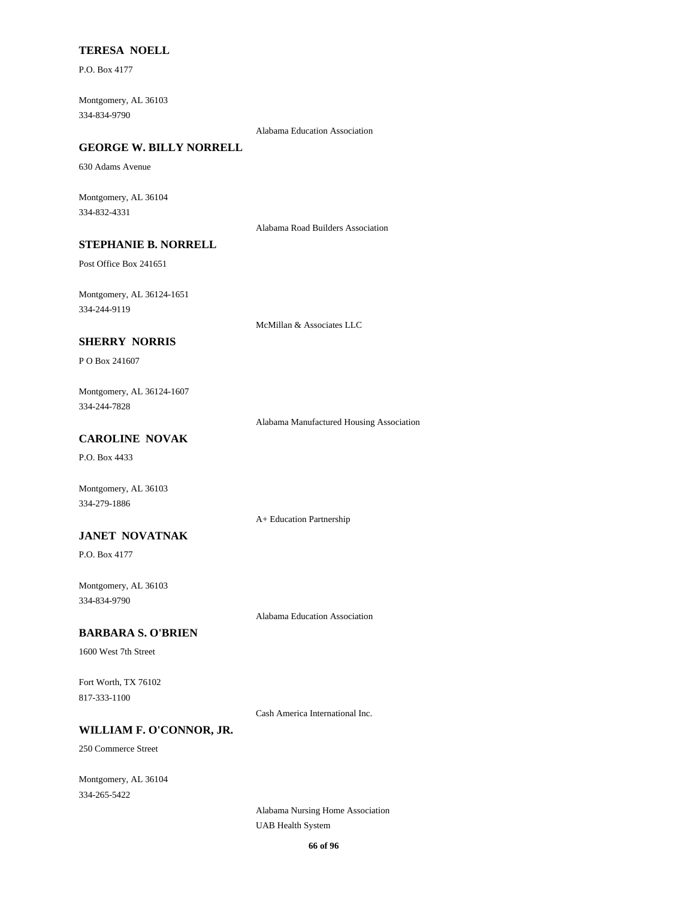**TERESA NOELL**

P.O. Box 4177

Montgomery, AL 36103
334-834-9790

Alabama Education Association

**GEORGE W. BILLY NORRELL**

630 Adams Avenue

Montgomery, AL 36104
334-832-4331

Alabama Road Builders Association

**STEPHANIE B. NORRELL**

Post Office Box 241651

Montgomery, AL 36124-1651
334-244-9119

McMillan & Associates LLC

**SHERRY NORRIS**

P O Box 241607

Montgomery, AL 36124-1607
334-244-7828

Alabama Manufactured Housing Association

**CAROLINE NOVAK**

P.O. Box 4433

Montgomery, AL 36103
334-279-1886

A+ Education Partnership

**JANET NOVATNAK**

P.O. Box 4177

Montgomery, AL 36103
334-834-9790

Alabama Education Association

**BARBARA S. O'BRIEN**

1600 West 7th Street

Fort Worth, TX 76102
817-333-1100

Cash America International Inc.

**WILLIAM F. O'CONNOR, JR.**

250 Commerce Street

Montgomery, AL 36104
334-265-5422

Alabama Nursing Home Association
UAB Health System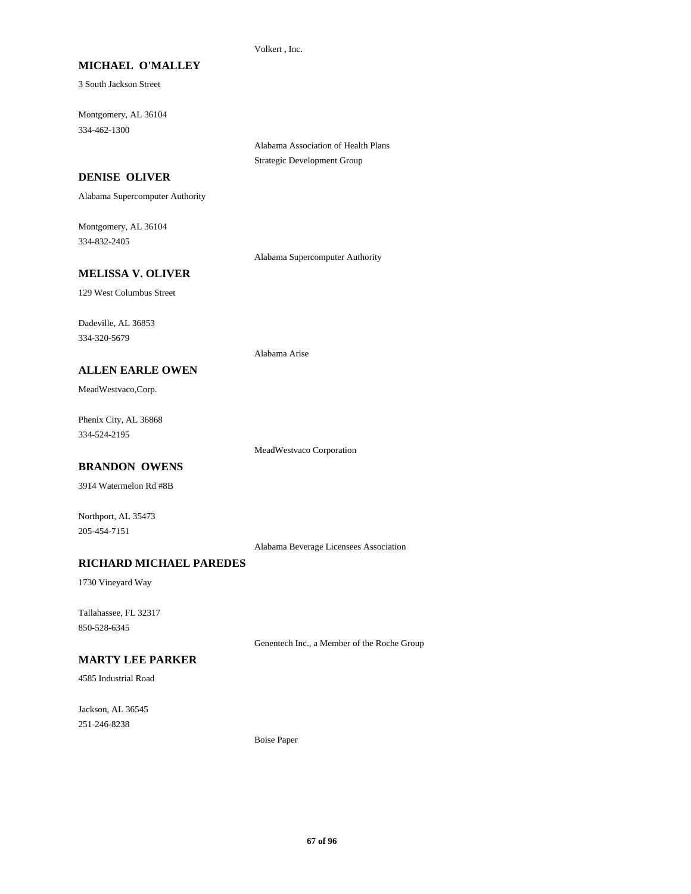Volkert , Inc.

**MICHAEL O'MALLEY**

3 South Jackson Street

Montgomery, AL 36104
334-462-1300

Alabama Association of Health Plans
Strategic Development Group

**DENISE OLIVER**

Alabama Supercomputer Authority

Montgomery, AL 36104
334-832-2405

Alabama Supercomputer Authority

**MELISSA V. OLIVER**

129 West Columbus Street

Dadeville, AL 36853
334-320-5679

Alabama Arise

**ALLEN EARLE OWEN**

MeadWestvaco,Corp.

Phenix City, AL 36868
334-524-2195

MeadWestvaco Corporation

**BRANDON OWENS**

3914 Watermelon Rd #8B

Northport, AL 35473
205-454-7151

Alabama Beverage Licensees Association

**RICHARD MICHAEL PAREDES**

1730 Vineyard Way

Tallahassee, FL 32317
850-528-6345

Genentech Inc., a Member of the Roche Group

**MARTY LEE PARKER**

4585 Industrial Road

Jackson, AL 36545
251-246-8238

Boise Paper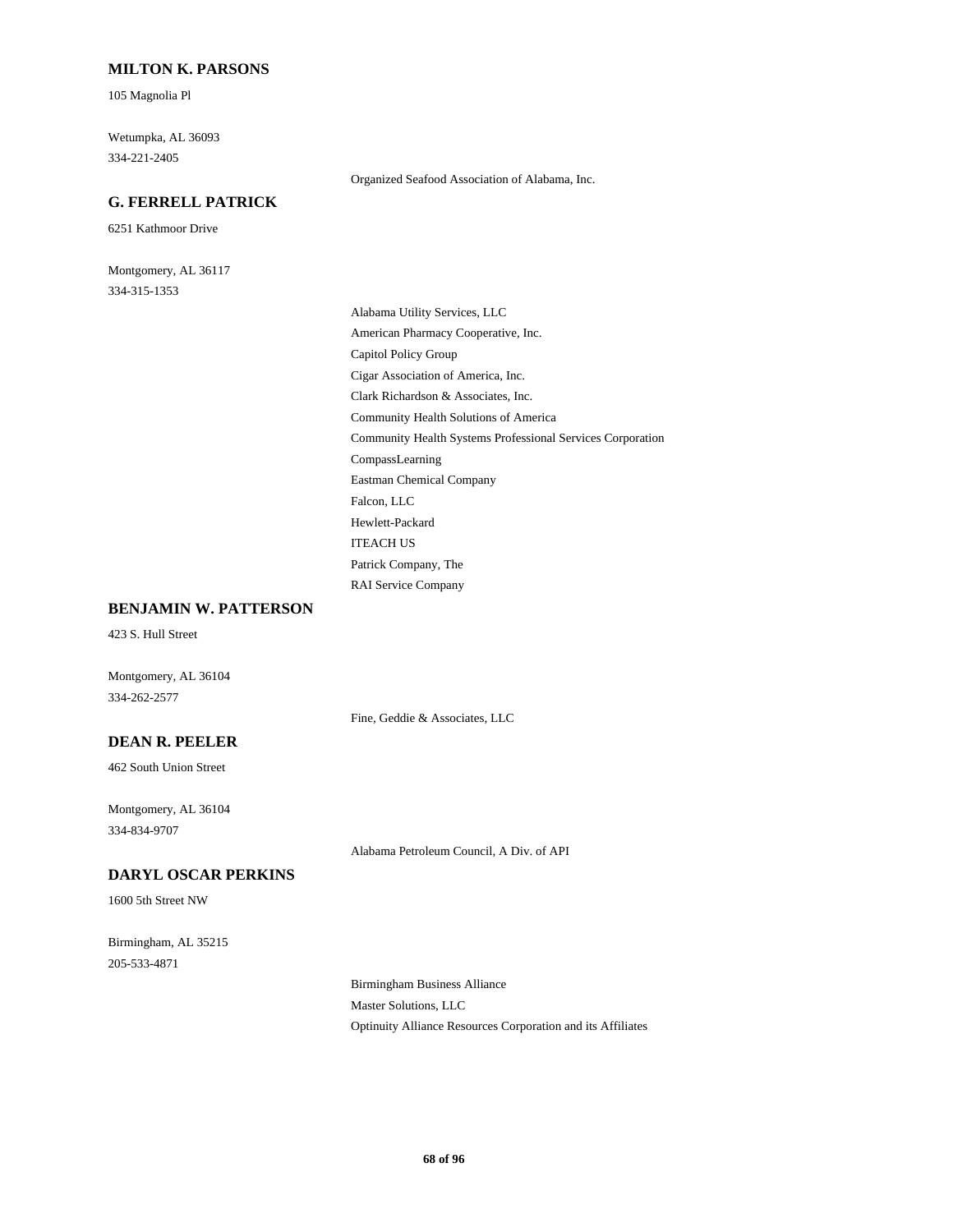### MILTON K. PARSONS

105 Magnolia Pl

Wetumpka, AL 36093
334-221-2405

Organized Seafood Association of Alabama, Inc.

### G. FERRELL PATRICK

6251 Kathmoor Drive

Montgomery, AL 36117
334-315-1353

Alabama Utility Services, LLC
American Pharmacy Cooperative, Inc.
Capitol Policy Group
Cigar Association of America, Inc.
Clark Richardson & Associates, Inc.
Community Health Solutions of America
Community Health Systems Professional Services Corporation
CompassLearning
Eastman Chemical Company
Falcon, LLC
Hewlett-Packard
ITEACH US
Patrick Company, The
RAI Service Company

### BENJAMIN W. PATTERSON

423 S. Hull Street

Montgomery, AL 36104
334-262-2577

Fine, Geddie & Associates, LLC

### DEAN R. PEELER

462 South Union Street

Montgomery, AL 36104
334-834-9707

Alabama Petroleum Council, A Div. of API

### DARYL OSCAR PERKINS

1600 5th Street NW

Birmingham, AL 35215
205-533-4871

Birmingham Business Alliance
Master Solutions, LLC
Optinuity Alliance Resources Corporation and its Affiliates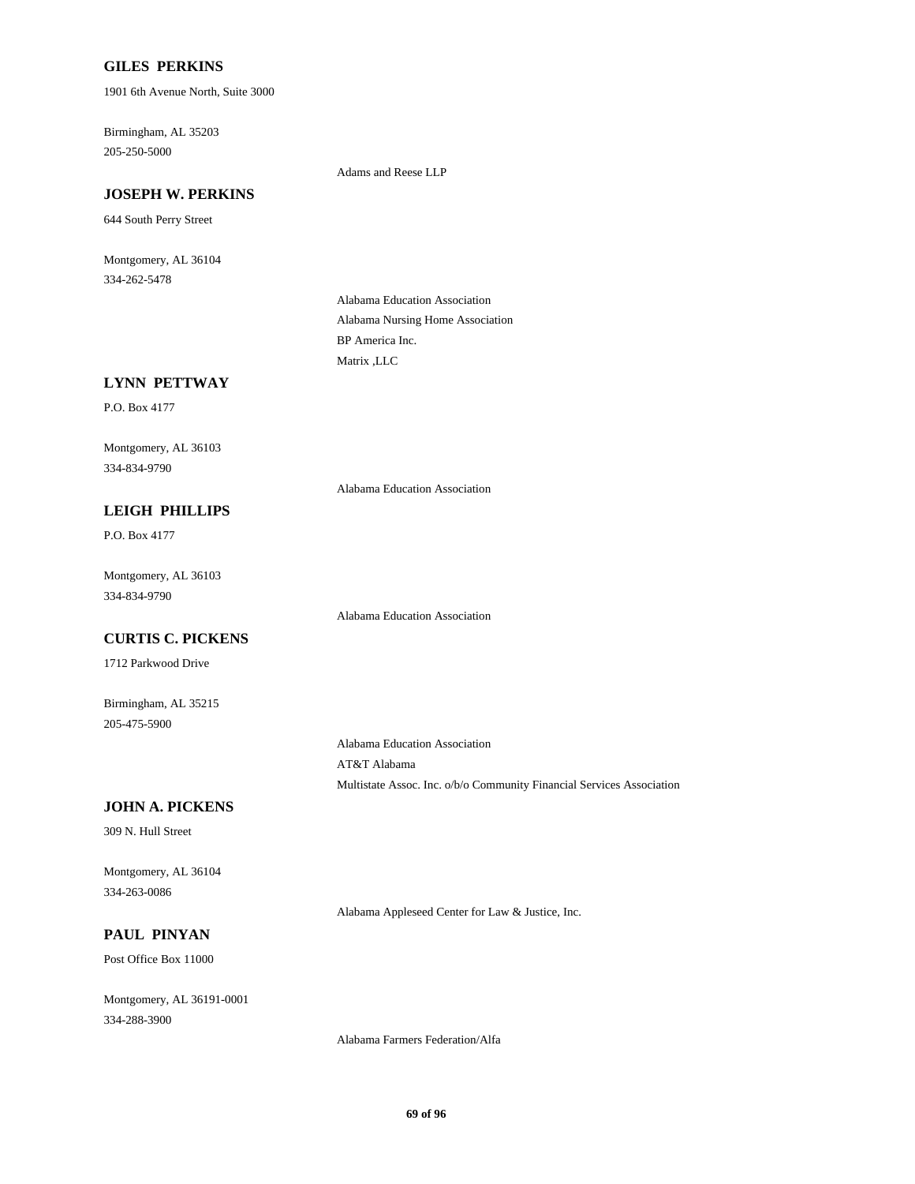**GILES PERKINS**

1901 6th Avenue North, Suite 3000

Birmingham, AL 35203
205-250-5000

Adams and Reese LLP

**JOSEPH W. PERKINS**

644 South Perry Street

Montgomery, AL 36104
334-262-5478

Alabama Education Association
Alabama Nursing Home Association
BP America Inc.
Matrix ,LLC

**LYNN PETTWAY**

P.O. Box 4177

Montgomery, AL 36103
334-834-9790

Alabama Education Association

**LEIGH PHILLIPS**

P.O. Box 4177

Montgomery, AL 36103
334-834-9790

Alabama Education Association

**CURTIS C. PICKENS**

1712 Parkwood Drive

Birmingham, AL 35215
205-475-5900

Alabama Education Association
AT&T Alabama
Multistate Assoc. Inc. o/b/o Community Financial Services Association

**JOHN A. PICKENS**

309 N. Hull Street

Montgomery, AL 36104
334-263-0086

Alabama Appleseed Center for Law & Justice, Inc.

**PAUL PINYAN**

Post Office Box 11000

Montgomery, AL 36191-0001
334-288-3900

Alabama Farmers Federation/Alfa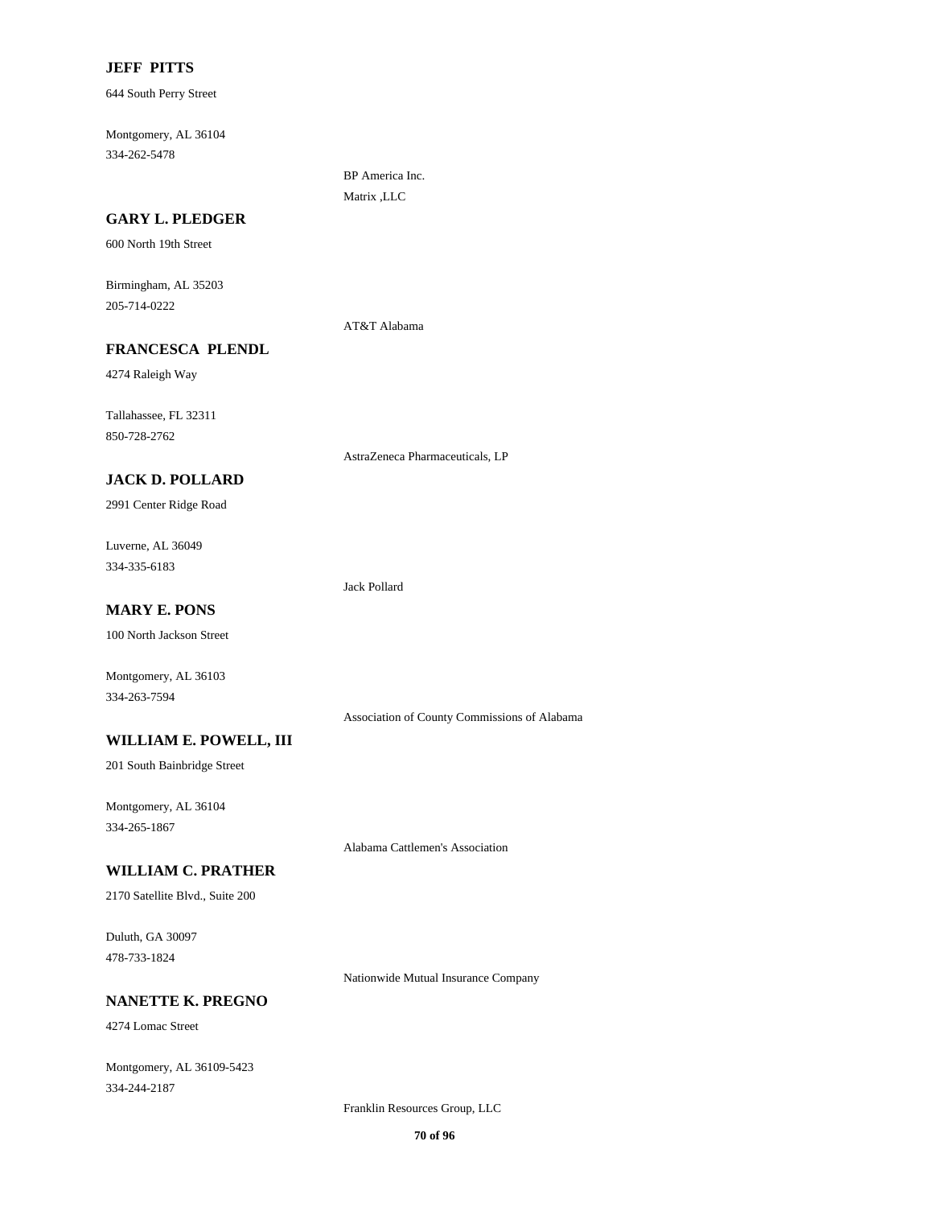**JEFF PITTS**

644 South Perry Street

Montgomery, AL 36104

334-262-5478

BP America Inc.

Matrix ,LLC

**GARY L. PLEDGER**

600 North 19th Street

Birmingham, AL 35203

205-714-0222

AT&T Alabama

**FRANCESCA PLENDL**

4274 Raleigh Way

Tallahassee, FL 32311

850-728-2762

AstraZeneca Pharmaceuticals, LP

**JACK D. POLLARD**

2991 Center Ridge Road

Luverne, AL 36049

334-335-6183

Jack Pollard

**MARY E. PONS**

100 North Jackson Street

Montgomery, AL 36103

334-263-7594

Association of County Commissions of Alabama

**WILLIAM E. POWELL, III**

201 South Bainbridge Street

Montgomery, AL 36104

334-265-1867

Alabama Cattlemen's Association

**WILLIAM C. PRATHER**

2170 Satellite Blvd., Suite 200

Duluth, GA 30097

478-733-1824

Nationwide Mutual Insurance Company

**NANETTE K. PREGNO**

4274 Lomac Street

Montgomery, AL 36109-5423

334-244-2187

Franklin Resources Group, LLC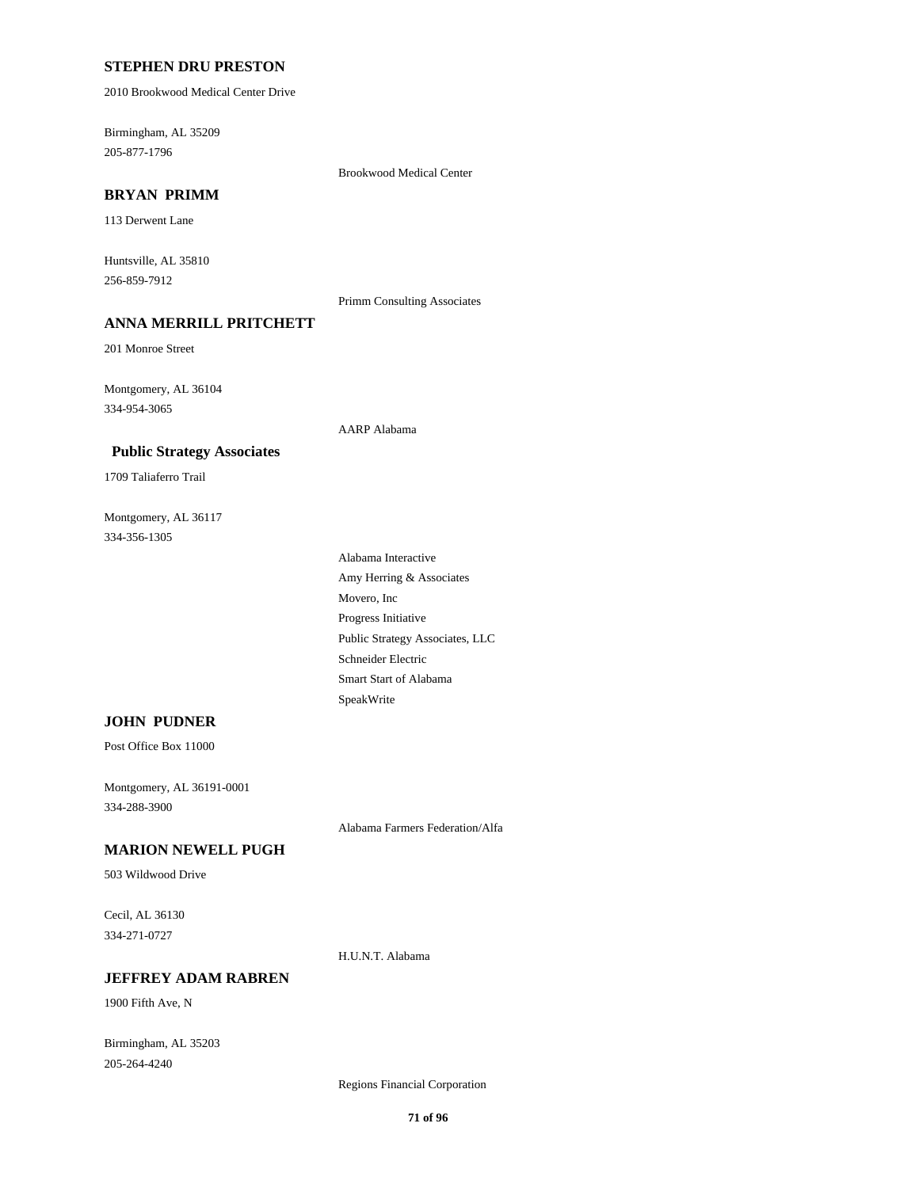**STEPHEN DRU PRESTON**

2010 Brookwood Medical Center Drive

Birmingham, AL 35209
205-877-1796

Brookwood Medical Center

**BRYAN PRIMM**

113 Derwent Lane

Huntsville, AL 35810
256-859-7912

Primm Consulting Associates

**ANNA MERRILL PRITCHETT**

201 Monroe Street

Montgomery, AL 36104
334-954-3065

AARP Alabama

**Public Strategy Associates**

1709 Taliaferro Trail

Montgomery, AL 36117
334-356-1305

Alabama Interactive
Amy Herring & Associates
Movero, Inc
Progress Initiative
Public Strategy Associates, LLC
Schneider Electric
Smart Start of Alabama
SpeakWrite

**JOHN PUDNER**

Post Office Box 11000

Montgomery, AL 36191-0001
334-288-3900

Alabama Farmers Federation/Alfa

**MARION NEWELL PUGH**

503 Wildwood Drive

Cecil, AL 36130
334-271-0727

H.U.N.T. Alabama

**JEFFREY ADAM RABREN**

1900 Fifth Ave, N

Birmingham, AL 35203
205-264-4240

Regions Financial Corporation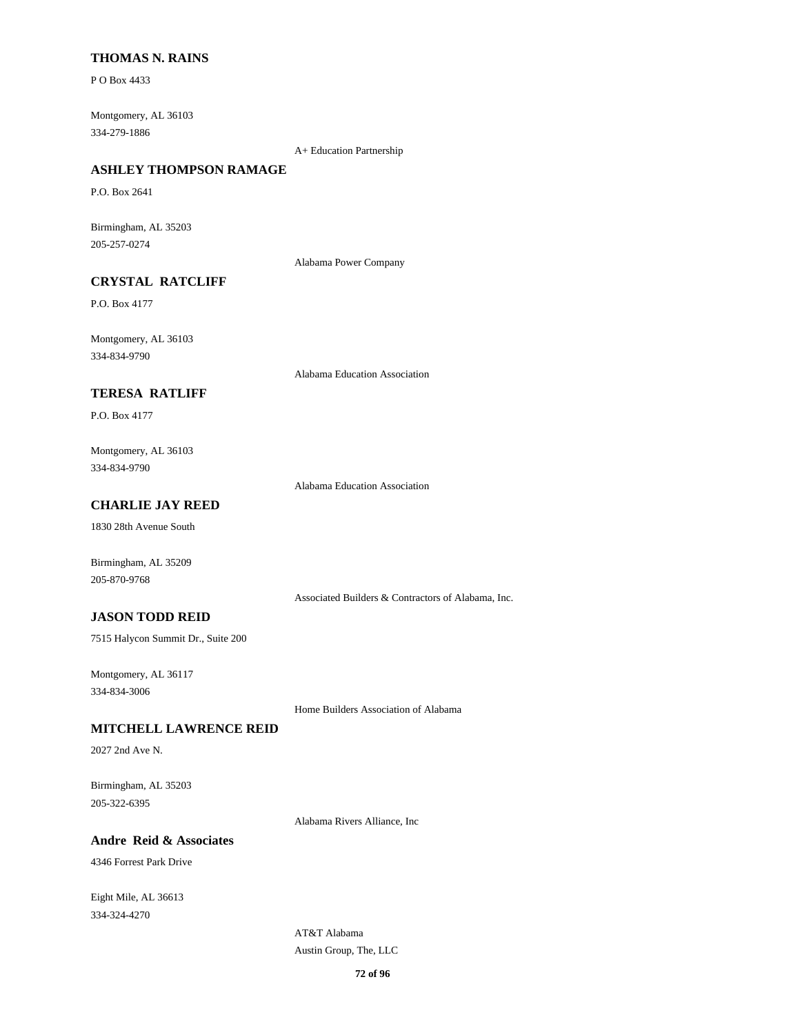**THOMAS N. RAINS**

P O Box 4433

Montgomery, AL 36103

334-279-1886

A+ Education Partnership

**ASHLEY THOMPSON RAMAGE**

P.O. Box 2641

Birmingham, AL 35203

205-257-0274

Alabama Power Company

**CRYSTAL RATCLIFF**

P.O. Box 4177

Montgomery, AL 36103

334-834-9790

Alabama Education Association

**TERESA RATLIFF**

P.O. Box 4177

Montgomery, AL 36103

334-834-9790

Alabama Education Association

**CHARLIE JAY REED**

1830 28th Avenue South

Birmingham, AL 35209

205-870-9768

Associated Builders & Contractors of Alabama, Inc.

**JASON TODD REID**

7515 Halycon Summit Dr., Suite 200

Montgomery, AL 36117

334-834-3006

Home Builders Association of Alabama

**MITCHELL LAWRENCE REID**

2027 2nd Ave N.

Birmingham, AL 35203

205-322-6395

Alabama Rivers Alliance, Inc

**Andre Reid & Associates**

4346 Forrest Park Drive

Eight Mile, AL 36613

334-324-4270

AT&T Alabama

Austin Group, The, LLC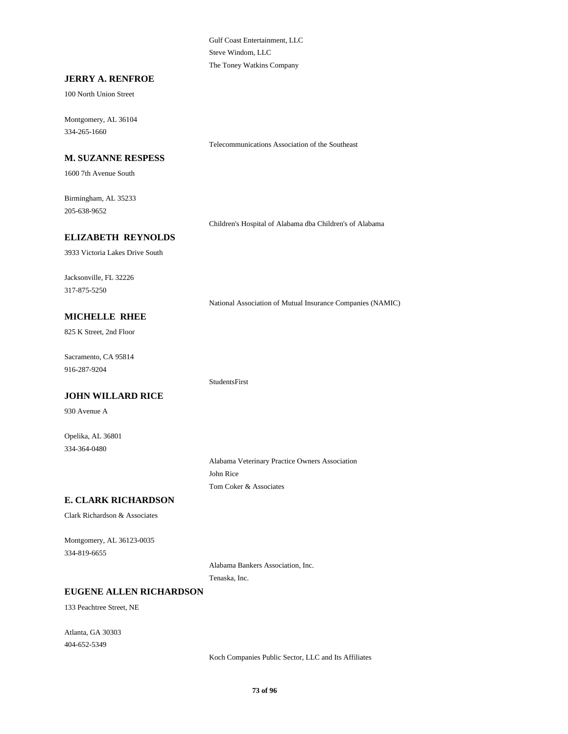Gulf Coast Entertainment, LLC

Steve Windom, LLC

The Toney Watkins Company

**JERRY A. RENFROE**

100 North Union Street

Montgomery, AL 36104

334-265-1660

Telecommunications Association of the Southeast

**M. SUZANNE RESPESS**

1600 7th Avenue South

Birmingham, AL 35233

205-638-9652

Children's Hospital of Alabama dba Children's of Alabama

**ELIZABETH REYNOLDS**

3933 Victoria Lakes Drive South

Jacksonville, FL 32226

317-875-5250

National Association of Mutual Insurance Companies (NAMIC)

**MICHELLE RHEE**

825 K Street, 2nd Floor

Sacramento, CA 95814

916-287-9204

StudentsFirst

**JOHN WILLARD RICE**

930 Avenue A

Opelika, AL 36801

334-364-0480

Alabama Veterinary Practice Owners Association

John Rice

Tom Coker & Associates

**E. CLARK RICHARDSON**

Clark Richardson & Associates

Montgomery, AL 36123-0035

334-819-6655

Alabama Bankers Association, Inc.

Tenaska, Inc.

**EUGENE ALLEN RICHARDSON**

133 Peachtree Street, NE

Atlanta, GA 30303

404-652-5349

Koch Companies Public Sector, LLC and Its Affiliates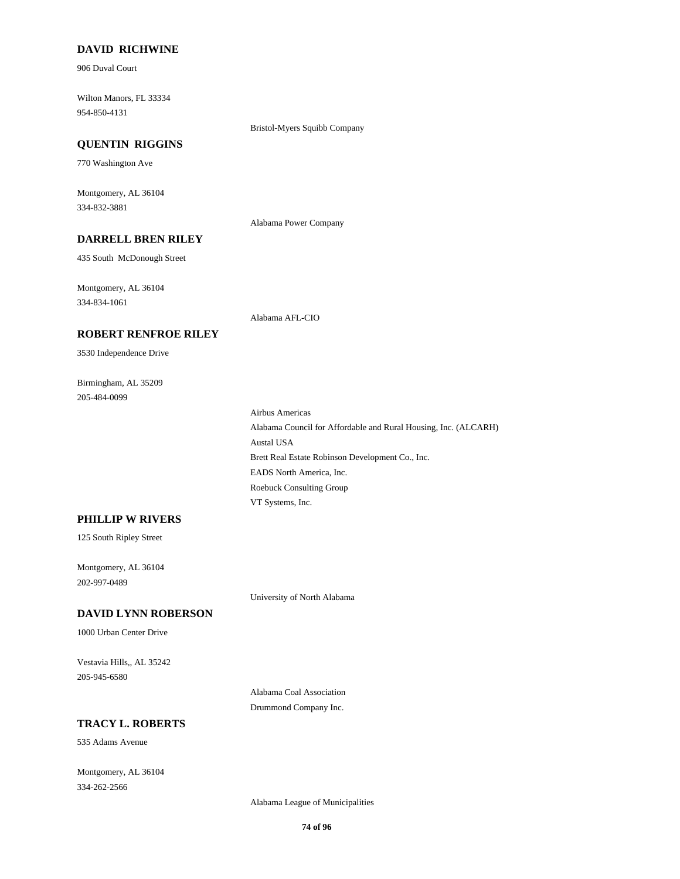**DAVID RICHWINE**

906 Duval Court

Wilton Manors, FL 33334
954-850-4131

Bristol-Myers Squibb Company

**QUENTIN RIGGINS**

770 Washington Ave

Montgomery, AL 36104
334-832-3881

Alabama Power Company

**DARRELL BREN RILEY**

435 South McDonough Street

Montgomery, AL 36104
334-834-1061

Alabama AFL-CIO

**ROBERT RENFROE RILEY**

3530 Independence Drive

Birmingham, AL 35209
205-484-0099

Airbus Americas
Alabama Council for Affordable and Rural Housing, Inc. (ALCARH)
Austal USA
Brett Real Estate Robinson Development Co., Inc.
EADS North America, Inc.
Roebuck Consulting Group
VT Systems, Inc.

**PHILLIP W RIVERS**

125 South Ripley Street

Montgomery, AL 36104
202-997-0489

University of North Alabama

**DAVID LYNN ROBERSON**

1000 Urban Center Drive

Vestavia Hills,, AL 35242
205-945-6580

Alabama Coal Association
Drummond Company Inc.

**TRACY L. ROBERTS**

535 Adams Avenue

Montgomery, AL 36104
334-262-2566

Alabama League of Municipalities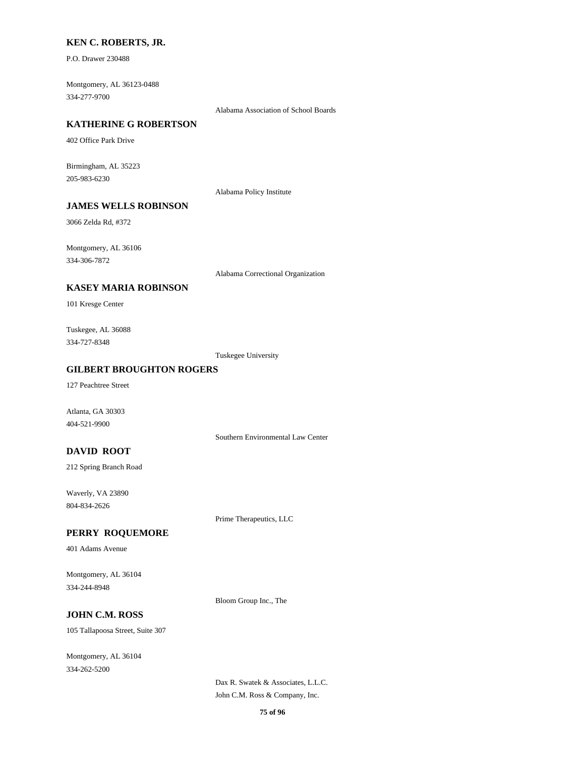**KEN C. ROBERTS, JR.**

P.O. Drawer 230488

Montgomery, AL 36123-0488
334-277-9700

Alabama Association of School Boards

**KATHERINE G ROBERTSON**

402 Office Park Drive

Birmingham, AL 35223
205-983-6230

Alabama Policy Institute

**JAMES WELLS ROBINSON**

3066 Zelda Rd, #372

Montgomery, AL 36106
334-306-7872

Alabama Correctional Organization

**KASEY MARIA ROBINSON**

101 Kresge Center

Tuskegee, AL 36088
334-727-8348

Tuskegee University

**GILBERT BROUGHTON ROGERS**

127 Peachtree Street

Atlanta, GA 30303
404-521-9900

Southern Environmental Law Center

**DAVID ROOT**

212 Spring Branch Road

Waverly, VA 23890
804-834-2626

Prime Therapeutics, LLC

**PERRY ROQUEMORE**

401 Adams Avenue

Montgomery, AL 36104
334-244-8948

Bloom Group Inc., The

**JOHN C.M. ROSS**

105 Tallapoosa Street, Suite 307

Montgomery, AL 36104
334-262-5200

Dax R. Swatek & Associates, L.L.C.
John C.M. Ross & Company, Inc.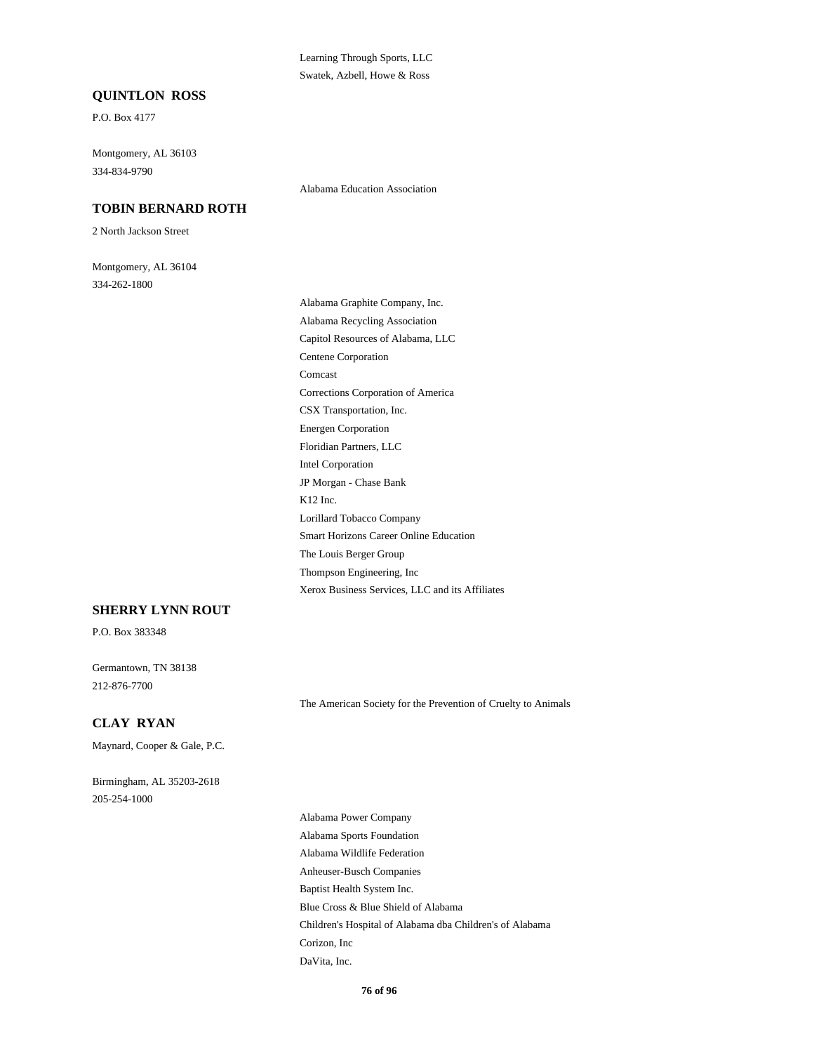Learning Through Sports, LLC

Swatek, Azbell, Howe & Ross

**QUINTLON ROSS**

P.O. Box 4177

Montgomery, AL 36103

334-834-9790

Alabama Education Association

**TOBIN BERNARD ROTH**

2 North Jackson Street

Montgomery, AL 36104

334-262-1800

Alabama Graphite Company, Inc.

Alabama Recycling Association

Capitol Resources of Alabama, LLC

Centene Corporation

Comcast

Corrections Corporation of America

CSX Transportation, Inc.

Energen Corporation

Floridian Partners, LLC

Intel Corporation

JP Morgan - Chase Bank

K12 Inc.

Lorillard Tobacco Company

Smart Horizons Career Online Education

The Louis Berger Group

Thompson Engineering, Inc

Xerox Business Services, LLC and its Affiliates

**SHERRY LYNN ROUT**

P.O. Box 383348

Germantown, TN 38138

212-876-7700

The American Society for the Prevention of Cruelty to Animals

**CLAY RYAN**

Maynard, Cooper & Gale, P.C.

Birmingham, AL 35203-2618

205-254-1000

Alabama Power Company

Alabama Sports Foundation

Alabama Wildlife Federation

Anheuser-Busch Companies

Baptist Health System Inc.

Blue Cross & Blue Shield of Alabama

Children's Hospital of Alabama dba Children's of Alabama

Corizon, Inc

DaVita, Inc.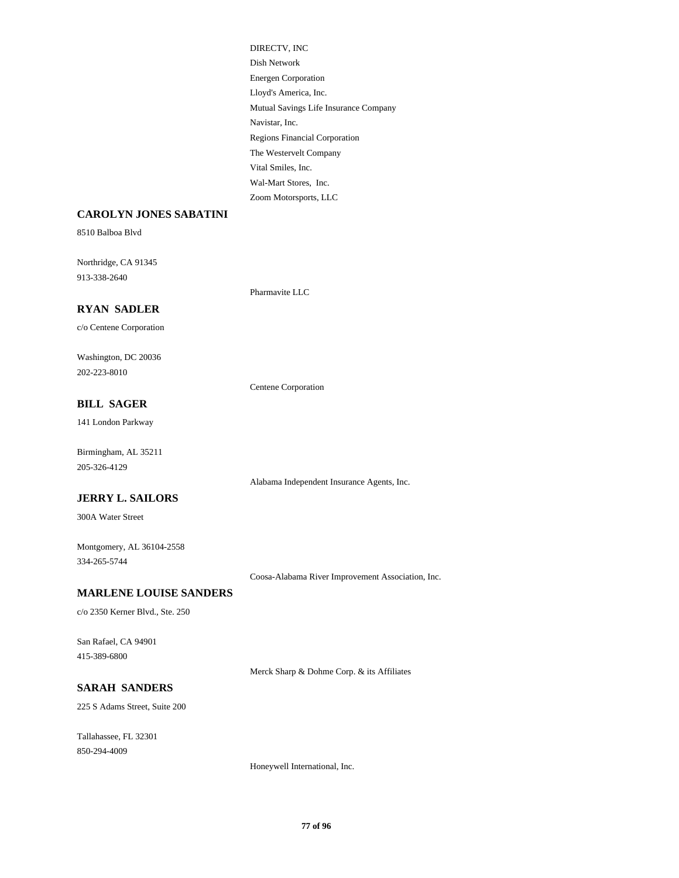DIRECTV, INC
Dish Network
Energen Corporation
Lloyd's America, Inc.
Mutual Savings Life Insurance Company
Navistar, Inc.
Regions Financial Corporation
The Westervelt Company
Vital Smiles, Inc.
Wal-Mart Stores, Inc.
Zoom Motorsports, LLC

**CAROLYN JONES SABATINI**

8510 Balboa Blvd

Northridge, CA 91345
913-338-2640

Pharmavite LLC

**RYAN SADLER**

c/o Centene Corporation

Washington, DC 20036
202-223-8010

Centene Corporation

**BILL SAGER**

141 London Parkway

Birmingham, AL 35211
205-326-4129

Alabama Independent Insurance Agents, Inc.

**JERRY L. SAILORS**

300A Water Street

Montgomery, AL 36104-2558
334-265-5744

Coosa-Alabama River Improvement Association, Inc.

**MARLENE LOUISE SANDERS**

c/o 2350 Kerner Blvd., Ste. 250

San Rafael, CA 94901
415-389-6800

Merck Sharp & Dohme Corp. & its Affiliates

**SARAH SANDERS**

225 S Adams Street, Suite 200

Tallahassee, FL 32301
850-294-4009

Honeywell International, Inc.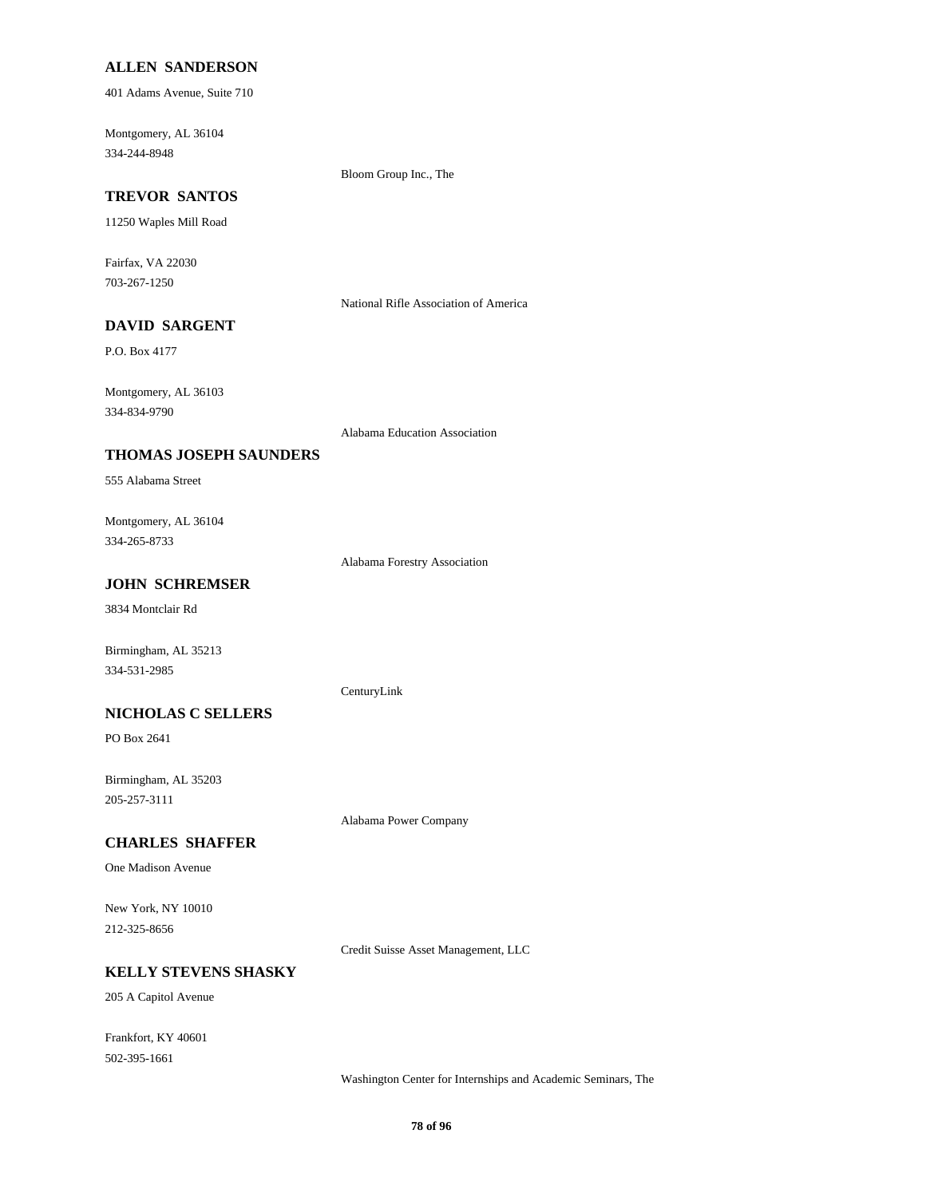**ALLEN SANDERSON**

401 Adams Avenue, Suite 710

Montgomery, AL 36104
334-244-8948

Bloom Group Inc., The

**TREVOR SANTOS**

11250 Waples Mill Road

Fairfax, VA 22030
703-267-1250

National Rifle Association of America

**DAVID SARGENT**

P.O. Box 4177

Montgomery, AL 36103
334-834-9790

Alabama Education Association

**THOMAS JOSEPH SAUNDERS**

555 Alabama Street

Montgomery, AL 36104
334-265-8733

Alabama Forestry Association

**JOHN SCHREMSER**

3834 Montclair Rd

Birmingham, AL 35213
334-531-2985

CenturyLink

**NICHOLAS C SELLERS**

PO Box 2641

Birmingham, AL 35203
205-257-3111

Alabama Power Company

**CHARLES SHAFFER**

One Madison Avenue

New York, NY 10010
212-325-8656

Credit Suisse Asset Management, LLC

**KELLY STEVENS SHASKY**

205 A Capitol Avenue

Frankfort, KY 40601
502-395-1661

Washington Center for Internships and Academic Seminars, The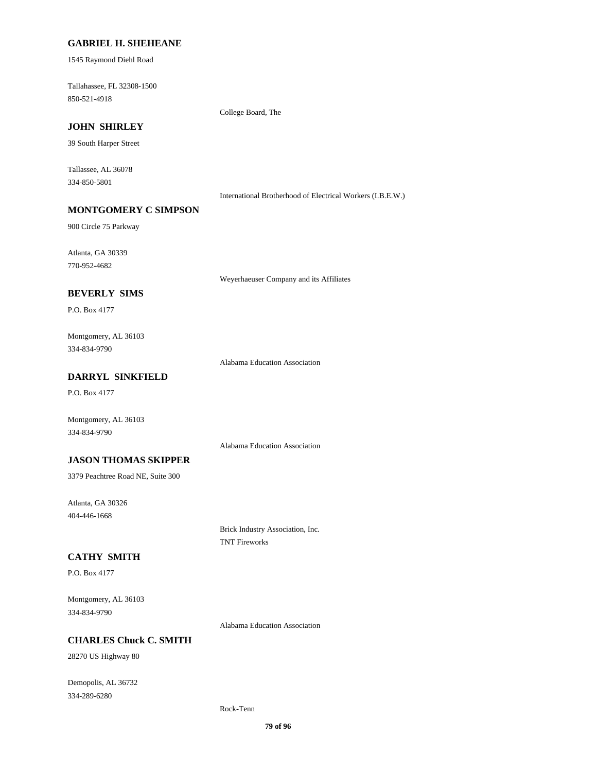**GABRIEL H. SHEHEANE**

1545 Raymond Diehl Road

Tallahassee, FL 32308-1500
850-521-4918

College Board, The

**JOHN SHIRLEY**

39 South Harper Street

Tallassee, AL 36078
334-850-5801

International Brotherhood of Electrical Workers (I.B.E.W.)

**MONTGOMERY C SIMPSON**

900 Circle 75 Parkway

Atlanta, GA 30339
770-952-4682

Weyerhaeuser Company and its Affiliates

**BEVERLY SIMS**

P.O. Box 4177

Montgomery, AL 36103
334-834-9790

Alabama Education Association

**DARRYL SINKFIELD**

P.O. Box 4177

Montgomery, AL 36103
334-834-9790

Alabama Education Association

**JASON THOMAS SKIPPER**

3379 Peachtree Road NE, Suite 300

Atlanta, GA 30326
404-446-1668

Brick Industry Association, Inc.
TNT Fireworks

**CATHY SMITH**

P.O. Box 4177

Montgomery, AL 36103
334-834-9790

Alabama Education Association

**CHARLES Chuck C. SMITH**

28270 US Highway 80

Demopolis, AL 36732
334-289-6280

Rock-Tenn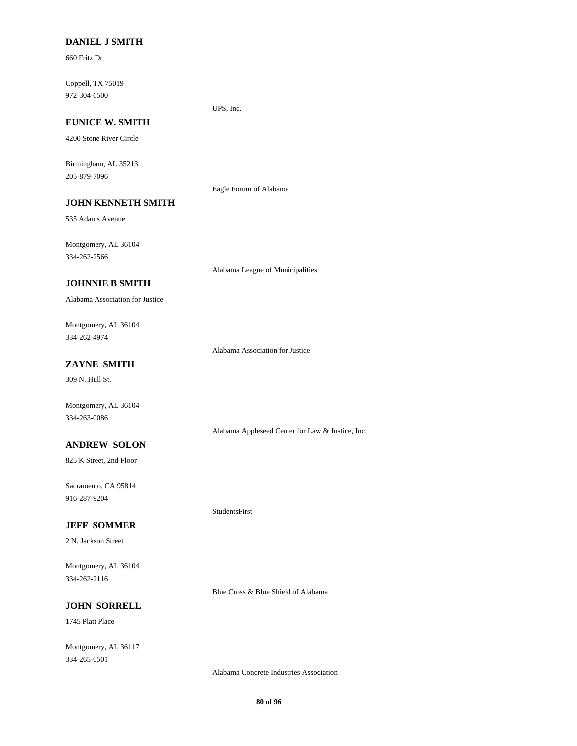**DANIEL J SMITH**

660 Fritz Dr

Coppell, TX 75019
972-304-6500

UPS, Inc.

**EUNICE W. SMITH**

4200 Stone River Circle

Birmingham, AL 35213
205-879-7096

Eagle Forum of Alabama

**JOHN KENNETH SMITH**

535 Adams Avenue

Montgomery, AL 36104
334-262-2566

Alabama League of Municipalities

**JOHNNIE B SMITH**

Alabama Association for Justice

Montgomery, AL 36104
334-262-4974

Alabama Association for Justice

**ZAYNE SMITH**

309 N. Hull St.

Montgomery, AL 36104
334-263-0086

Alabama Appleseed Center for Law & Justice, Inc.

**ANDREW SOLON**

825 K Street, 2nd Floor

Sacramento, CA 95814
916-287-9204

StudentsFirst

**JEFF SOMMER**

2 N. Jackson Street

Montgomery, AL 36104
334-262-2116

Blue Cross & Blue Shield of Alabama

**JOHN SORRELL**

1745 Platt Place

Montgomery, AL 36117
334-265-0501

Alabama Concrete Industries Association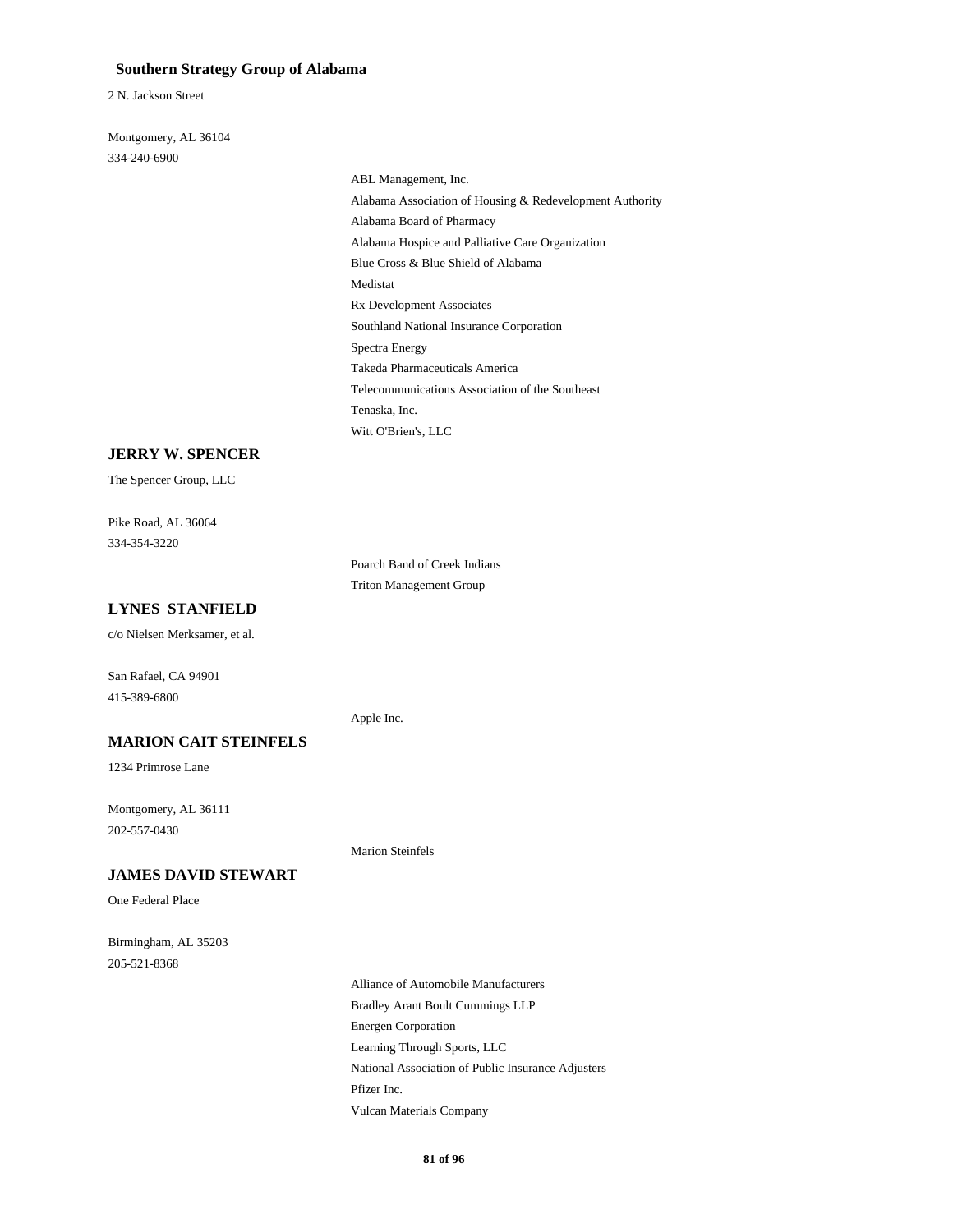**Southern Strategy Group of Alabama**

2 N. Jackson Street

Montgomery, AL 36104
334-240-6900

- ABL Management, Inc.
- Alabama Association of Housing & Redevelopment Authority
- Alabama Board of Pharmacy
- Alabama Hospice and Palliative Care Organization
- Blue Cross & Blue Shield of Alabama
- Medistat
- Rx Development Associates
- Southland National Insurance Corporation
- Spectra Energy
- Takeda Pharmaceuticals America
- Telecommunications Association of the Southeast
- Tenaska, Inc.
- Witt O'Brien's, LLC

## JERRY W. SPENCER

The Spencer Group, LLC

Pike Road, AL 36064
334-354-3220

- Poarch Band of Creek Indians
- Triton Management Group

## LYNES STANFIELD

c/o Nielsen Merksamer, et al.

San Rafael, CA 94901
415-389-6800

- Apple Inc.

## MARION CAIT STEINFELS

1234 Primrose Lane

Montgomery, AL 36111
202-557-0430

- Marion Steinfels

## JAMES DAVID STEWART

One Federal Place

Birmingham, AL 35203
205-521-8368

- Alliance of Automobile Manufacturers
- Bradley Arant Boult Cummings LLP
- Energen Corporation
- Learning Through Sports, LLC
- National Association of Public Insurance Adjusters
- Pfizer Inc.
- Vulcan Materials Company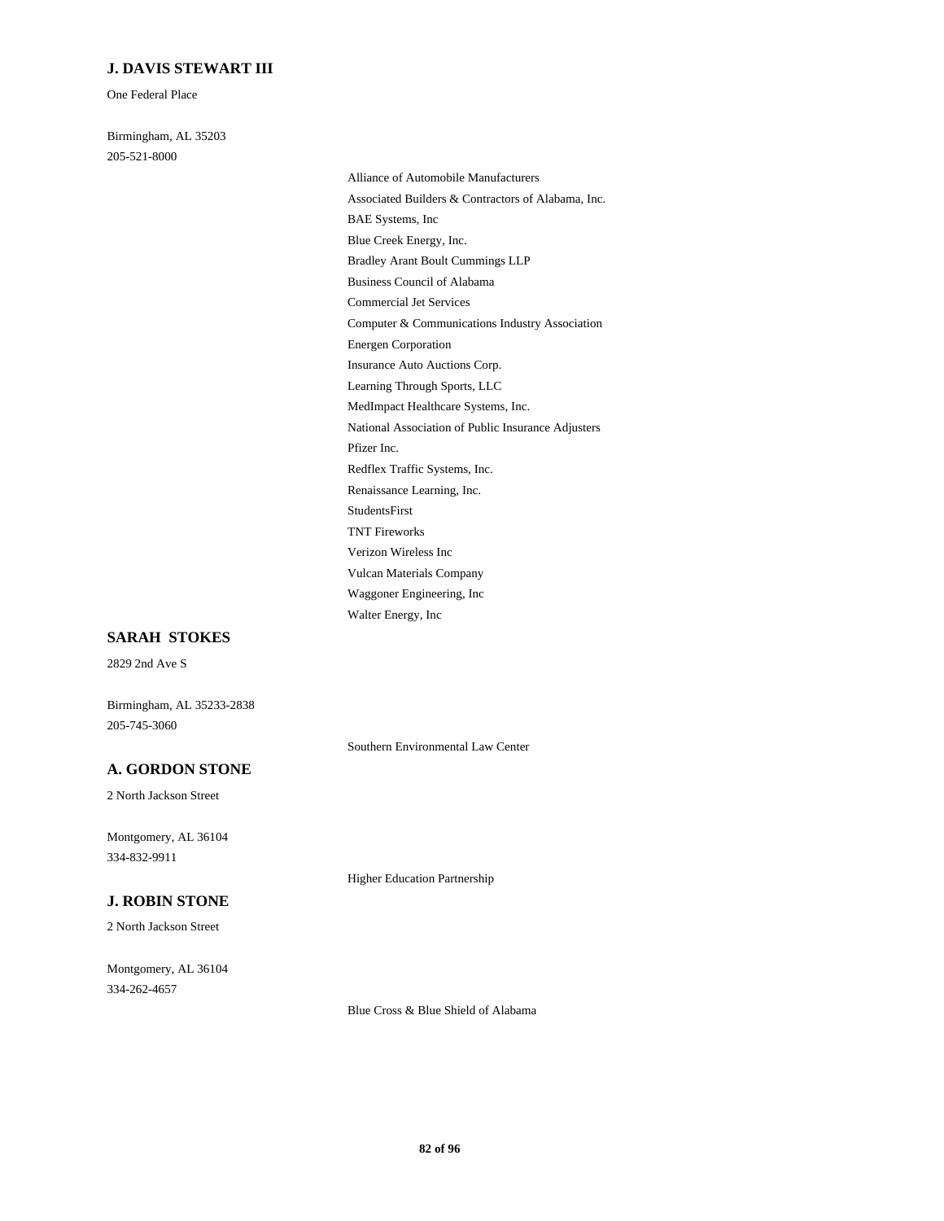### J. DAVIS STEWART III

One Federal Place

Birmingham, AL 35203
205-521-8000

- Alliance of Automobile Manufacturers
- Associated Builders & Contractors of Alabama, Inc.
- BAE Systems, Inc
- Blue Creek Energy, Inc.
- Bradley Arant Boult Cummings LLP
- Business Council of Alabama
- Commercial Jet Services
- Computer & Communications Industry Association
- Energen Corporation
- Insurance Auto Auctions Corp.
- Learning Through Sports, LLC
- MedImpact Healthcare Systems, Inc.
- National Association of Public Insurance Adjusters
- Pfizer Inc.
- Redflex Traffic Systems, Inc.
- Renaissance Learning, Inc.
- StudentsFirst
- TNT Fireworks
- Verizon Wireless Inc
- Vulcan Materials Company
- Waggoner Engineering, Inc
- Walter Energy, Inc

### SARAH STOKES

2829 2nd Ave S

Birmingham, AL 35233-2838
205-745-3060

- Southern Environmental Law Center

### A. GORDON STONE

2 North Jackson Street

Montgomery, AL 36104
334-832-9911

- Higher Education Partnership

### J. ROBIN STONE

2 North Jackson Street

Montgomery, AL 36104
334-262-4657

- Blue Cross & Blue Shield of Alabama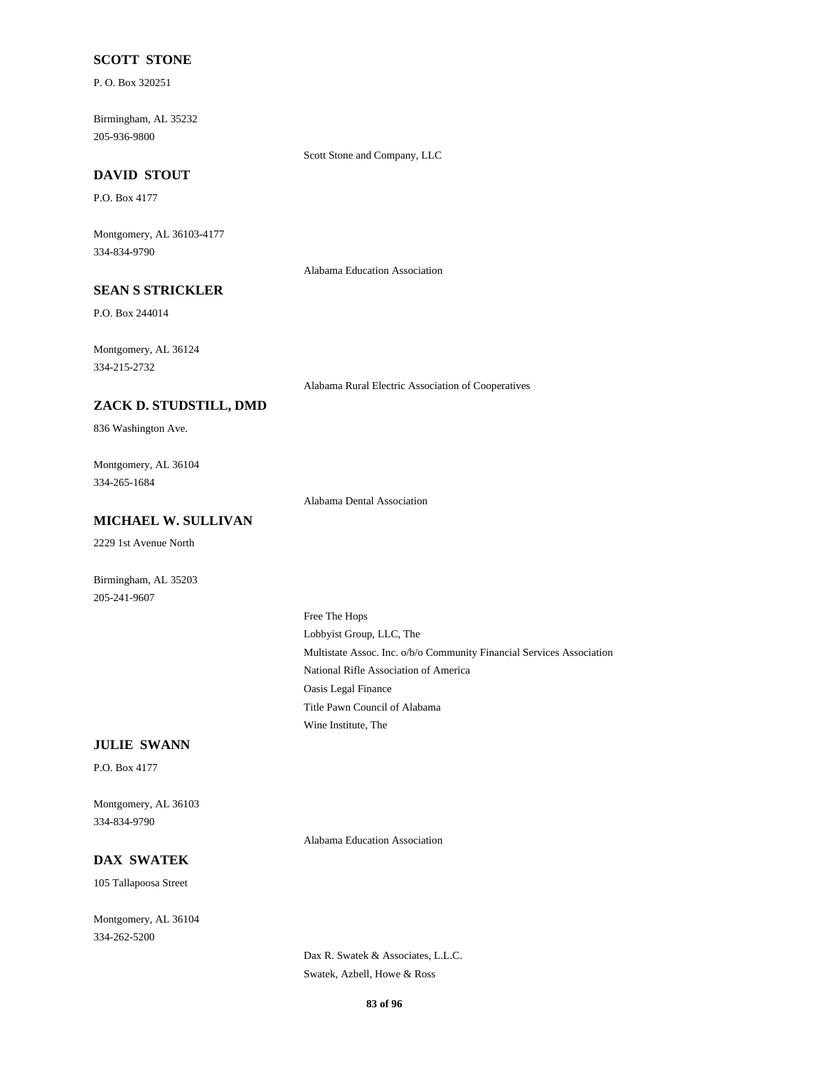**SCOTT STONE**

P. O. Box 320251

Birmingham, AL 35232

205-936-9800

Scott Stone and Company, LLC

**DAVID STOUT**

P.O. Box 4177

Montgomery, AL 36103-4177

334-834-9790

Alabama Education Association

**SEAN S STRICKLER**

P.O. Box 244014

Montgomery, AL 36124

334-215-2732

Alabama Rural Electric Association of Cooperatives

**ZACK D. STUDSTILL, DMD**

836 Washington Ave.

Montgomery, AL 36104

334-265-1684

Alabama Dental Association

**MICHAEL W. SULLIVAN**

2229 1st Avenue North

Birmingham, AL 35203

205-241-9607

Free The Hops

Lobbyist Group, LLC, The

Multistate Assoc. Inc. o/b/o Community Financial Services Association

National Rifle Association of America

Oasis Legal Finance

Title Pawn Council of Alabama

Wine Institute, The

**JULIE SWANN**

P.O. Box 4177

Montgomery, AL 36103

334-834-9790

Alabama Education Association

**DAX SWATEK**

105 Tallapoosa Street

Montgomery, AL 36104

334-262-5200

Dax R. Swatek & Associates, L.L.C.

Swatek, Azbell, Howe & Ross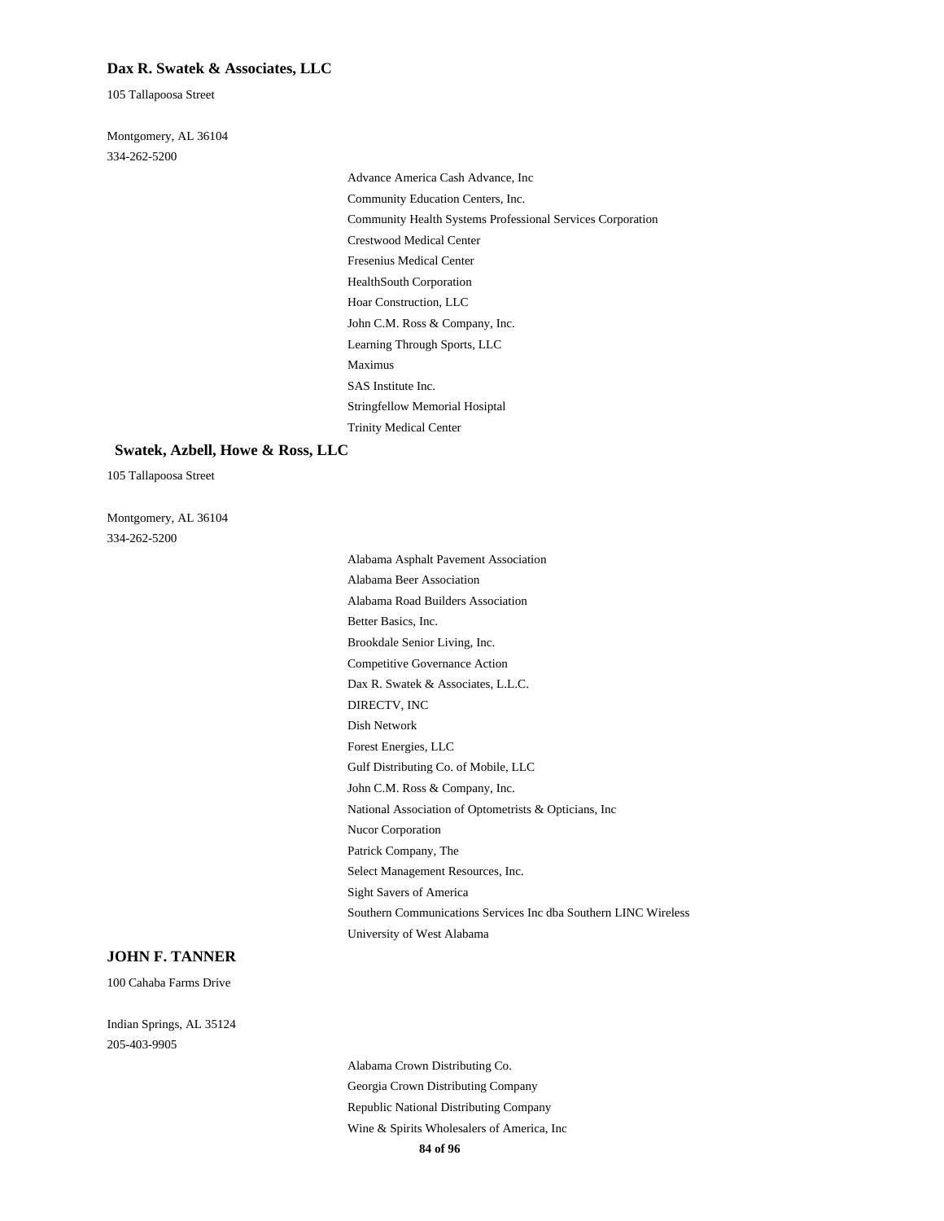**Dax R. Swatek & Associates, LLC**

105 Tallapoosa Street

Montgomery, AL 36104

334-262-5200

- Advance America Cash Advance, Inc
- Community Education Centers, Inc.
- Community Health Systems Professional Services Corporation
- Crestwood Medical Center
- Fresenius Medical Center
- HealthSouth Corporation
- Hoar Construction, LLC
- John C.M. Ross & Company, Inc.
- Learning Through Sports, LLC
- Maximus
- SAS Institute Inc.
- Stringfellow Memorial Hosiptal
- Trinity Medical Center

**Swatek, Azbell, Howe & Ross, LLC**

105 Tallapoosa Street

Montgomery, AL 36104

334-262-5200

- Alabama Asphalt Pavement Association
- Alabama Beer Association
- Alabama Road Builders Association
- Better Basics, Inc.
- Brookdale Senior Living, Inc.
- Competitive Governance Action
- Dax R. Swatek & Associates, L.L.C.
- DIRECTV, INC
- Dish Network
- Forest Energies, LLC
- Gulf Distributing Co. of Mobile, LLC
- John C.M. Ross & Company, Inc.
- National Association of Optometrists & Opticians, Inc
- Nucor Corporation
- Patrick Company, The
- Select Management Resources, Inc.
- Sight Savers of America
- Southern Communications Services Inc dba Southern LINC Wireless
- University of West Alabama

**JOHN F. TANNER**

100 Cahaba Farms Drive

Indian Springs, AL 35124

205-403-9905

- Alabama Crown Distributing Co.
- Georgia Crown Distributing Company
- Republic National Distributing Company
- Wine & Spirits Wholesalers of America, Inc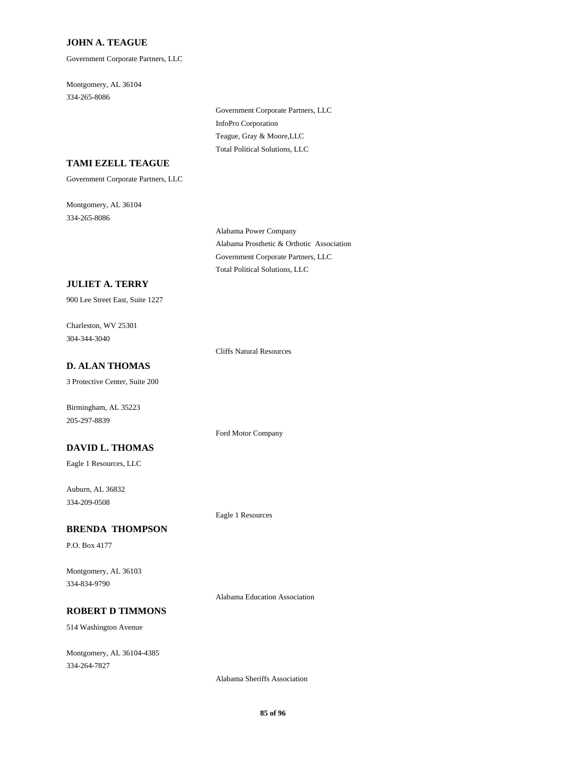### JOHN A. TEAGUE

Government Corporate Partners, LLC

Montgomery, AL 36104
334-265-8086

Government Corporate Partners, LLC
InfoPro Corporation
Teague, Gray & Moore,LLC
Total Political Solutions, LLC

### TAMI EZELL TEAGUE

Government Corporate Partners, LLC

Montgomery, AL 36104
334-265-8086

Alabama Power Company
Alabama Prosthetic & Orthotic Association
Government Corporate Partners, LLC
Total Political Solutions, LLC

### JULIET A. TERRY

900 Lee Street East, Suite 1227

Charleston, WV 25301
304-344-3040

Cliffs Natural Resources

### D. ALAN THOMAS

3 Protective Center, Suite 200

Birmingham, AL 35223
205-297-8839

Ford Motor Company

### DAVID L. THOMAS

Eagle 1 Resources, LLC

Auburn, AL 36832
334-209-0508

Eagle 1 Resources

### BRENDA THOMPSON

P.O. Box 4177

Montgomery, AL 36103
334-834-9790

Alabama Education Association

### ROBERT D TIMMONS

514 Washington Avenue

Montgomery, AL 36104-4385
334-264-7827

Alabama Sheriffs Association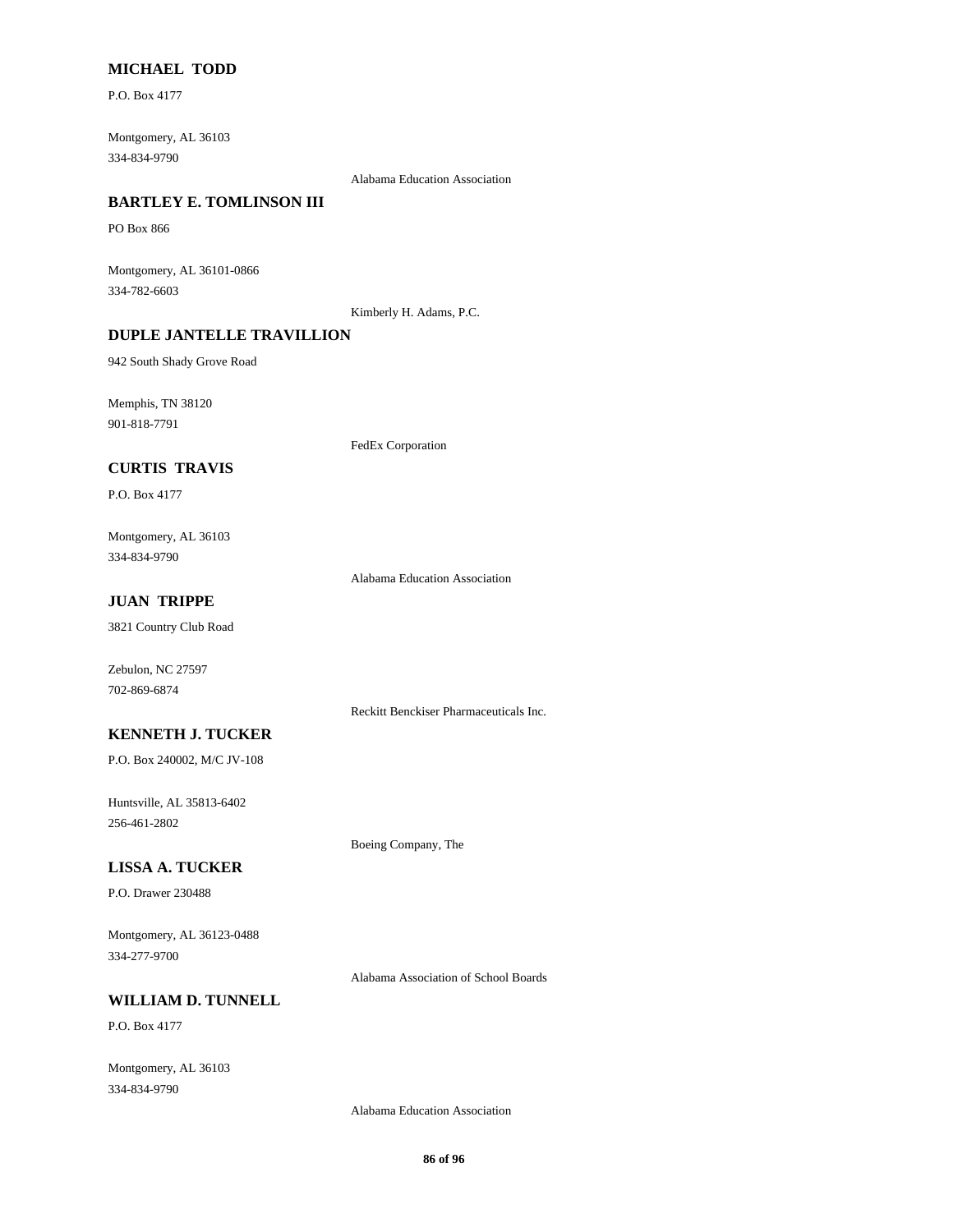**MICHAEL TODD**

P.O. Box 4177

Montgomery, AL 36103
334-834-9790

Alabama Education Association

**BARTLEY E. TOMLINSON III**

PO Box 866

Montgomery, AL 36101-0866
334-782-6603

Kimberly H. Adams, P.C.

**DUPLE JANTELLE TRAVILLION**

942 South Shady Grove Road

Memphis, TN 38120
901-818-7791

FedEx Corporation

**CURTIS TRAVIS**

P.O. Box 4177

Montgomery, AL 36103
334-834-9790

Alabama Education Association

**JUAN TRIPPE**

3821 Country Club Road

Zebulon, NC 27597
702-869-6874

Reckitt Benckiser Pharmaceuticals Inc.

**KENNETH J. TUCKER**

P.O. Box 240002, M/C JV-108

Huntsville, AL 35813-6402
256-461-2802

Boeing Company, The

**LISSA A. TUCKER**

P.O. Drawer 230488

Montgomery, AL 36123-0488
334-277-9700

Alabama Association of School Boards

**WILLIAM D. TUNNELL**

P.O. Box 4177

Montgomery, AL 36103
334-834-9790

Alabama Education Association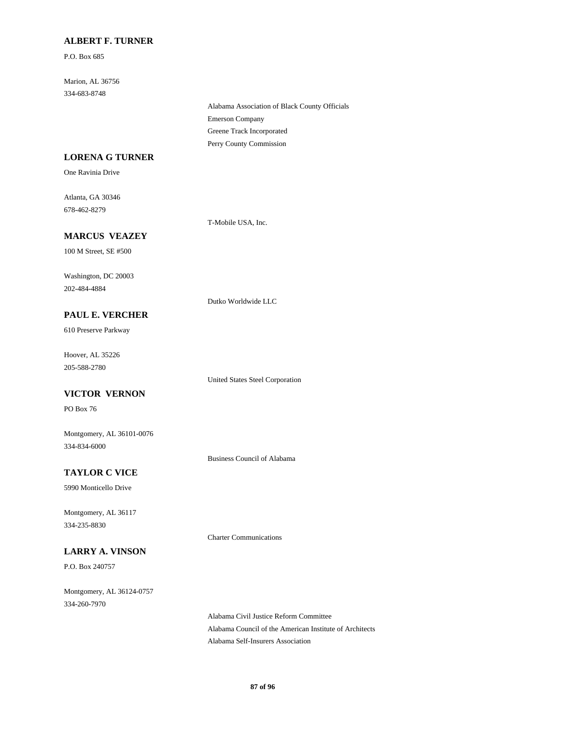**ALBERT F. TURNER**

P.O. Box 685

Marion, AL 36756
334-683-8748

Alabama Association of Black County Officials
Emerson Company
Greene Track Incorporated
Perry County Commission

**LORENA G TURNER**

One Ravinia Drive

Atlanta, GA 30346
678-462-8279

T-Mobile USA, Inc.

**MARCUS VEAZEY**

100 M Street, SE #500

Washington, DC 20003
202-484-4884

Dutko Worldwide LLC

**PAUL E. VERCHER**

610 Preserve Parkway

Hoover, AL 35226
205-588-2780

United States Steel Corporation

**VICTOR VERNON**

PO Box 76

Montgomery, AL 36101-0076
334-834-6000

Business Council of Alabama

**TAYLOR C VICE**

5990 Monticello Drive

Montgomery, AL 36117
334-235-8830

Charter Communications

**LARRY A. VINSON**

P.O. Box 240757

Montgomery, AL 36124-0757
334-260-7970

Alabama Civil Justice Reform Committee
Alabama Council of the American Institute of Architects
Alabama Self-Insurers Association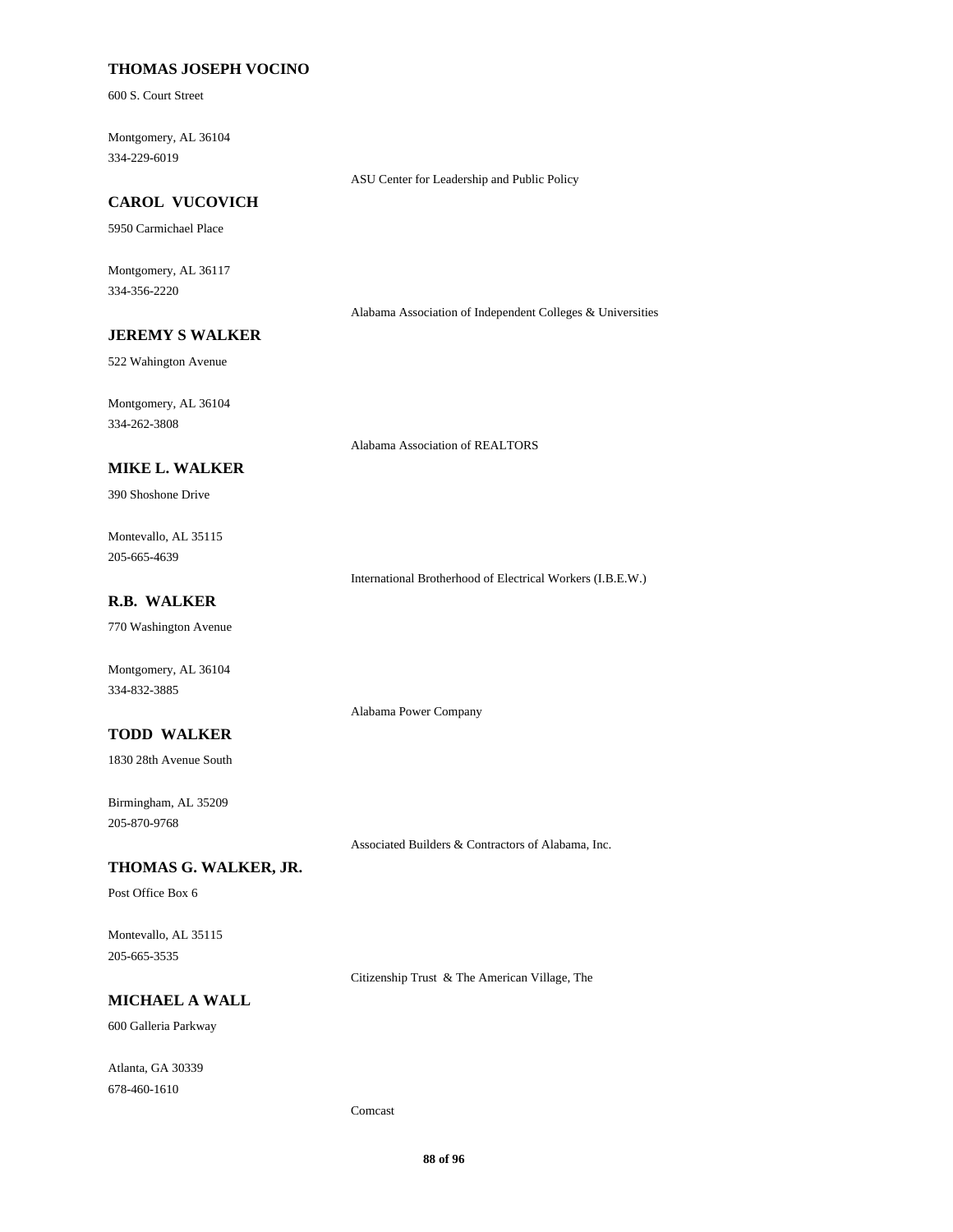**THOMAS JOSEPH VOCINO**

600 S. Court Street

Montgomery, AL 36104
334-229-6019

ASU Center for Leadership and Public Policy

**CAROL VUCOVICH**

5950 Carmichael Place

Montgomery, AL 36117
334-356-2220

Alabama Association of Independent Colleges & Universities

**JEREMY S WALKER**

522 Wahington Avenue

Montgomery, AL 36104
334-262-3808

Alabama Association of REALTORS

**MIKE L. WALKER**

390 Shoshone Drive

Montevallo, AL 35115
205-665-4639

International Brotherhood of Electrical Workers (I.B.E.W.)

**R.B. WALKER**

770 Washington Avenue

Montgomery, AL 36104
334-832-3885

Alabama Power Company

**TODD WALKER**

1830 28th Avenue South

Birmingham, AL 35209
205-870-9768

Associated Builders & Contractors of Alabama, Inc.

**THOMAS G. WALKER, JR.**

Post Office Box 6

Montevallo, AL 35115
205-665-3535

Citizenship Trust & The American Village, The

**MICHAEL A WALL**

600 Galleria Parkway

Atlanta, GA 30339
678-460-1610

Comcast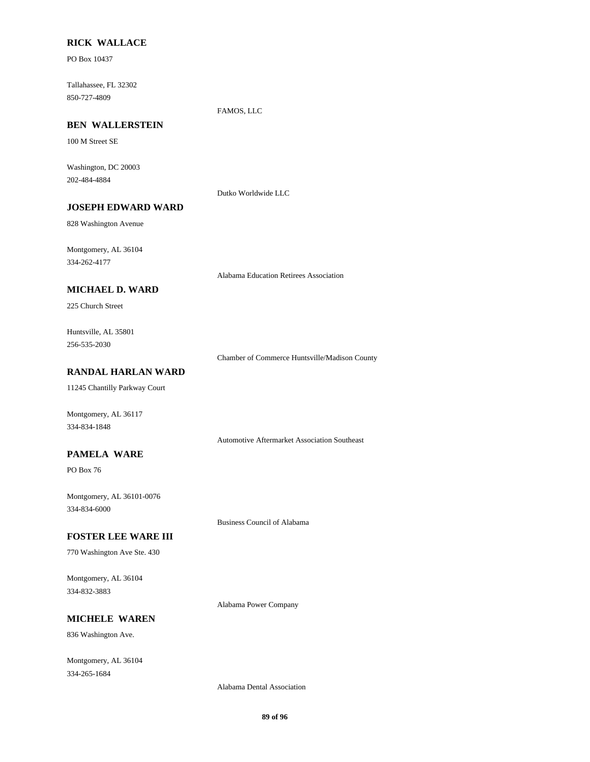**RICK WALLACE**

PO Box 10437

Tallahassee, FL 32302
850-727-4809

FAMOS, LLC

**BEN WALLERSTEIN**

100 M Street SE

Washington, DC 20003
202-484-4884

Dutko Worldwide LLC

**JOSEPH EDWARD WARD**

828 Washington Avenue

Montgomery, AL 36104
334-262-4177

Alabama Education Retirees Association

**MICHAEL D. WARD**

225 Church Street

Huntsville, AL 35801
256-535-2030

Chamber of Commerce Huntsville/Madison County

**RANDAL HARLAN WARD**

11245 Chantilly Parkway Court

Montgomery, AL 36117
334-834-1848

Automotive Aftermarket Association Southeast

**PAMELA WARE**

PO Box 76

Montgomery, AL 36101-0076
334-834-6000

Business Council of Alabama

**FOSTER LEE WARE III**

770 Washington Ave Ste. 430

Montgomery, AL 36104
334-832-3883

Alabama Power Company

**MICHELE WAREN**

836 Washington Ave.

Montgomery, AL 36104
334-265-1684

Alabama Dental Association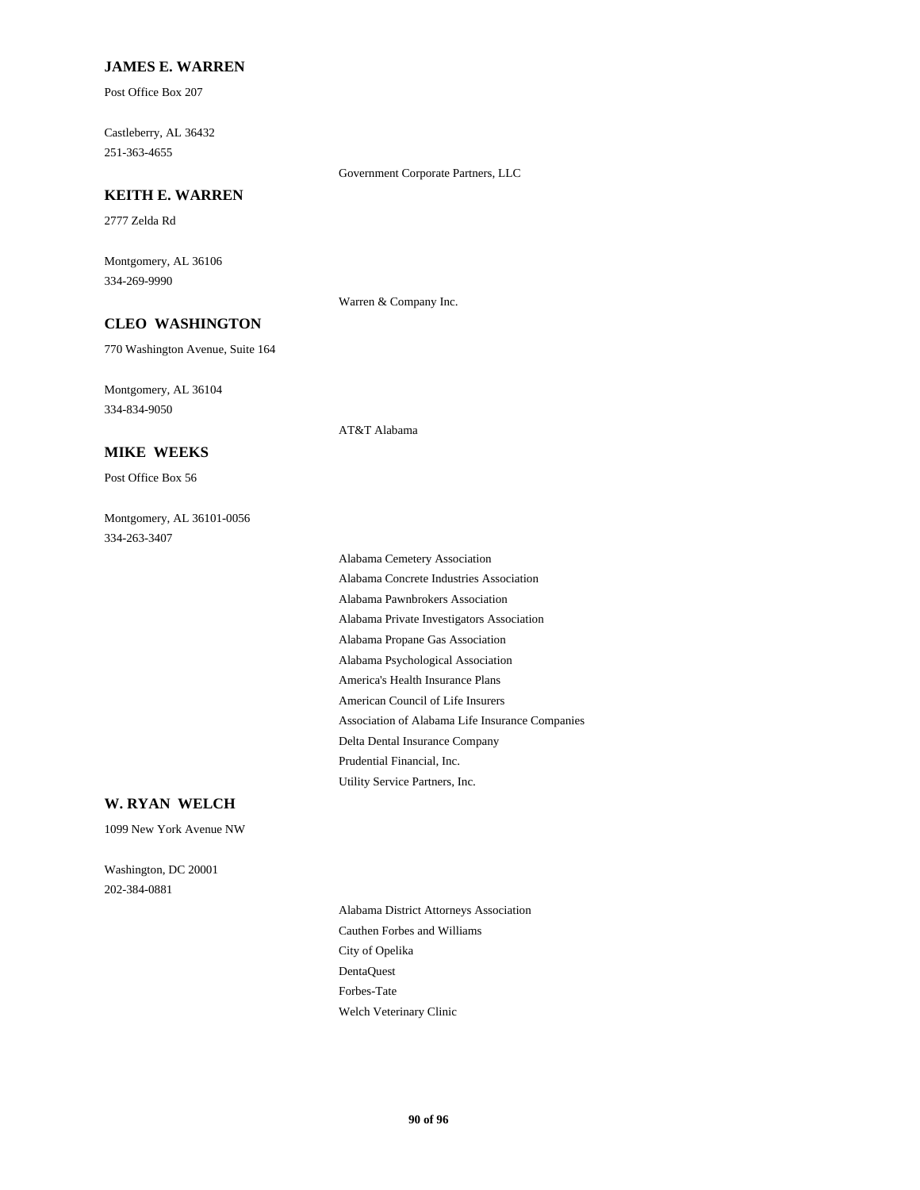**JAMES E. WARREN**

Post Office Box 207

Castleberry, AL 36432
251-363-4655

Government Corporate Partners, LLC

**KEITH E. WARREN**

2777 Zelda Rd

Montgomery, AL 36106
334-269-9990

Warren & Company Inc.

**CLEO WASHINGTON**

770 Washington Avenue, Suite 164

Montgomery, AL 36104
334-834-9050

AT&T Alabama

**MIKE WEEKS**

Post Office Box 56

Montgomery, AL 36101-0056
334-263-3407

Alabama Cemetery Association
Alabama Concrete Industries Association
Alabama Pawnbrokers Association
Alabama Private Investigators Association
Alabama Propane Gas Association
Alabama Psychological Association
America's Health Insurance Plans
American Council of Life Insurers
Association of Alabama Life Insurance Companies
Delta Dental Insurance Company
Prudential Financial, Inc.
Utility Service Partners, Inc.

**W. RYAN WELCH**

1099 New York Avenue NW

Washington, DC 20001
202-384-0881

Alabama District Attorneys Association
Cauthen Forbes and Williams
City of Opelika
DentaQuest
Forbes-Tate
Welch Veterinary Clinic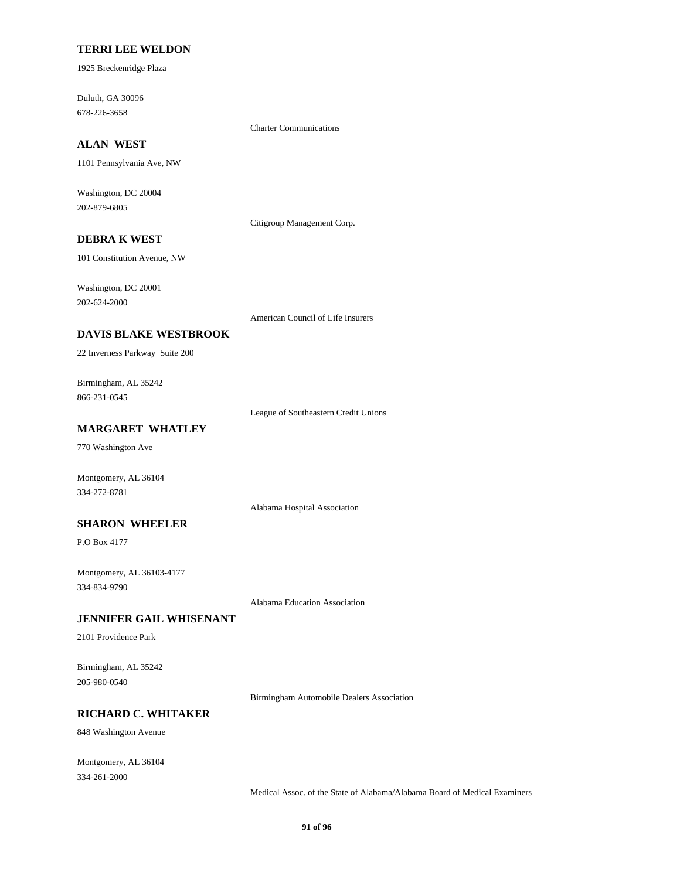**TERRI LEE WELDON**

1925 Breckenridge Plaza

Duluth, GA 30096

678-226-3658

Charter Communications

**ALAN WEST**

1101 Pennsylvania Ave, NW

Washington, DC 20004

202-879-6805

Citigroup Management Corp.

**DEBRA K WEST**

101 Constitution Avenue, NW

Washington, DC 20001

202-624-2000

American Council of Life Insurers

**DAVIS BLAKE WESTBROOK**

22 Inverness Parkway Suite 200

Birmingham, AL 35242

866-231-0545

League of Southeastern Credit Unions

**MARGARET WHATLEY**

770 Washington Ave

Montgomery, AL 36104

334-272-8781

Alabama Hospital Association

**SHARON WHEELER**

P.O Box 4177

Montgomery, AL 36103-4177

334-834-9790

Alabama Education Association

**JENNIFER GAIL WHISENANT**

2101 Providence Park

Birmingham, AL 35242

205-980-0540

Birmingham Automobile Dealers Association

**RICHARD C. WHITAKER**

848 Washington Avenue

Montgomery, AL 36104

334-261-2000

Medical Assoc. of the State of Alabama/Alabama Board of Medical Examiners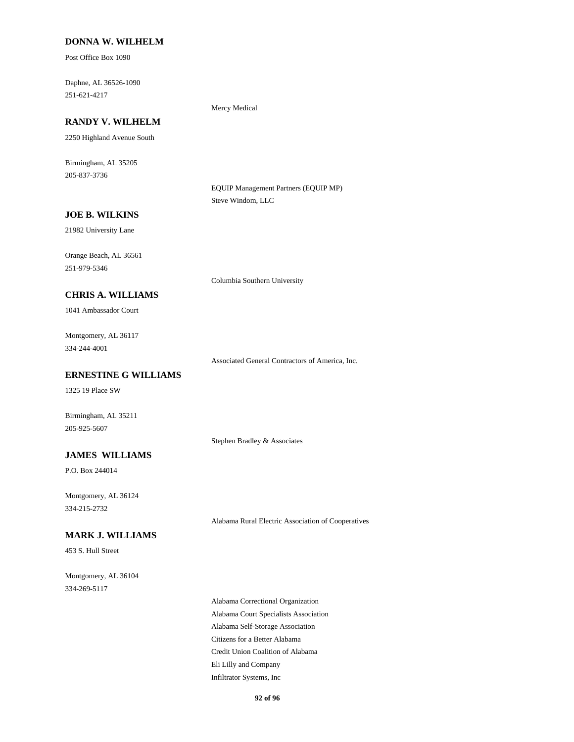**DONNA W. WILHELM**

Post Office Box 1090

Daphne, AL 36526-1090
251-621-4217

Mercy Medical

**RANDY V. WILHELM**

2250 Highland Avenue South

Birmingham, AL 35205
205-837-3736

EQUIP Management Partners (EQUIP MP)
Steve Windom, LLC

**JOE B. WILKINS**

21982 University Lane

Orange Beach, AL 36561
251-979-5346

Columbia Southern University

**CHRIS A. WILLIAMS**

1041 Ambassador Court

Montgomery, AL 36117
334-244-4001

Associated General Contractors of America, Inc.

**ERNESTINE G WILLIAMS**

1325 19 Place SW

Birmingham, AL 35211
205-925-5607

Stephen Bradley & Associates

**JAMES WILLIAMS**

P.O. Box 244014

Montgomery, AL 36124
334-215-2732

Alabama Rural Electric Association of Cooperatives

**MARK J. WILLIAMS**

453 S. Hull Street

Montgomery, AL 36104
334-269-5117

Alabama Correctional Organization
Alabama Court Specialists Association
Alabama Self-Storage Association
Citizens for a Better Alabama
Credit Union Coalition of Alabama
Eli Lilly and Company
Infiltrator Systems, Inc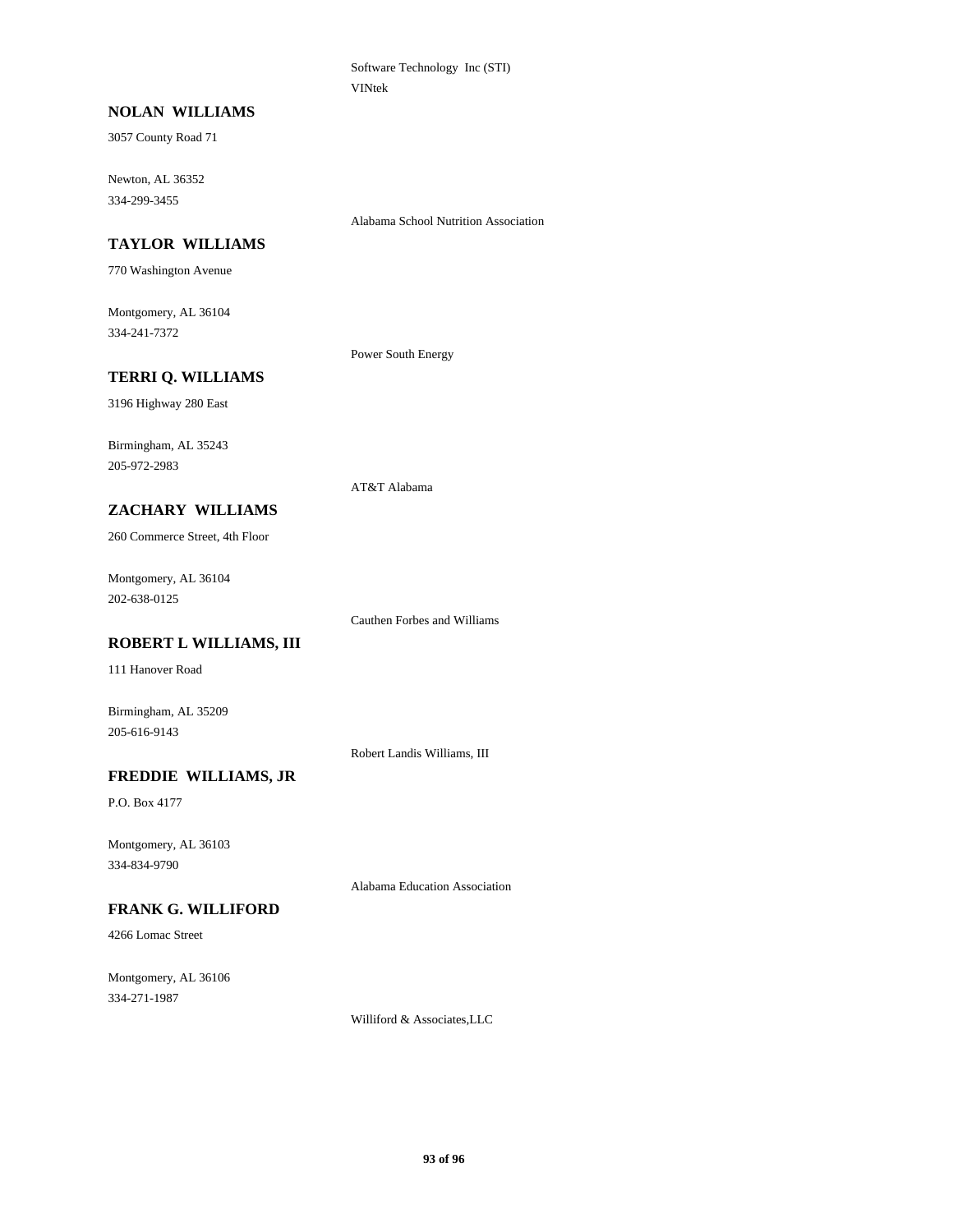Software Technology Inc (STI)

VINtek

**NOLAN WILLIAMS**

3057 County Road 71

Newton, AL 36352

334-299-3455

Alabama School Nutrition Association

**TAYLOR WILLIAMS**

770 Washington Avenue

Montgomery, AL 36104

334-241-7372

Power South Energy

**TERRI Q. WILLIAMS**

3196 Highway 280 East

Birmingham, AL 35243

205-972-2983

AT&T Alabama

**ZACHARY WILLIAMS**

260 Commerce Street, 4th Floor

Montgomery, AL 36104

202-638-0125

Cauthen Forbes and Williams

**ROBERT L WILLIAMS, III**

111 Hanover Road

Birmingham, AL 35209

205-616-9143

Robert Landis Williams, III

**FREDDIE WILLIAMS, JR**

P.O. Box 4177

Montgomery, AL 36103

334-834-9790

Alabama Education Association

**FRANK G. WILLIFORD**

4266 Lomac Street

Montgomery, AL 36106

334-271-1987

Williford & Associates,LLC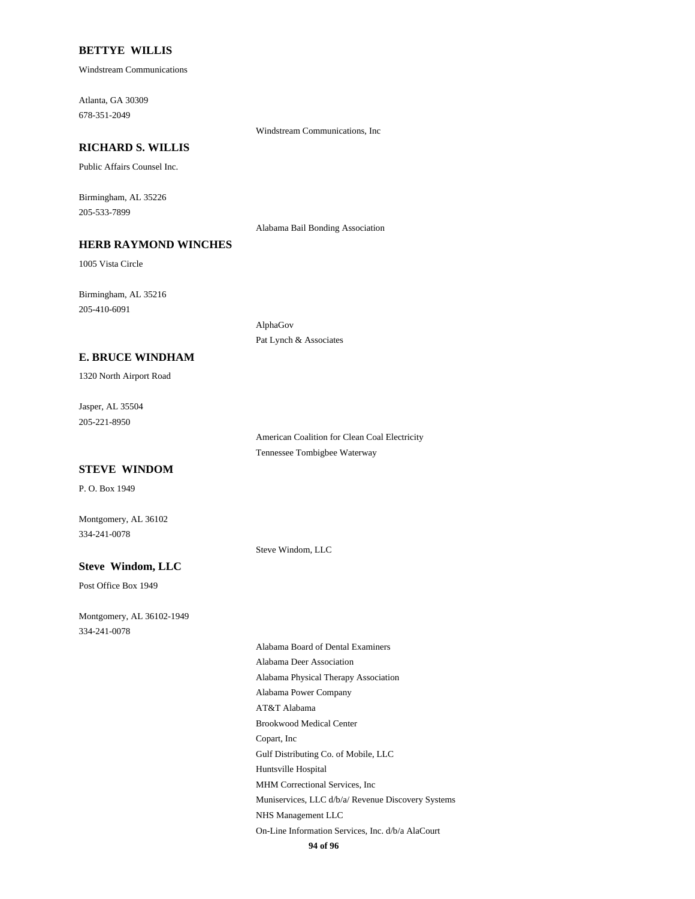**BETTYE WILLIS**

Windstream Communications

Atlanta, GA 30309
678-351-2049

Windstream Communications, Inc

**RICHARD S. WILLIS**

Public Affairs Counsel Inc.

Birmingham, AL 35226
205-533-7899

Alabama Bail Bonding Association

**HERB RAYMOND WINCHES**

1005 Vista Circle

Birmingham, AL 35216
205-410-6091

AlphaGov
Pat Lynch & Associates

**E. BRUCE WINDHAM**

1320 North Airport Road

Jasper, AL 35504
205-221-8950

American Coalition for Clean Coal Electricity
Tennessee Tombigbee Waterway

**STEVE WINDOM**

P. O. Box 1949

Montgomery, AL 36102
334-241-0078

Steve Windom, LLC

**Steve Windom, LLC**

Post Office Box 1949

Montgomery, AL 36102-1949
334-241-0078

Alabama Board of Dental Examiners
Alabama Deer Association
Alabama Physical Therapy Association
Alabama Power Company
AT&T Alabama
Brookwood Medical Center
Copart, Inc
Gulf Distributing Co. of Mobile, LLC
Huntsville Hospital
MHM Correctional Services, Inc
Muniservices, LLC d/b/a/ Revenue Discovery Systems
NHS Management LLC
On-Line Information Services, Inc. d/b/a AlaCourt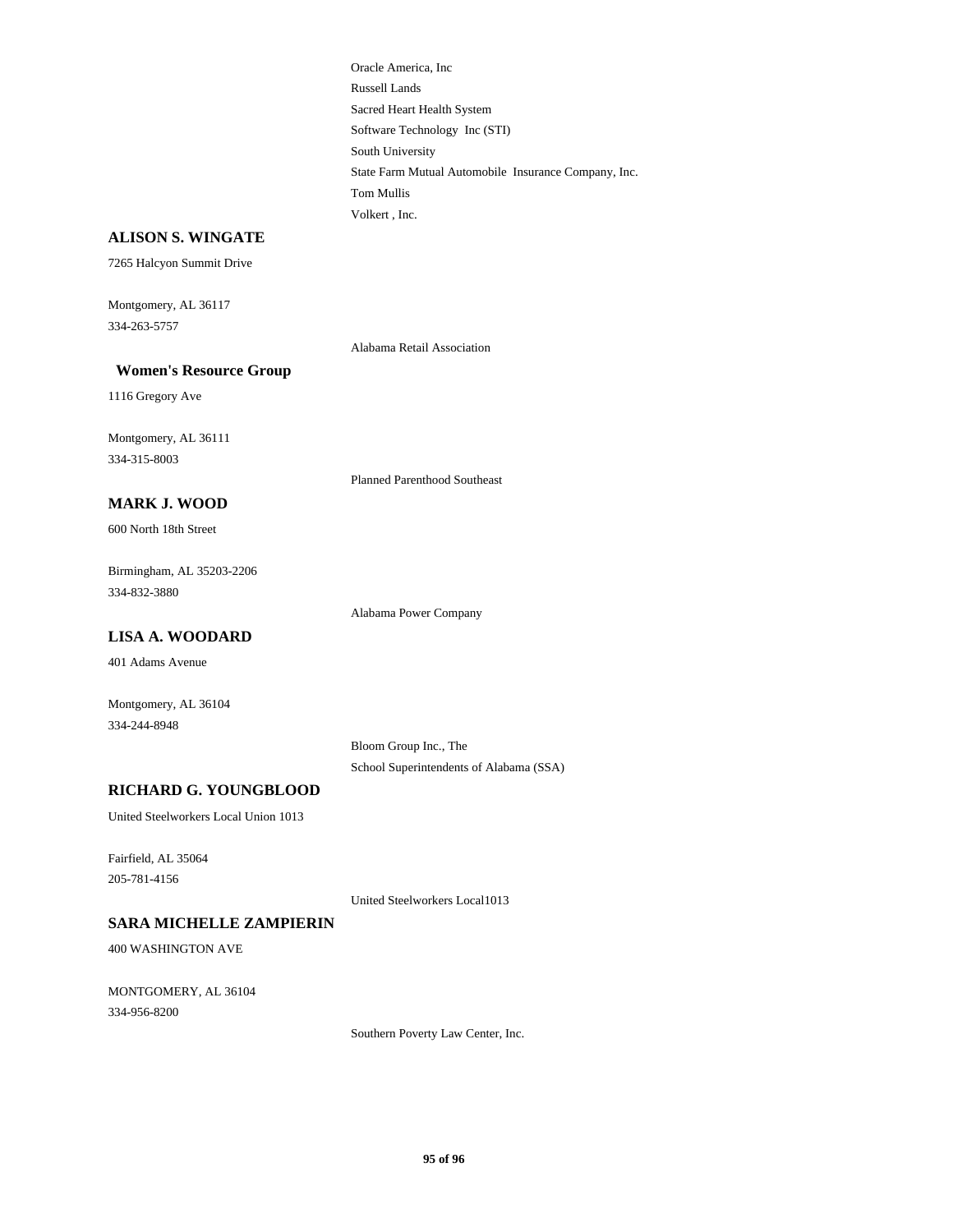Oracle America, Inc

Russell Lands

Sacred Heart Health System

Software Technology Inc (STI)

South University

State Farm Mutual Automobile Insurance Company, Inc.

Tom Mullis

Volkert , Inc.

**ALISON S. WINGATE**

7265 Halcyon Summit Drive

Montgomery, AL 36117

334-263-5757

Alabama Retail Association

**Women's Resource Group**

1116 Gregory Ave

Montgomery, AL 36111

334-315-8003

Planned Parenthood Southeast

**MARK J. WOOD**

600 North 18th Street

Birmingham, AL 35203-2206

334-832-3880

Alabama Power Company

**LISA A. WOODARD**

401 Adams Avenue

Montgomery, AL 36104

334-244-8948

Bloom Group Inc., The

School Superintendents of Alabama (SSA)

**RICHARD G. YOUNGBLOOD**

United Steelworkers Local Union 1013

Fairfield, AL 35064

205-781-4156

United Steelworkers Local1013

**SARA MICHELLE ZAMPIERIN**

400 WASHINGTON AVE

MONTGOMERY, AL 36104

334-956-8200

Southern Poverty Law Center, Inc.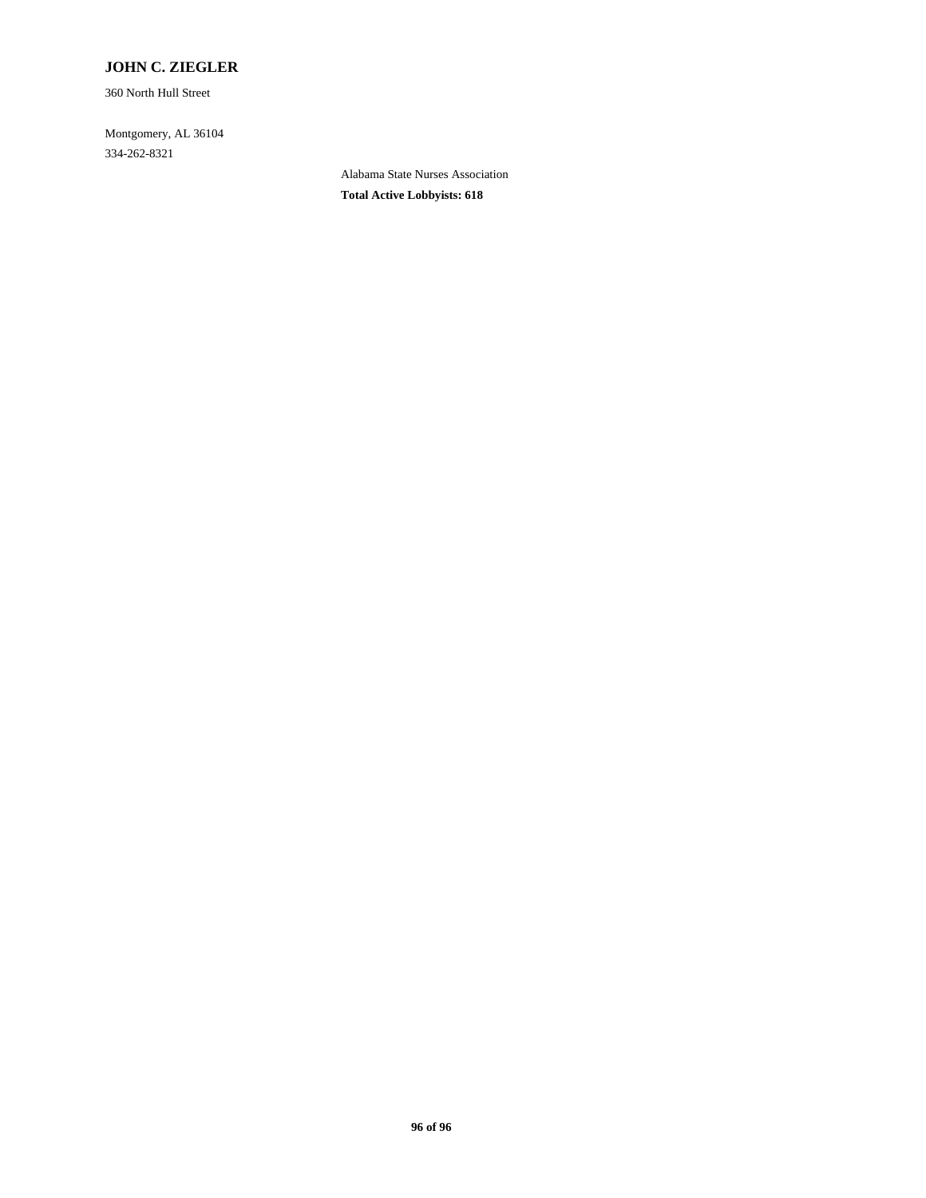**JOHN C. ZIEGLER**

360 North Hull Street

Montgomery, AL 36104

334-262-8321

Alabama State Nurses Association

**Total Active Lobbyists: 618**